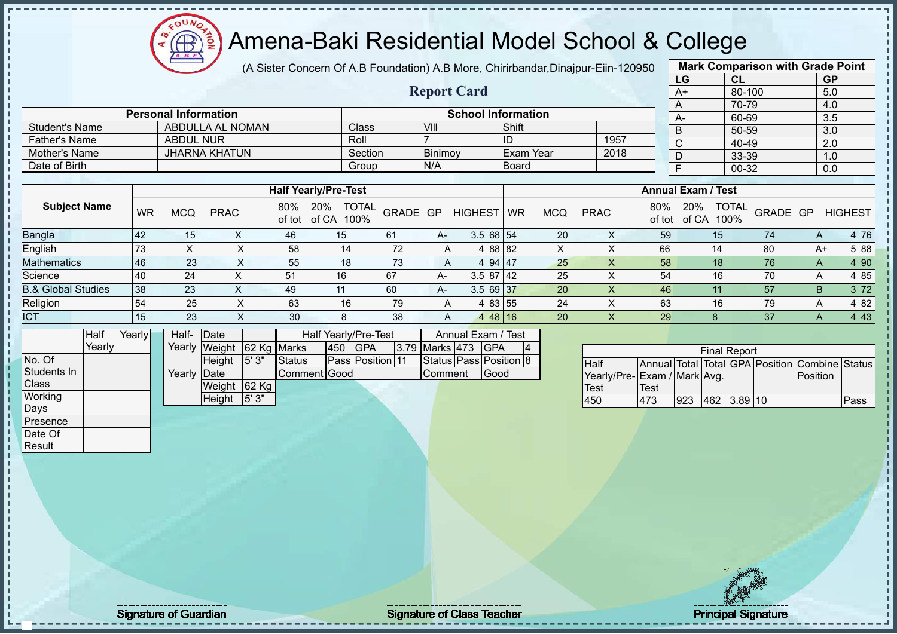# Amena-Baki Residential Model School & College

(A Sister Concern Of A.B Foundation) A.B More, Chirirbandar,Dinajpur-Eiin-120950

## Report Card

| Mark Comparison with Grade Point | | |
|---|---|---|
| LG | CL | GP |
| A+ | 80-100 | 5.0 |
| A | 70-79 | 4.0 |
| A- | 60-69 | 3.5 |
| B | 50-59 | 3.0 |
| C | 40-49 | 2.0 |
| D | 33-39 | 1.0 |
| F | 00-32 | 0.0 |

| Personal Information | | School Information | | | |
|---|---|---|---|---|---|
| Student's Name | ABDULLA AL NOMAN | Class | VIII | Shift | |
| Father's Name | ABDUL NUR | Roll | 7 | ID | 1957 |
| Mother's Name | JHARNA KHATUN | Section | Binimoy | Exam Year | 2018 |
| Date of Birth | | Group | N/A | Board | |

| Subject Name | Half Yearly/Pre-Test | | | | | | | | | Annual Exam / Test | | | | | | | | |
|---|---|---|---|---|---|---|---|---|---|---|---|---|---|---|---|---|---|---|
| | WR | MCQ | PRAC | 80% of tot | 20% of CA | TOTAL 100% | GRADE | GP | HIGHEST | WR | MCQ | PRAC | 80% of tot | 20% of CA | TOTAL 100% | GRADE | GP | HIGHEST |
| Bangla | 42 | 15 | X | 46 | 15 | 61 | A- | 3.5 | 68 | 54 | 20 | X | 59 | 15 | 74 | A | 4 | 76 |
| English | 73 | X | X | 58 | 14 | 72 | A | 4 | 88 | 82 | X | X | 66 | 14 | 80 | A+ | 5 | 88 |
| Mathematics | 46 | 23 | X | 55 | 18 | 73 | A | 4 | 94 | 47 | 25 | X | 58 | 18 | 76 | A | 4 | 90 |
| Science | 40 | 24 | X | 51 | 16 | 67 | A- | 3.5 | 87 | 42 | 25 | X | 54 | 16 | 70 | A | 4 | 85 |
| B.& Global Studies | 38 | 23 | X | 49 | 11 | 60 | A- | 3.5 | 69 | 37 | 20 | X | 46 | 11 | 57 | B | 3 | 72 |
| Religion | 54 | 25 | X | 63 | 16 | 79 | A | 4 | 83 | 55 | 24 | X | 63 | 16 | 79 | A | 4 | 82 |
| ICT | 15 | 23 | X | 30 | 8 | 38 | A | 4 | 48 | 16 | 20 | X | 29 | 8 | 37 | A | 4 | 43 |

| | Half Yearly | Yearly |
|---|---|---|
| No. Of Students In Class | | |
| Working Days | | |
| Presence | | |
| Date Of Result | | |

| | | |
|---|---|---|
| Half-Yearly | Date | |
| | Weight | 62 Kg |
| | Height | 5' 3" |
| Yearly | Date | |
| | Weight | 62 Kg |
| | Height | 5' 3" |

| Half Yearly/Pre-Test | | | | Annual Exam / Test | | | |
|---|---|---|---|---|---|---|---|
| Marks | 450 | GPA | 3.79 | Marks | 473 | GPA | 4 |
| Status | Pass | Position | 11 | Status | Pass | Position | 8 |
| Comment | Good | | | Comment | Good | | |

| Final Report | | | | | | | |
|---|---|---|---|---|---|---|---|
| Half Yearly/Pre-Test | Annual Exam / Test | Total Mark | Total Avg. | GPA | Position | Combine Position | Status |
| 450 | 473 | 923 | 462 | 3.89 | 10 | | Pass |

Signature of Guardian

Signature of Class Teacher

Principal Signature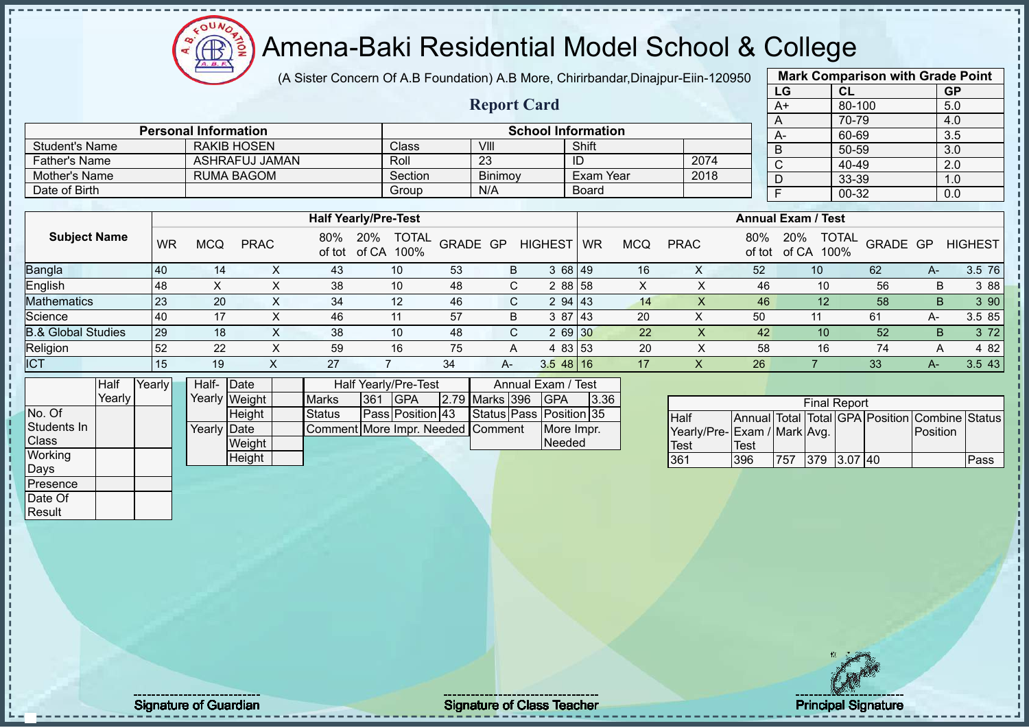# Amena-Baki Residential Model School & College

(A Sister Concern Of A.B Foundation) A.B More, Chirirbandar,Dinajpur-Eiin-120950

## Report Card

| Mark Comparison with Grade Point | | |
|---|---|---|
| LG | CL | GP |
| A+ | 80-100 | 5.0 |
| A | 70-79 | 4.0 |
| A- | 60-69 | 3.5 |
| B | 50-59 | 3.0 |
| C | 40-49 | 2.0 |
| D | 33-39 | 1.0 |
| F | 00-32 | 0.0 |

| Personal Information | | School Information | | | |
|---|---|---|---|---|---|
| Student's Name | RAKIB HOSEN | Class | VIII | Shift | |
| Father's Name | ASHRAFUJ JAMAN | Roll | 23 | ID | 2074 |
| Mother's Name | RUMA BAGOM | Section | Binimoy | Exam Year | 2018 |
| Date of Birth | | Group | N/A | Board | |

| Subject Name | Half Yearly/Pre-Test | | | | | | | | | Annual Exam / Test | | | | | | | | |
|---|---|---|---|---|---|---|---|---|---|---|---|---|---|---|---|---|---|---|
| | WR | MCQ | PRAC | 80% of tot | 20% of CA | TOTAL 100% | GRADE | GP | HIGHEST | WR | MCQ | PRAC | 80% of tot | 20% of CA | TOTAL 100% | GRADE | GP | HIGHEST |
| Bangla | 40 | 14 | X | 43 | 10 | 53 | B | 3 | 68 | 49 | 16 | X | 52 | 10 | 62 | A- | 3.5 | 76 |
| English | 48 | X | X | 38 | 10 | 48 | C | 2 | 88 | 58 | X | X | 46 | 10 | 56 | B | 3 | 88 |
| Mathematics | 23 | 20 | X | 34 | 12 | 46 | C | 2 | 94 | 43 | 14 | X | 46 | 12 | 58 | B | 3 | 90 |
| Science | 40 | 17 | X | 46 | 11 | 57 | B | 3 | 87 | 43 | 20 | X | 50 | 11 | 61 | A- | 3.5 | 85 |
| B.& Global Studies | 29 | 18 | X | 38 | 10 | 48 | C | 2 | 69 | 30 | 22 | X | 42 | 10 | 52 | B | 3 | 72 |
| Religion | 52 | 22 | X | 59 | 16 | 75 | A | 4 | 83 | 53 | 20 | X | 58 | 16 | 74 | A | 4 | 82 |
| ICT | 15 | 19 | X | 27 | 7 | 34 | A- | 3.5 | 48 | 16 | 17 | X | 26 | 7 | 33 | A- | 3.5 | 43 |

| | Half Yearly | Yearly |
|---|---|---|
| No. Of Students In Class | | |
| Working Days | | |
| Presence | | |
| Date Of Result | | |

| | | |
|---|---|---|
| Half-Yearly | Date | |
| | Weight | |
| | Height | |
| Yearly | Date | |
| | Weight | |
| | Height | |

| Half Yearly/Pre-Test | | | | Annual Exam / Test | | | |
|---|---|---|---|---|---|---|---|
| Marks | 361 | GPA | 2.79 | Marks | 396 | GPA | 3.36 |
| Status | Pass | Position | 43 | Status | Pass | Position | 35 |
| Comment | More Impr. Needed | | | Comment | More Impr. Needed | | |

| Final Report | | | | | | | |
|---|---|---|---|---|---|---|---|
| Half Yearly/Pre-Test | Annual Exam / Test | Total Mark | Total Avg. | GPA | Position | Combine Position | Status |
| 361 | 396 | 757 | 379 | 3.07 | 40 | | Pass |

Signature of Guardian　　　Signature of Class Teacher　　　Principal Signature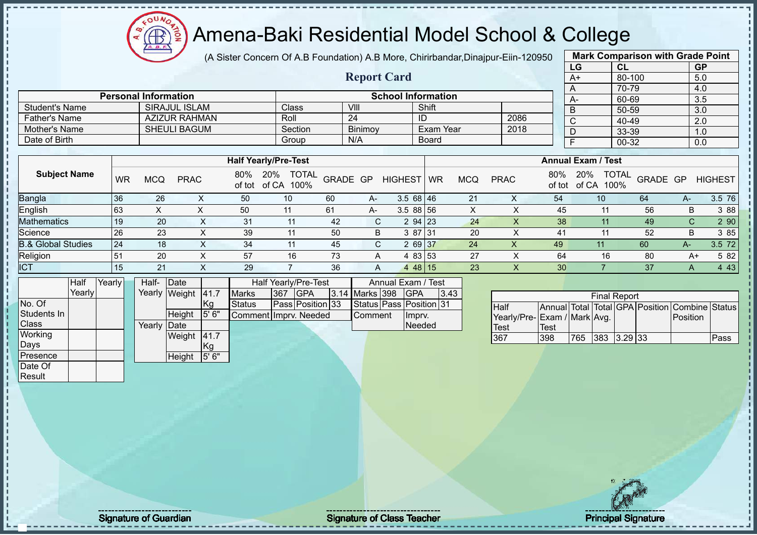# Amena-Baki Residential Model School & College

(A Sister Concern Of A.B Foundation) A.B More, Chirirbandar,Dinajpur-Eiin-120950

## Report Card

| Mark Comparison with Grade Point | | |
|---|---|---|
| LG | CL | GP |
| A+ | 80-100 | 5.0 |
| A | 70-79 | 4.0 |
| A- | 60-69 | 3.5 |
| B | 50-59 | 3.0 |
| C | 40-49 | 2.0 |
| D | 33-39 | 1.0 |
| F | 00-32 | 0.0 |

| Personal Information | | School Information | | | |
|---|---|---|---|---|---|
| Student's Name | SIRAJUL ISLAM | Class | VIII | Shift | |
| Father's Name | AZIZUR RAHMAN | Roll | 24 | ID | 2086 |
| Mother's Name | SHEULI BAGUM | Section | Binimoy | Exam Year | 2018 |
| Date of Birth | | Group | N/A | Board | |

| Subject Name | Half Yearly/Pre-Test | | | | | | | | | | Annual Exam / Test | | | | | | | | | |
|---|---|---|---|---|---|---|---|---|---|---|---|---|---|---|---|---|---|---|---|---|
| | WR | MCQ | PRAC | 80% of tot | 20% of CA | TOTAL 100% | GRADE | GP | HIGHEST | WR | MCQ | PRAC | 80% of tot | 20% of CA | TOTAL 100% | GRADE | GP | HIGHEST |
| Bangla | 36 | 26 | X | 50 | 10 | 60 | A- | 3.5 | 68 | 46 | 21 | X | 54 | 10 | 64 | A- | 3.5 | 76 |
| English | 63 | X | X | 50 | 11 | 61 | A- | 3.5 | 88 | 56 | X | X | 45 | 11 | 56 | B | 3 | 88 |
| Mathematics | 19 | 20 | X | 31 | 11 | 42 | C | 2 | 94 | 23 | 24 | X | 38 | 11 | 49 | C | 2 | 90 |
| Science | 26 | 23 | X | 39 | 11 | 50 | B | 3 | 87 | 31 | 20 | X | 41 | 11 | 52 | B | 3 | 85 |
| B.& Global Studies | 24 | 18 | X | 34 | 11 | 45 | C | 2 | 69 | 37 | 24 | X | 49 | 11 | 60 | A- | 3.5 | 72 |
| Religion | 51 | 20 | X | 57 | 16 | 73 | A | 4 | 83 | 53 | 27 | X | 64 | 16 | 80 | A+ | 5 | 82 |
| ICT | 15 | 21 | X | 29 | 7 | 36 | A | 4 | 48 | 15 | 23 | X | 30 | 7 | 37 | A | 4 | 43 |

| | Half Yearly | Yearly |
|---|---|---|
| No. Of Students In Class | | |
| Working Days | | |
| Presence | | |
| Date Of Result | | |

| | | |
|---|---|---|
| Half-Yearly | Date | |
| | Weight | 41.7 Kg |
| | Height | 5' 6" |
| Yearly | Date | |
| | Weight | 41.7 Kg |
| | Height | 5' 6" |

| Half Yearly/Pre-Test | | | |
|---|---|---|---|
| Marks | 367 | GPA | 3.14 |
| Status | Pass | Position | 33 |
| Comment | Imprv. Needed | | |

| Annual Exam / Test | | | |
|---|---|---|---|
| Marks | 398 | GPA | 3.43 |
| Status | Pass | Position | 31 |
| Comment | Imprv. Needed | | |

| Final Report | | | | | | | |
|---|---|---|---|---|---|---|---|
| Half Yearly/Pre-Test | Annual Exam / Test | Total Mark | Total Avg. | GPA | Position | Combine Position | Status |
| 367 | 398 | 765 | 383 | 3.29 | 33 | | Pass |

Signature of Guardian

Signature of Class Teacher

Principal Signature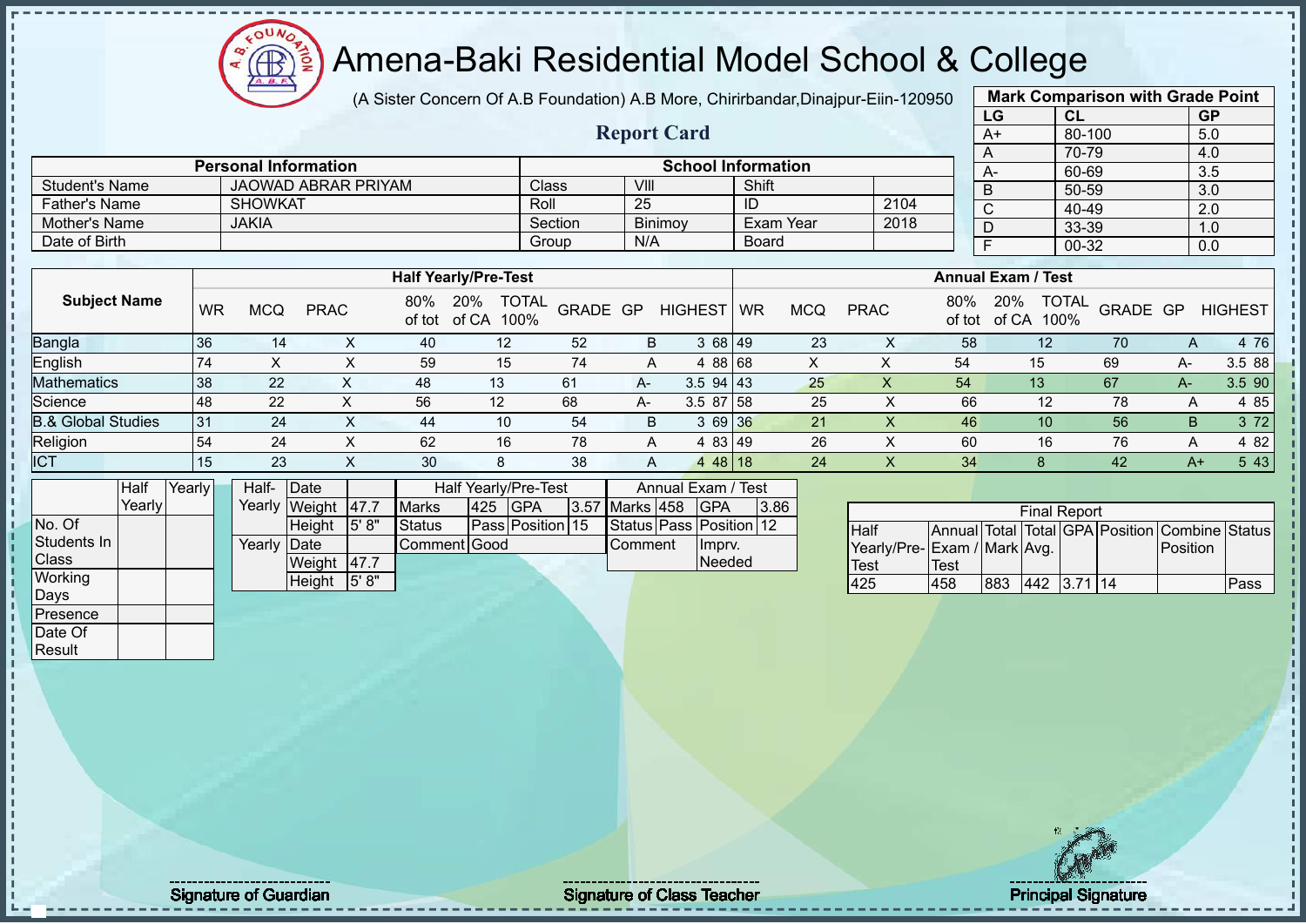# Amena-Baki Residential Model School & College

(A Sister Concern Of A.B Foundation) A.B More, Chirirbandar,Dinajpur-Eiin-120950

## Report Card

| Mark Comparison with Grade Point | | |
|---|---|---|
| LG | CL | GP |
| A+ | 80-100 | 5.0 |
| A | 70-79 | 4.0 |
| A- | 60-69 | 3.5 |
| B | 50-59 | 3.0 |
| C | 40-49 | 2.0 |
| D | 33-39 | 1.0 |
| F | 00-32 | 0.0 |

| Personal Information | | School Information | | | |
|---|---|---|---|---|---|
| Student's Name | JAOWAD ABRAR PRIYAM | Class | VIII | Shift | |
| Father's Name | SHOWKAT | Roll | 25 | ID | 2104 |
| Mother's Name | JAKIA | Section | Binimoy | Exam Year | 2018 |
| Date of Birth | | Group | N/A | Board | |

| Subject Name | Half Yearly/Pre-Test | | | | | | | | | Annual Exam / Test | | | | | | | | |
|---|---|---|---|---|---|---|---|---|---|---|---|---|---|---|---|---|---|---|
| | WR | MCQ | PRAC | 80% of tot | 20% of CA | TOTAL 100% | GRADE | GP | HIGHEST | WR | MCQ | PRAC | 80% of tot | 20% of CA | TOTAL 100% | GRADE | GP | HIGHEST |
| Bangla | 36 | 14 | X | 40 | 12 | 52 | B | 3 | 68 | 49 | 23 | X | 58 | 12 | 70 | A | 4 | 76 |
| English | 74 | X | X | 59 | 15 | 74 | A | 4 | 88 | 68 | X | X | 54 | 15 | 69 | A- | 3.5 | 88 |
| Mathematics | 38 | 22 | X | 48 | 13 | 61 | A- | 3.5 | 94 | 43 | 25 | X | 54 | 13 | 67 | A- | 3.5 | 90 |
| Science | 48 | 22 | X | 56 | 12 | 68 | A- | 3.5 | 87 | 58 | 25 | X | 66 | 12 | 78 | A | 4 | 85 |
| B.& Global Studies | 31 | 24 | X | 44 | 10 | 54 | B | 3 | 69 | 36 | 21 | X | 46 | 10 | 56 | B | 3 | 72 |
| Religion | 54 | 24 | X | 62 | 16 | 78 | A | 4 | 83 | 49 | 26 | X | 60 | 16 | 76 | A | 4 | 82 |
| ICT | 15 | 23 | X | 30 | 8 | 38 | A | 4 | 48 | 18 | 24 | X | 34 | 8 | 42 | A+ | 5 | 43 |

| | Half Yearly | Yearly |
|---|---|---|
| No. Of Students In Class | | |
| Working Days | | |
| Presence | | |
| Date Of Result | | |

| | | |
|---|---|---|
| Half-Yearly | Date | |
| | Weight | 47.7 |
| | Height | 5' 8" |
| Yearly | Date | |
| | Weight | 47.7 |
| | Height | 5' 8" |

| Half Yearly/Pre-Test | | | | Annual Exam / Test | | | |
|---|---|---|---|---|---|---|---|
| Marks | 425 | GPA | 3.57 | Marks | 458 | GPA | 3.86 |
| Status | Pass | Position | 15 | Status | Pass | Position | 12 |
| Comment | Good | | | Comment | Imprv. Needed | | |

| Final Report | | | | | | | |
|---|---|---|---|---|---|---|---|
| Half Yearly/Pre-Test | Annual Exam / Test | Total Mark | Total Avg. | GPA | Position | Combine Position | Status |
| 425 | 458 | 883 | 442 | 3.71 | 14 | | Pass |

Signature of Guardian

Signature of Class Teacher

Principal Signature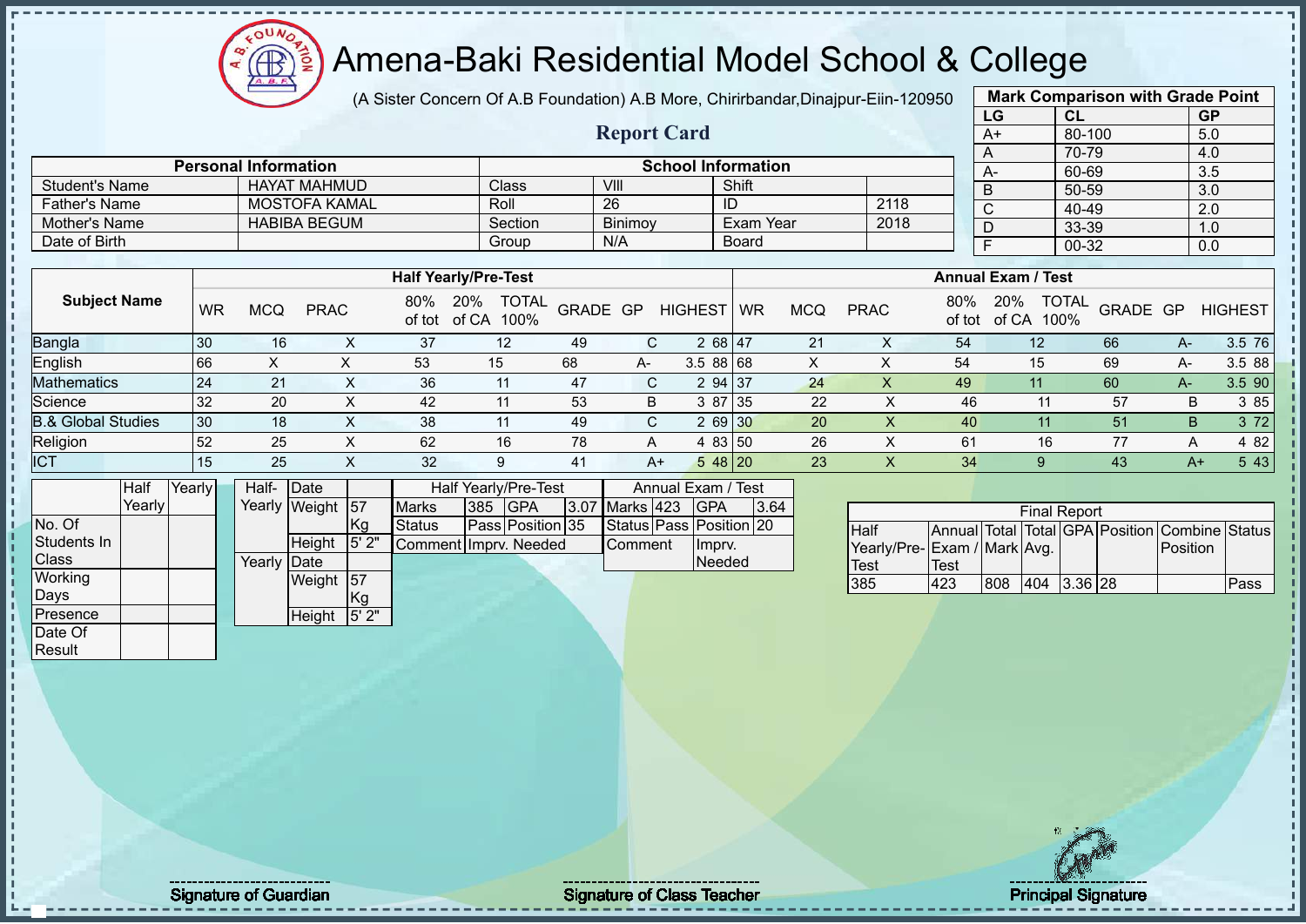# Amena-Baki Residential Model School & College

(A Sister Concern Of A.B Foundation) A.B More, Chirirbandar,Dinajpur-Eiin-120950

## Report Card

| Mark Comparison with Grade Point | | |
|---|---|---|
| LG | CL | GP |
| A+ | 80-100 | 5.0 |
| A | 70-79 | 4.0 |
| A- | 60-69 | 3.5 |
| B | 50-59 | 3.0 |
| C | 40-49 | 2.0 |
| D | 33-39 | 1.0 |
| F | 00-32 | 0.0 |

| Personal Information | | School Information | | | |
|---|---|---|---|---|---|
| Student's Name | HAYAT MAHMUD | Class | VIII | Shift | |
| Father's Name | MOSTOFA KAMAL | Roll | 26 | ID | 2118 |
| Mother's Name | HABIBA BEGUM | Section | Binimoy | Exam Year | 2018 |
| Date of Birth | | Group | N/A | Board | |

| Subject Name | Half Yearly/Pre-Test | | | | | | | | | Annual Exam / Test | | | | | | | | |
|---|---|---|---|---|---|---|---|---|---|---|---|---|---|---|---|---|---|---|
| | WR | MCQ | PRAC | 80% of tot | 20% of CA | TOTAL 100% | GRADE | GP | HIGHEST | WR | MCQ | PRAC | 80% of tot | 20% of CA | TOTAL 100% | GRADE | GP | HIGHEST |
| Bangla | 30 | 16 | X | 37 | 12 | 49 | C | 2 | 68 | 47 | 21 | X | 54 | 12 | 66 | A- | 3.5 | 76 |
| English | 66 | X | X | 53 | 15 | 68 | A- | 3.5 | 88 | 68 | X | X | 54 | 15 | 69 | A- | 3.5 | 88 |
| Mathematics | 24 | 21 | X | 36 | 11 | 47 | C | 2 | 94 | 37 | 24 | X | 49 | 11 | 60 | A- | 3.5 | 90 |
| Science | 32 | 20 | X | 42 | 11 | 53 | B | 3 | 87 | 35 | 22 | X | 46 | 11 | 57 | B | 3 | 85 |
| B.& Global Studies | 30 | 18 | X | 38 | 11 | 49 | C | 2 | 69 | 30 | 20 | X | 40 | 11 | 51 | B | 3 | 72 |
| Religion | 52 | 25 | X | 62 | 16 | 78 | A | 4 | 83 | 50 | 26 | X | 61 | 16 | 77 | A | 4 | 82 |
| ICT | 15 | 25 | X | 32 | 9 | 41 | A+ | 5 | 48 | 20 | 23 | X | 34 | 9 | 43 | A+ | 5 | 43 |

| | Half Yearly | Yearly |
|---|---|---|
| No. Of Students In Class | | |
| Working Days | | |
| Presence | | |
| Date Of Result | | |

| | | |
|---|---|---|
| Half-Yearly | Date | |
| | Weight | 57 Kg |
| | Height | 5' 2" |
| Yearly | Date | |
| | Weight | 57 Kg |
| | Height | 5' 2" |

| Half Yearly/Pre-Test | | | | Annual Exam / Test | | | |
|---|---|---|---|---|---|---|---|
| Marks | 385 | GPA | 3.07 | Marks | 423 | GPA | 3.64 |
| Status | Pass | Position | 35 | Status | Pass | Position | 20 |
| Comment | Imprv. Needed | | | Comment | Imprv. Needed | | |

| Final Report | | | | | | | |
|---|---|---|---|---|---|---|---|
| Half Yearly/Pre-Test | Annual Exam / Test | Total Mark | Total Avg. | GPA | Position | Combine Position | Status |
| 385 | 423 | 808 | 404 | 3.36 | 28 | | Pass |

Signature of Guardian — Signature of Class Teacher — Principal Signature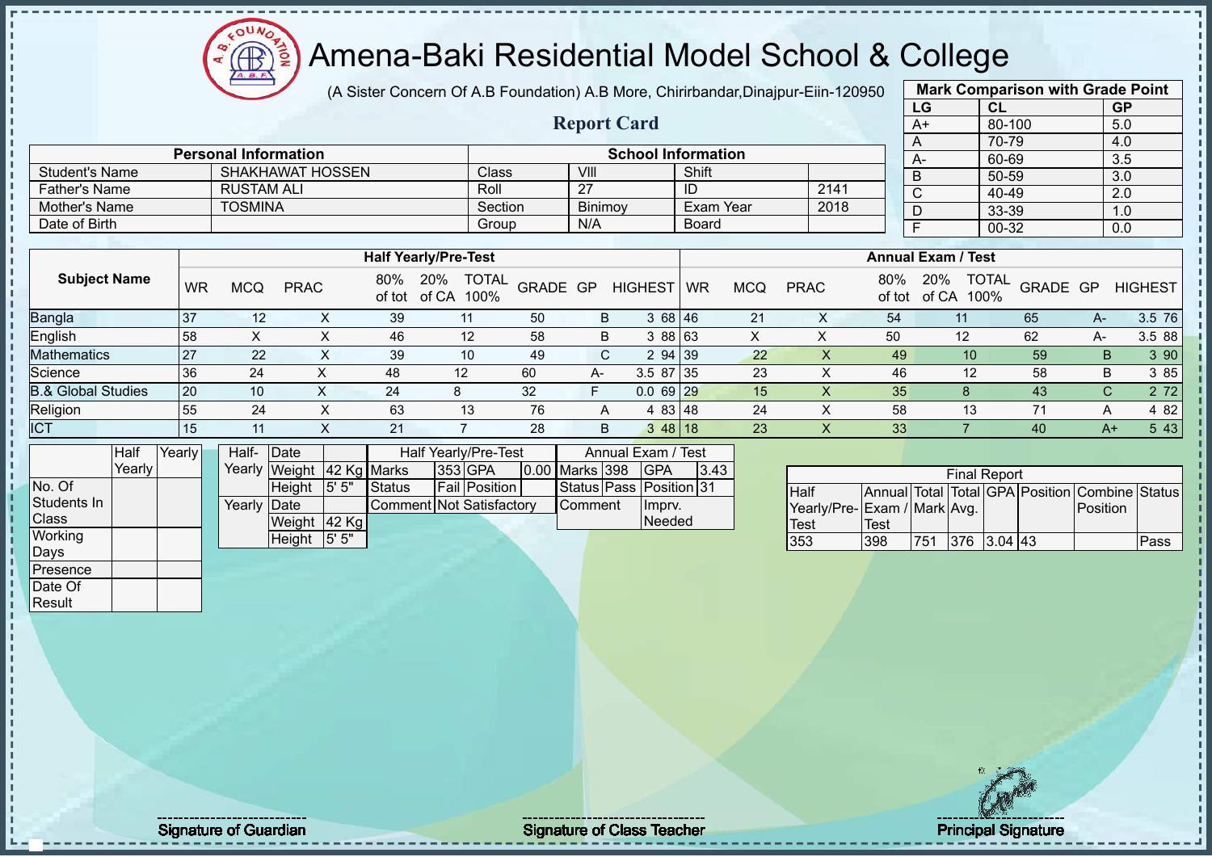# Amena-Baki Residential Model School & College

(A Sister Concern Of A.B Foundation) A.B More, Chirirbandar,Dinajpur-Eiin-120950

## Report Card

| Mark Comparison with Grade Point | | |
|---|---|---|
| LG | CL | GP |
| A+ | 80-100 | 5.0 |
| A | 70-79 | 4.0 |
| A- | 60-69 | 3.5 |
| B | 50-59 | 3.0 |
| C | 40-49 | 2.0 |
| D | 33-39 | 1.0 |
| F | 00-32 | 0.0 |

| Personal Information | | School Information | | | |
|---|---|---|---|---|---|
| Student's Name | SHAKHAWAT HOSSEN | Class | VIII | Shift | |
| Father's Name | RUSTAM ALI | Roll | 27 | ID | 2141 |
| Mother's Name | TOSMINA | Section | Binimoy | Exam Year | 2018 |
| Date of Birth | | Group | N/A | Board | |

| Subject Name | Half Yearly/Pre-Test | | | | | | | | | Annual Exam / Test | | | | | | | | |
|---|---|---|---|---|---|---|---|---|---|---|---|---|---|---|---|---|---|---|
| | WR | MCQ | PRAC | 80% of tot | 20% of CA | TOTAL 100% | GRADE | GP | HIGHEST | WR | MCQ | PRAC | 80% of tot | 20% of CA | TOTAL 100% | GRADE | GP | HIGHEST |
| Bangla | 37 | 12 | X | 39 | 11 | 50 | B | 3 | 68 | 46 | 21 | X | 54 | 11 | 65 | A- | 3.5 | 76 |
| English | 58 | X | X | 46 | 12 | 58 | B | 3 | 88 | 63 | X | X | 50 | 12 | 62 | A- | 3.5 | 88 |
| Mathematics | 27 | 22 | X | 39 | 10 | 49 | C | 2 | 94 | 39 | 22 | X | 49 | 10 | 59 | B | 3 | 90 |
| Science | 36 | 24 | X | 48 | 12 | 60 | A- | 3.5 | 87 | 35 | 23 | X | 46 | 12 | 58 | B | 3 | 85 |
| B.& Global Studies | 20 | 10 | X | 24 | 8 | 32 | F | 0.0 | 69 | 29 | 15 | X | 35 | 8 | 43 | C | 2 | 72 |
| Religion | 55 | 24 | X | 63 | 13 | 76 | A | 4 | 83 | 48 | 24 | X | 58 | 13 | 71 | A | 4 | 82 |
| ICT | 15 | 11 | X | 21 | 7 | 28 | B | 3 | 48 | 18 | 23 | X | 33 | 7 | 40 | A+ | 5 | 43 |

| | Half Yearly | Yearly |
|---|---|---|
| No. Of Students In Class | | |
| Working Days | | |
| Presence | | |
| Date Of Result | | |

| | | |
|---|---|---|
| Half-Yearly | Date | |
| | Weight | 42 Kg |
| | Height | 5' 5" |
| Yearly | Date | |
| | Weight | 42 Kg |
| | Height | 5' 5" |

| Half Yearly/Pre-Test | | | | Annual Exam / Test | | | |
|---|---|---|---|---|---|---|---|
| Marks | 353 | GPA | 0.00 | Marks | 398 | GPA | 3.43 |
| Status | Fail | Position | | Status | Pass | Position | 31 |
| Comment | Not Satisfactory | | | Comment | Imprv. Needed | | |

| Final Report | | | | | | | |
|---|---|---|---|---|---|---|---|
| Half Yearly/Pre-Test | Annual Exam / Test | Total Mark | Total Avg. | GPA | Position | Combine Position | Status |
| 353 | 398 | 751 | 376 | 3.04 | 43 | | Pass |

Signature of Guardian

Signature of Class Teacher

Principal Signature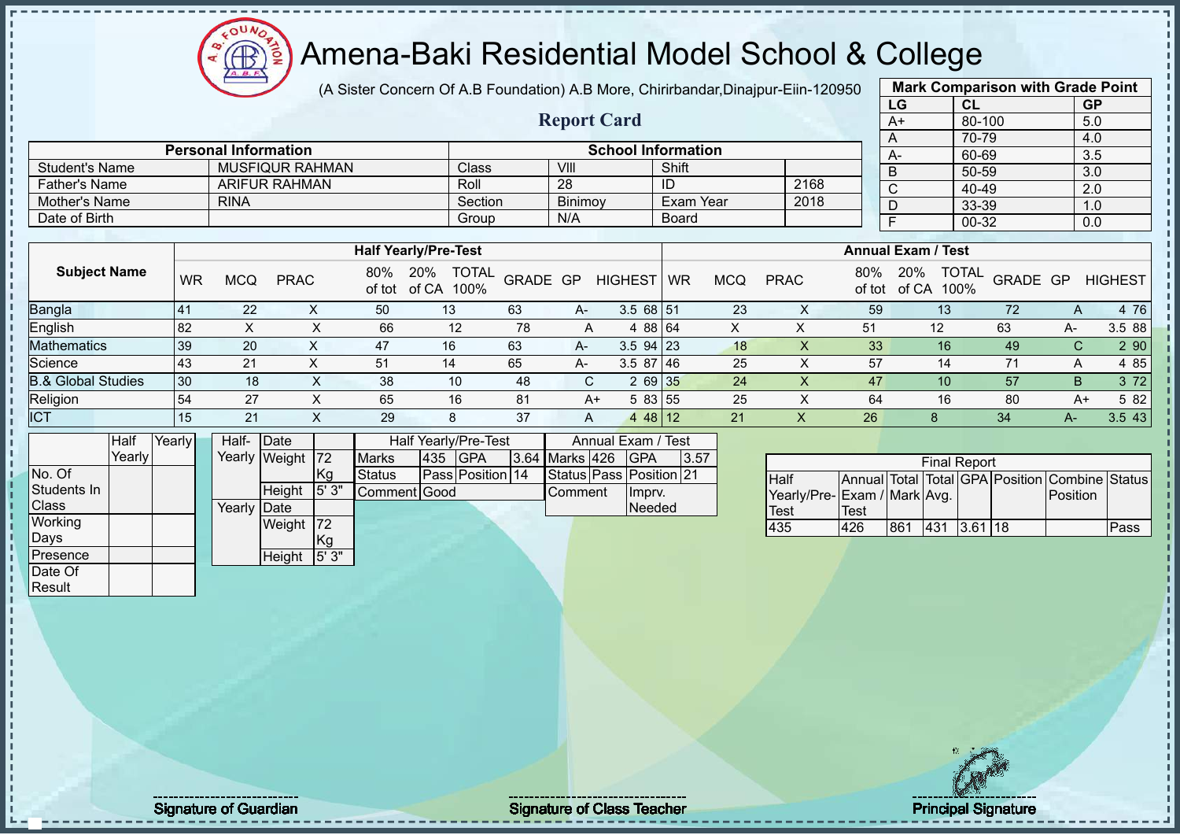# Amena-Baki Residential Model School & College

(A Sister Concern Of A.B Foundation) A.B More, Chirirbandar,Dinajpur-Eiin-120950

## Report Card

| Mark Comparison with Grade Point | | |
|---|---|---|
| LG | CL | GP |
| A+ | 80-100 | 5.0 |
| A | 70-79 | 4.0 |
| A- | 60-69 | 3.5 |
| B | 50-59 | 3.0 |
| C | 40-49 | 2.0 |
| D | 33-39 | 1.0 |
| F | 00-32 | 0.0 |

| Personal Information | | School Information | | | |
|---|---|---|---|---|---|
| Student's Name | MUSFIQUR RAHMAN | Class | VIII | Shift | |
| Father's Name | ARIFUR RAHMAN | Roll | 28 | ID | 2168 |
| Mother's Name | RINA | Section | Binimoy | Exam Year | 2018 |
| Date of Birth | | Group | N/A | Board | |

| Subject Name | Half Yearly/Pre-Test | | | | | | | | | Annual Exam / Test | | | | | | | | |
|---|---|---|---|---|---|---|---|---|---|---|---|---|---|---|---|---|---|---|
| | WR | MCQ | PRAC | 80% of tot | 20% of CA | TOTAL 100% | GRADE | GP | HIGHEST | WR | MCQ | PRAC | 80% of tot | 20% of CA | TOTAL 100% | GRADE | GP | HIGHEST |
| Bangla | 41 | 22 | X | 50 | 13 | 63 | A- | 3.5 | 68 | 51 | 23 | X | 59 | 13 | 72 | A | 4 | 76 |
| English | 82 | X | X | 66 | 12 | 78 | A | 4 | 88 | 64 | X | X | 51 | 12 | 63 | A- | 3.5 | 88 |
| Mathematics | 39 | 20 | X | 47 | 16 | 63 | A- | 3.5 | 94 | 23 | 18 | X | 33 | 16 | 49 | C | 2 | 90 |
| Science | 43 | 21 | X | 51 | 14 | 65 | A- | 3.5 | 87 | 46 | 25 | X | 57 | 14 | 71 | A | 4 | 85 |
| B.& Global Studies | 30 | 18 | X | 38 | 10 | 48 | C | 2 | 69 | 35 | 24 | X | 47 | 10 | 57 | B | 3 | 72 |
| Religion | 54 | 27 | X | 65 | 16 | 81 | A+ | 5 | 83 | 55 | 25 | X | 64 | 16 | 80 | A+ | 5 | 82 |
| ICT | 15 | 21 | X | 29 | 8 | 37 | A | 4 | 48 | 12 | 21 | X | 26 | 8 | 34 | A- | 3.5 | 43 |

| | Half Yearly | Yearly |
|---|---|---|
| No. Of Students In Class | | |
| Working Days | | |
| Presence | | |
| Date Of Result | | |

| | | |
|---|---|---|
| Half-Yearly | Date | |
| | Weight | 72 Kg |
| | Height | 5' 3" |
| Yearly | Date | |
| | Weight | 72 Kg |
| | Height | 5' 3" |

| Half Yearly/Pre-Test | | | | Annual Exam / Test | | | |
|---|---|---|---|---|---|---|---|
| Marks | 435 | GPA | 3.64 | Marks | 426 | GPA | 3.57 |
| Status | Pass | Position | 14 | Status | Pass | Position | 21 |
| Comment | Good | | | Comment | Imprv. Needed | | |

| Final Report | | | | | | | |
|---|---|---|---|---|---|---|---|
| Half Yearly/Pre-Test | Annual Exam / Test | Total Mark | Total Avg. | GPA | Position | Combine Position | Status |
| 435 | 426 | 861 | 431 | 3.61 | 18 | | Pass |

Signature of Guardian

Signature of Class Teacher

Principal Signature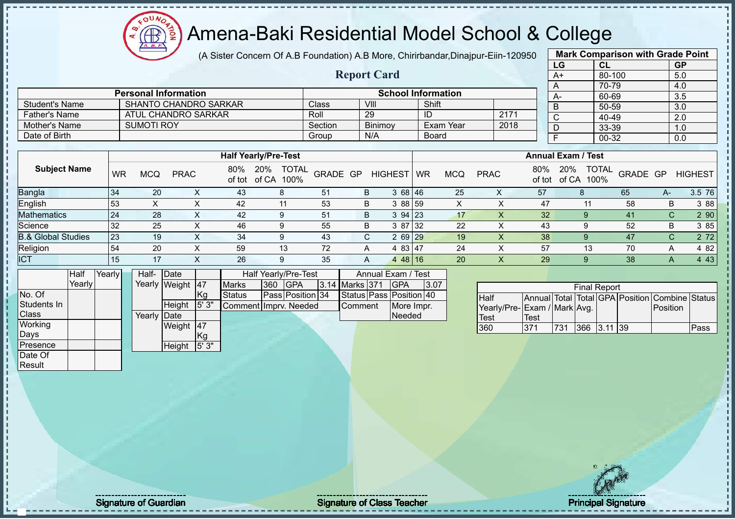# Amena-Baki Residential Model School & College

(A Sister Concern Of A.B Foundation) A.B More, Chirirbandar,Dinajpur-Eiin-120950

## Report Card

| Mark Comparison with Grade Point | | |
|---|---|---|
| LG | CL | GP |
| A+ | 80-100 | 5.0 |
| A | 70-79 | 4.0 |
| A- | 60-69 | 3.5 |
| B | 50-59 | 3.0 |
| C | 40-49 | 2.0 |
| D | 33-39 | 1.0 |
| F | 00-32 | 0.0 |

| Personal Information | | School Information | | | |
|---|---|---|---|---|---|
| Student's Name | SHANTO CHANDRO SARKAR | Class | VIII | Shift | |
| Father's Name | ATUL CHANDRO SARKAR | Roll | 29 | ID | 2171 |
| Mother's Name | SUMOTI ROY | Section | Binimoy | Exam Year | 2018 |
| Date of Birth | | Group | N/A | Board | |

| Subject Name | Half Yearly/Pre-Test | | | | | | | | | Annual Exam / Test | | | | | | | | |
|---|---|---|---|---|---|---|---|---|---|---|---|---|---|---|---|---|---|---|
| | WR | MCQ | PRAC | 80% of tot | 20% of CA | TOTAL 100% | GRADE | GP | HIGHEST | WR | MCQ | PRAC | 80% of tot | 20% of CA | TOTAL 100% | GRADE | GP | HIGHEST |
| Bangla | 34 | 20 | X | 43 | 8 | 51 | B | 3 | 68 | 46 | 25 | X | 57 | 8 | 65 | A- | 3.5 | 76 |
| English | 53 | X | X | 42 | 11 | 53 | B | 3 | 88 | 59 | X | X | 47 | 11 | 58 | B | 3 | 88 |
| Mathematics | 24 | 28 | X | 42 | 9 | 51 | B | 3 | 94 | 23 | 17 | X | 32 | 9 | 41 | C | 2 | 90 |
| Science | 32 | 25 | X | 46 | 9 | 55 | B | 3 | 87 | 32 | 22 | X | 43 | 9 | 52 | B | 3 | 85 |
| B.& Global Studies | 23 | 19 | X | 34 | 9 | 43 | C | 2 | 69 | 29 | 19 | X | 38 | 9 | 47 | C | 2 | 72 |
| Religion | 54 | 20 | X | 59 | 13 | 72 | A | 4 | 83 | 47 | 24 | X | 57 | 13 | 70 | A | 4 | 82 |
| ICT | 15 | 17 | X | 26 | 9 | 35 | A | 4 | 48 | 16 | 20 | X | 29 | 9 | 38 | A | 4 | 43 |

| | Half Yearly | Yearly |
|---|---|---|
| No. Of Students In Class | | |
| Working Days | | |
| Presence | | |
| Date Of Result | | |

| | | |
|---|---|---|
| Half-Yearly | Date | |
| | Weight | 47 Kg |
| | Height | 5' 3" |
| Yearly | Date | |
| | Weight | 47 Kg |
| | Height | 5' 3" |

| Half Yearly/Pre-Test | | | |
|---|---|---|---|
| Marks | 360 | GPA | 3.14 |
| Status | Pass | Position | 34 |
| Comment | Imprv. Needed | | |

| Annual Exam / Test | | | |
|---|---|---|---|
| Marks | 371 | GPA | 3.07 |
| Status | Pass | Position | 40 |
| Comment | More Impr. Needed | | |

| Final Report | | | | | | | |
|---|---|---|---|---|---|---|---|
| Half Yearly/Pre-Test | Annual Exam / Test | Total Mark | Total Avg. | GPA | Position | Combine Position | Status |
| 360 | 371 | 731 | 366 | 3.11 | 39 | | Pass |

Signature of Guardian

Signature of Class Teacher

Principal Signature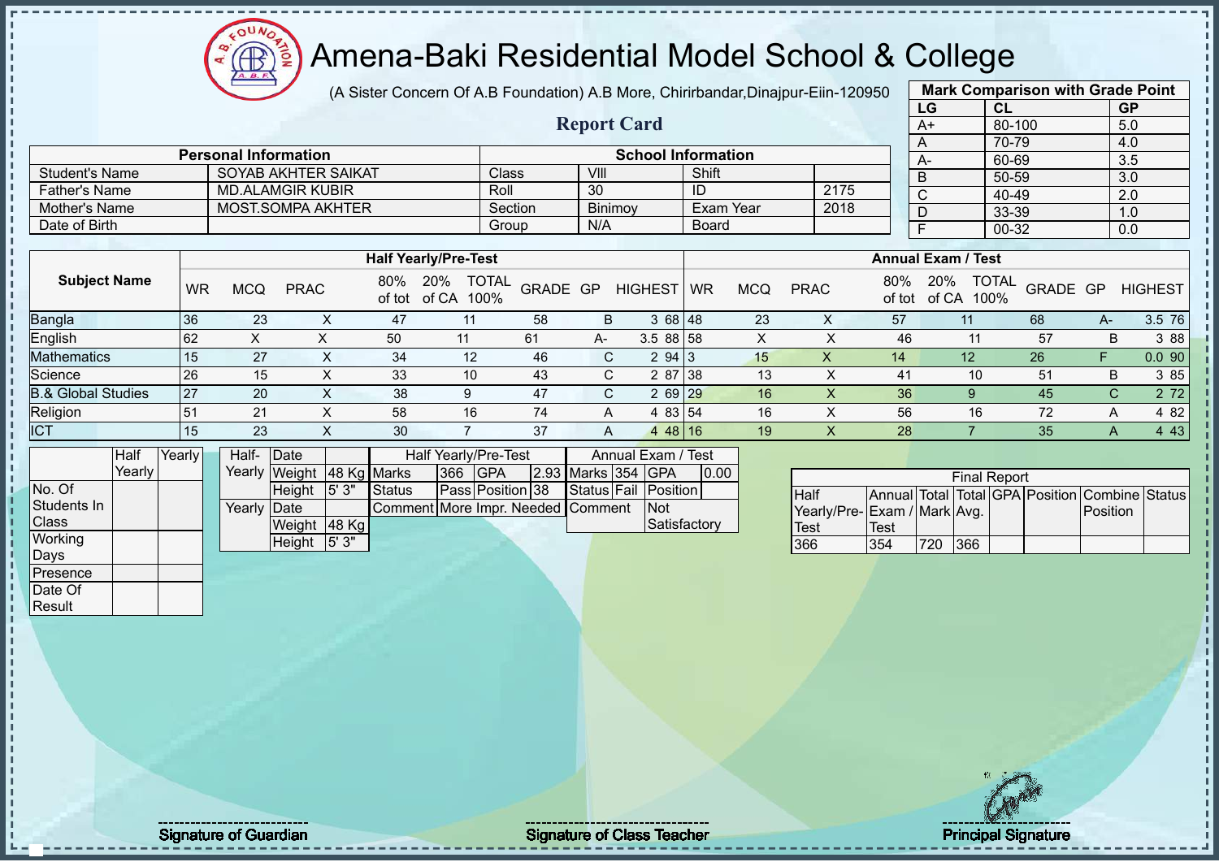# Amena-Baki Residential Model School & College

(A Sister Concern Of A.B Foundation) A.B More, Chirirbandar,Dinajpur-Eiin-120950

## Report Card

| Mark Comparison with Grade Point | | |
|---|---|---|
| LG | CL | GP |
| A+ | 80-100 | 5.0 |
| A | 70-79 | 4.0 |
| A- | 60-69 | 3.5 |
| B | 50-59 | 3.0 |
| C | 40-49 | 2.0 |
| D | 33-39 | 1.0 |
| F | 00-32 | 0.0 |

| Personal Information | | School Information | | | |
|---|---|---|---|---|---|
| Student's Name | SOYAB AKHTER SAIKAT | Class | VIII | Shift | |
| Father's Name | MD.ALAMGIR KUBIR | Roll | 30 | ID | 2175 |
| Mother's Name | MOST.SOMPA AKHTER | Section | Binimoy | Exam Year | 2018 |
| Date of Birth | | Group | N/A | Board | |

| Subject Name | Half Yearly/Pre-Test | | | | | | | | | Annual Exam / Test | | | | | | | | |
|---|---|---|---|---|---|---|---|---|---|---|---|---|---|---|---|---|---|---|
| | WR | MCQ | PRAC | 80% of tot | 20% of CA | TOTAL 100% | GRADE | GP | HIGHEST | WR | MCQ | PRAC | 80% of tot | 20% of CA | TOTAL 100% | GRADE | GP | HIGHEST |
| Bangla | 36 | 23 | X | 47 | 11 | 58 | B | 3 | 68 | 48 | 23 | X | 57 | 11 | 68 | A- | 3.5 | 76 |
| English | 62 | X | X | 50 | 11 | 61 | A- | 3.5 | 88 | 58 | X | X | 46 | 11 | 57 | B | 3 | 88 |
| Mathematics | 15 | 27 | X | 34 | 12 | 46 | C | 2 | 94 | 3 | 15 | X | 14 | 12 | 26 | F | 0.0 | 90 |
| Science | 26 | 15 | X | 33 | 10 | 43 | C | 2 | 87 | 38 | 13 | X | 41 | 10 | 51 | B | 3 | 85 |
| B.& Global Studies | 27 | 20 | X | 38 | 9 | 47 | C | 2 | 69 | 29 | 16 | X | 36 | 9 | 45 | C | 2 | 72 |
| Religion | 51 | 21 | X | 58 | 16 | 74 | A | 4 | 83 | 54 | 16 | X | 56 | 16 | 72 | A | 4 | 82 |
| ICT | 15 | 23 | X | 30 | 7 | 37 | A | 4 | 48 | 16 | 19 | X | 28 | 7 | 35 | A | 4 | 43 |

| | Half Yearly | Yearly |
|---|---|---|
| No. Of Students In Class | | |
| Working Days | | |
| Presence | | |
| Date Of Result | | |

| | | |
|---|---|---|
| Half-Yearly | Date | |
| | Weight | 48 Kg |
| | Height | 5' 3" |
| Yearly | Date | |
| | Weight | 48 Kg |
| | Height | 5' 3" |

| Half Yearly/Pre-Test | | | | Annual Exam / Test | | | |
|---|---|---|---|---|---|---|---|
| Marks | 366 | GPA | 2.93 | Marks | 354 | GPA | 0.00 |
| Status | Pass | Position | 38 | Status | Fail | Position | |
| Comment | More Impr. Needed | | | Comment | Not Satisfactory | | |

| Final Report | | | | | | | |
|---|---|---|---|---|---|---|---|
| Half Yearly/Pre-Test | Annual Exam / Test | Total Mark | Total Avg. | GPA | Position | Combine Position | Status |
| 366 | 354 | 720 | 366 | | | | |

Signature of Guardian

Signature of Class Teacher

Principal Signature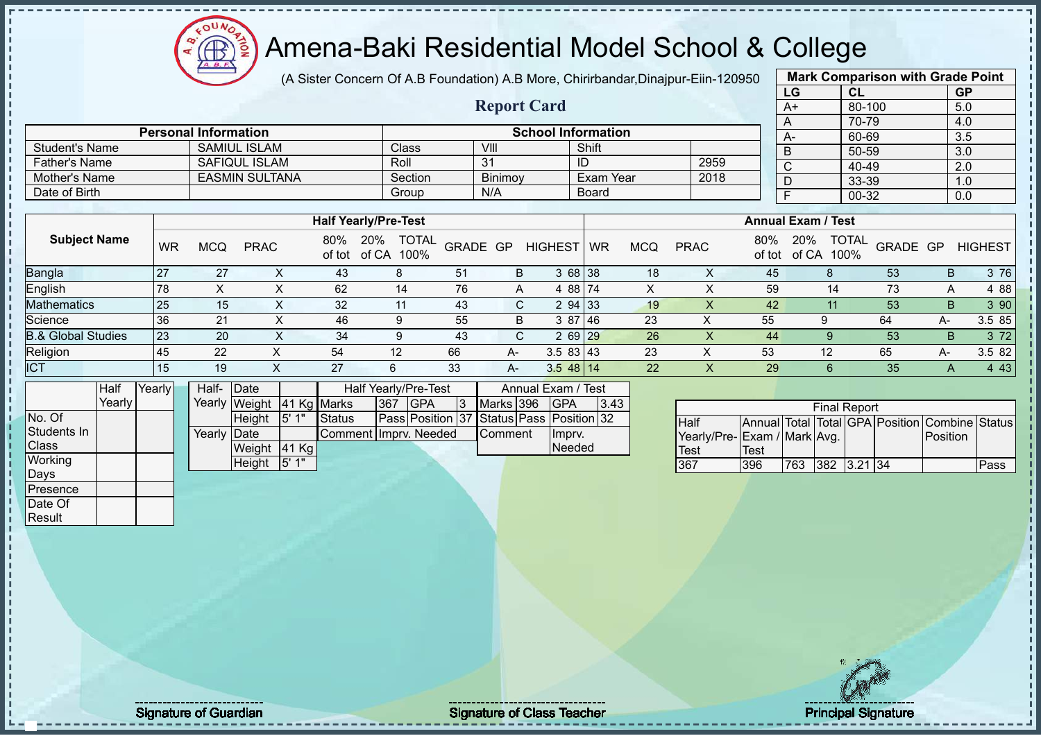# Amena-Baki Residential Model School & College

(A Sister Concern Of A.B Foundation) A.B More, Chirirbandar,Dinajpur-Eiin-120950

## Report Card

| Mark Comparison with Grade Point | | |
|---|---|---|
| LG | CL | GP |
| A+ | 80-100 | 5.0 |
| A | 70-79 | 4.0 |
| A- | 60-69 | 3.5 |
| B | 50-59 | 3.0 |
| C | 40-49 | 2.0 |
| D | 33-39 | 1.0 |
| F | 00-32 | 0.0 |

| Personal Information | | School Information | | | |
|---|---|---|---|---|---|
| Student's Name | SAMIUL ISLAM | Class | VIII | Shift | |
| Father's Name | SAFIQUL ISLAM | Roll | 31 | ID | 2959 |
| Mother's Name | EASMIN SULTANA | Section | Binimoy | Exam Year | 2018 |
| Date of Birth | | Group | N/A | Board | |

| Subject Name | Half Yearly/Pre-Test | | | | | | | | | Annual Exam / Test | | | | | | | | |
|---|---|---|---|---|---|---|---|---|---|---|---|---|---|---|---|---|---|---|
| | WR | MCQ | PRAC | 80% of tot | 20% of CA | TOTAL 100% | GRADE | GP | HIGHEST | WR | MCQ | PRAC | 80% of tot | 20% of CA | TOTAL 100% | GRADE | GP | HIGHEST |
| Bangla | 27 | 27 | X | 43 | 8 | 51 | B | 3 | 68 | 38 | 18 | X | 45 | 8 | 53 | B | 3 | 76 |
| English | 78 | X | X | 62 | 14 | 76 | A | 4 | 88 | 74 | X | X | 59 | 14 | 73 | A | 4 | 88 |
| Mathematics | 25 | 15 | X | 32 | 11 | 43 | C | 2 | 94 | 33 | 19 | X | 42 | 11 | 53 | B | 3 | 90 |
| Science | 36 | 21 | X | 46 | 9 | 55 | B | 3 | 87 | 46 | 23 | X | 55 | 9 | 64 | A- | 3.5 | 85 |
| B.& Global Studies | 23 | 20 | X | 34 | 9 | 43 | C | 2 | 69 | 29 | 26 | X | 44 | 9 | 53 | B | 3 | 72 |
| Religion | 45 | 22 | X | 54 | 12 | 66 | A- | 3.5 | 83 | 43 | 23 | X | 53 | 12 | 65 | A- | 3.5 | 82 |
| ICT | 15 | 19 | X | 27 | 6 | 33 | A- | 3.5 | 48 | 14 | 22 | X | 29 | 6 | 35 | A | 4 | 43 |

| | Half Yearly | Yearly |
|---|---|---|
| No. Of Students In Class | | |
| Working Days | | |
| Presence | | |
| Date Of Result | | |

| | | |
|---|---|---|
| Half-Yearly | Date | |
| | Weight | 41 Kg |
| | Height | 5' 1" |
| Yearly | Date | |
| | Weight | 41 Kg |
| | Height | 5' 1" |

| Half Yearly/Pre-Test | | | | Annual Exam / Test | | | |
|---|---|---|---|---|---|---|---|
| Marks | 367 | GPA | 3 | Marks | 396 | GPA | 3.43 |
| Status | Pass | Position | 37 | Status | Pass | Position | 32 |
| Comment | Imprv. Needed | | | Comment | Imprv. Needed | | |

| Final Report | | | | | | | |
|---|---|---|---|---|---|---|---|
| Half Yearly/Pre-Test | Annual Exam / Test | Total Mark | Total Avg. | GPA | Position | Combine Position | Status |
| 367 | 396 | 763 | 382 | 3.21 | 34 | | Pass |

Signature of Guardian

Signature of Class Teacher

Principal Signature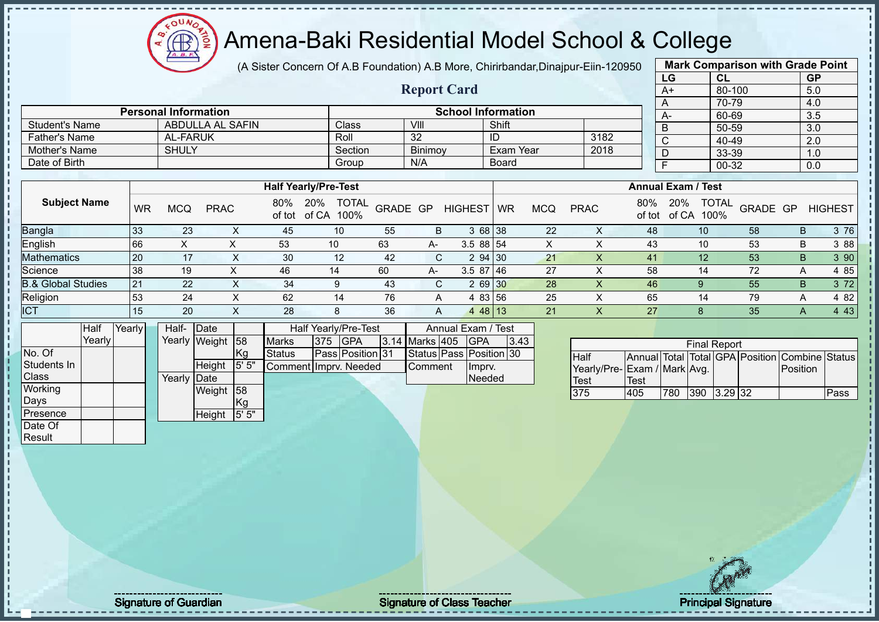# Amena-Baki Residential Model School & College

(A Sister Concern Of A.B Foundation) A.B More, Chirirbandar,Dinajpur-Eiin-120950

## Report Card

| Mark Comparison with Grade Point | | |
|---|---|---|
| LG | CL | GP |
| A+ | 80-100 | 5.0 |
| A | 70-79 | 4.0 |
| A- | 60-69 | 3.5 |
| B | 50-59 | 3.0 |
| C | 40-49 | 2.0 |
| D | 33-39 | 1.0 |
| F | 00-32 | 0.0 |

| Personal Information | | School Information | | | |
|---|---|---|---|---|---|
| Student's Name | ABDULLA AL SAFIN | Class | VIII | Shift | |
| Father's Name | AL-FARUK | Roll | 32 | ID | 3182 |
| Mother's Name | SHULY | Section | Binimoy | Exam Year | 2018 |
| Date of Birth | | Group | N/A | Board | |

| Subject Name | Half Yearly/Pre-Test | | | | | | | | | Annual Exam / Test | | | | | | | | |
|---|---|---|---|---|---|---|---|---|---|---|---|---|---|---|---|---|---|---|
| | WR | MCQ | PRAC | 80% of tot | 20% of CA | TOTAL 100% | GRADE | GP | HIGHEST | WR | MCQ | PRAC | 80% of tot | 20% of CA | TOTAL 100% | GRADE | GP | HIGHEST |
| Bangla | 33 | 23 | X | 45 | 10 | 55 | B | 3 | 68 | 38 | 22 | X | 48 | 10 | 58 | B | 3 | 76 |
| English | 66 | X | X | 53 | 10 | 63 | A- | 3.5 | 88 | 54 | X | X | 43 | 10 | 53 | B | 3 | 88 |
| Mathematics | 20 | 17 | X | 30 | 12 | 42 | C | 2 | 94 | 30 | 21 | X | 41 | 12 | 53 | B | 3 | 90 |
| Science | 38 | 19 | X | 46 | 14 | 60 | A- | 3.5 | 87 | 46 | 27 | X | 58 | 14 | 72 | A | 4 | 85 |
| B.& Global Studies | 21 | 22 | X | 34 | 9 | 43 | C | 2 | 69 | 30 | 28 | X | 46 | 9 | 55 | B | 3 | 72 |
| Religion | 53 | 24 | X | 62 | 14 | 76 | A | 4 | 83 | 56 | 25 | X | 65 | 14 | 79 | A | 4 | 82 |
| ICT | 15 | 20 | X | 28 | 8 | 36 | A | 4 | 48 | 13 | 21 | X | 27 | 8 | 35 | A | 4 | 43 |

| | Half Yearly | Yearly |
|---|---|---|
| No. Of Students In Class | | |
| Working Days | | |
| Presence | | |
| Date Of Result | | |

| | | |
|---|---|---|
| Half-Yearly | Date | |
| | Weight | 58 Kg |
| | Height | 5' 5" |
| Yearly | Date | |
| | Weight | 58 Kg |
| | Height | 5' 5" |

| Half Yearly/Pre-Test | | | | Annual Exam / Test | | | |
|---|---|---|---|---|---|---|---|
| Marks | 375 | GPA | 3.14 | Marks | 405 | GPA | 3.43 |
| Status | Pass | Position | 31 | Status | Pass | Position | 30 |
| Comment | Imprv. Needed | | | Comment | Imprv. Needed | | |

| Final Report | | | | | | | |
|---|---|---|---|---|---|---|---|
| Half Yearly/Pre-Test | Annual Exam / Test | Total Mark | Total Avg. | GPA | Position | Combine Position | Status |
| 375 | 405 | 780 | 390 | 3.29 | 32 | | Pass |

Signature of Guardian | Signature of Class Teacher | Principal Signature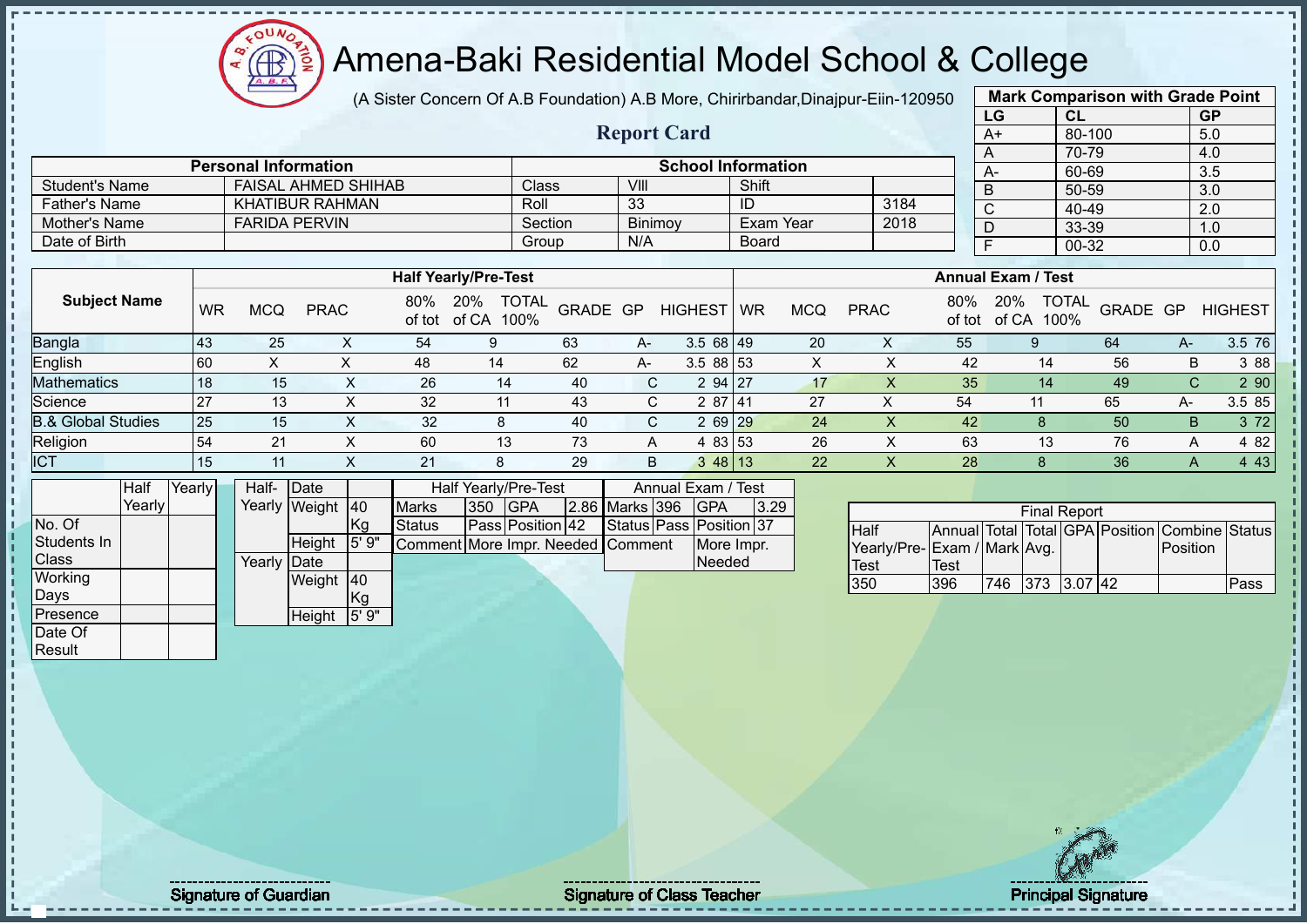# Amena-Baki Residential Model School & College

(A Sister Concern Of A.B Foundation) A.B More, Chirirbandar,Dinajpur-Eiin-120950

## Report Card

| Mark Comparison with Grade Point | | |
|---|---|---|
| LG | CL | GP |
| A+ | 80-100 | 5.0 |
| A | 70-79 | 4.0 |
| A- | 60-69 | 3.5 |
| B | 50-59 | 3.0 |
| C | 40-49 | 2.0 |
| D | 33-39 | 1.0 |
| F | 00-32 | 0.0 |

| Personal Information | | School Information | | | |
|---|---|---|---|---|---|
| Student's Name | FAISAL AHMED SHIHAB | Class | VIII | Shift | |
| Father's Name | KHATIBUR RAHMAN | Roll | 33 | ID | 3184 |
| Mother's Name | FARIDA PERVIN | Section | Binimoy | Exam Year | 2018 |
| Date of Birth | | Group | N/A | Board | |

| Subject Name | Half Yearly/Pre-Test | | | | | | | | | Annual Exam / Test | | | | | | | | |
|---|---|---|---|---|---|---|---|---|---|---|---|---|---|---|---|---|---|---|
| | WR | MCQ | PRAC | 80% of tot | 20% of CA | TOTAL 100% | GRADE | GP | HIGHEST | WR | MCQ | PRAC | 80% of tot | 20% of CA | TOTAL 100% | GRADE | GP | HIGHEST |
| Bangla | 43 | 25 | X | 54 | 9 | 63 | A- | 3.5 | 68 | 49 | 20 | X | 55 | 9 | 64 | A- | 3.5 | 76 |
| English | 60 | X | X | 48 | 14 | 62 | A- | 3.5 | 88 | 53 | X | X | 42 | 14 | 56 | B | 3 | 88 |
| Mathematics | 18 | 15 | X | 26 | 14 | 40 | C | 2 | 94 | 27 | 17 | X | 35 | 14 | 49 | C | 2 | 90 |
| Science | 27 | 13 | X | 32 | 11 | 43 | C | 2 | 87 | 41 | 27 | X | 54 | 11 | 65 | A- | 3.5 | 85 |
| B.& Global Studies | 25 | 15 | X | 32 | 8 | 40 | C | 2 | 69 | 29 | 24 | X | 42 | 8 | 50 | B | 3 | 72 |
| Religion | 54 | 21 | X | 60 | 13 | 73 | A | 4 | 83 | 53 | 26 | X | 63 | 13 | 76 | A | 4 | 82 |
| ICT | 15 | 11 | X | 21 | 8 | 29 | B | 3 | 48 | 13 | 22 | X | 28 | 8 | 36 | A | 4 | 43 |

| | Half Yearly | Yearly |
|---|---|---|
| No. Of Students In Class | | |
| Working Days | | |
| Presence | | |
| Date Of Result | | |

| | | |
|---|---|---|
| Half-Yearly | Date | |
| | Weight | 40 Kg |
| | Height | 5' 9" |
| Yearly | Date | |
| | Weight | 40 Kg |
| | Height | 5' 9" |

| Half Yearly/Pre-Test | | | | Annual Exam / Test | | | |
|---|---|---|---|---|---|---|---|
| Marks | 350 | GPA | 2.86 | Marks | 396 | GPA | 3.29 |
| Status | Pass | Position | 42 | Status | Pass | Position | 37 |
| Comment | More Impr. Needed | | | Comment | More Impr. Needed | | |

| Final Report | | | | | | | |
|---|---|---|---|---|---|---|---|
| Half Yearly/Pre-Test | Annual Exam / Test | Total Mark | Total Avg. | GPA | Position | Combine Position | Status |
| 350 | 396 | 746 | 373 | 3.07 | 42 | | Pass |

Signature of Guardian | Signature of Class Teacher | Principal Signature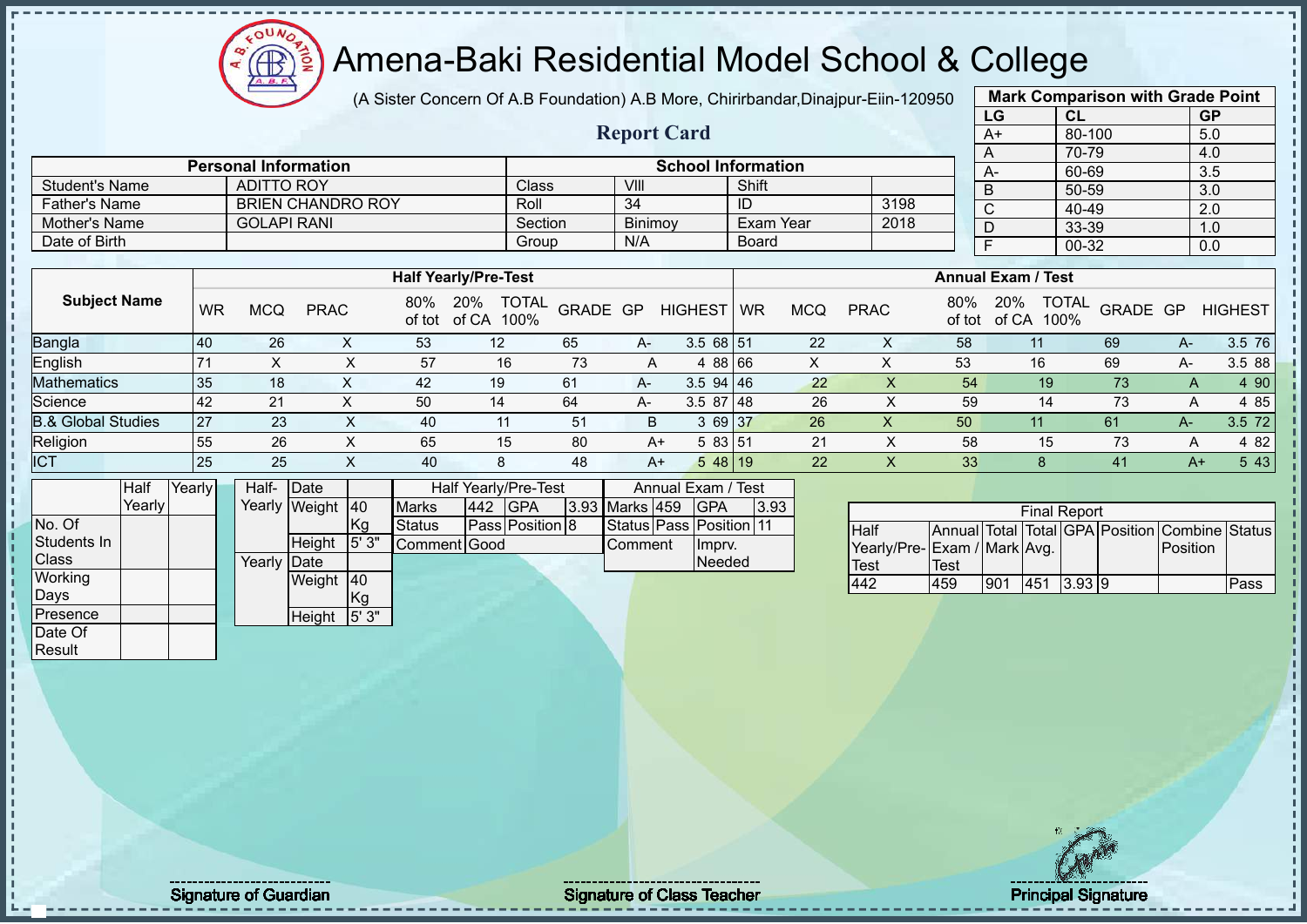# Amena-Baki Residential Model School & College

(A Sister Concern Of A.B Foundation) A.B More, Chirirbandar,Dinajpur-Eiin-120950

## Report Card

| Mark Comparison with Grade Point | | |
|---|---|---|
| LG | CL | GP |
| A+ | 80-100 | 5.0 |
| A | 70-79 | 4.0 |
| A- | 60-69 | 3.5 |
| B | 50-59 | 3.0 |
| C | 40-49 | 2.0 |
| D | 33-39 | 1.0 |
| F | 00-32 | 0.0 |

| Personal Information | | School Information | | | |
|---|---|---|---|---|---|
| Student's Name | ADITTO ROY | Class | VIII | Shift | |
| Father's Name | BRIEN CHANDRO ROY | Roll | 34 | ID | 3198 |
| Mother's Name | GOLAPI RANI | Section | Binimoy | Exam Year | 2018 |
| Date of Birth | | Group | N/A | Board | |

| Subject Name | Half Yearly/Pre-Test | | | | | | | | | Annual Exam / Test | | | | | | | | |
|---|---|---|---|---|---|---|---|---|---|---|---|---|---|---|---|---|---|---|
| | WR | MCQ | PRAC | 80% of tot | 20% of CA | TOTAL 100% | GRADE | GP | HIGHEST | WR | MCQ | PRAC | 80% of tot | 20% of CA | TOTAL 100% | GRADE | GP | HIGHEST |
| Bangla | 40 | 26 | X | 53 | 12 | 65 | A- | 3.5 | 68 | 51 | 22 | X | 58 | 11 | 69 | A- | 3.5 | 76 |
| English | 71 | X | X | 57 | 16 | 73 | A | 4 | 88 | 66 | X | X | 53 | 16 | 69 | A- | 3.5 | 88 |
| Mathematics | 35 | 18 | X | 42 | 19 | 61 | A- | 3.5 | 94 | 46 | 22 | X | 54 | 19 | 73 | A | 4 | 90 |
| Science | 42 | 21 | X | 50 | 14 | 64 | A- | 3.5 | 87 | 48 | 26 | X | 59 | 14 | 73 | A | 4 | 85 |
| B.& Global Studies | 27 | 23 | X | 40 | 11 | 51 | B | 3 | 69 | 37 | 26 | X | 50 | 11 | 61 | A- | 3.5 | 72 |
| Religion | 55 | 26 | X | 65 | 15 | 80 | A+ | 5 | 83 | 51 | 21 | X | 58 | 15 | 73 | A | 4 | 82 |
| ICT | 25 | 25 | X | 40 | 8 | 48 | A+ | 5 | 48 | 19 | 22 | X | 33 | 8 | 41 | A+ | 5 | 43 |

| | Half Yearly | Yearly |
|---|---|---|
| No. Of Students In Class | | |
| Working Days | | |
| Presence | | |
| Date Of Result | | |

| | | |
|---|---|---|
| Half-Yearly | Date | |
| | Weight | 40 Kg |
| | Height | 5' 3" |
| Yearly | Date | |
| | Weight | 40 Kg |
| | Height | 5' 3" |

| Half Yearly/Pre-Test | | | |
|---|---|---|---|
| Marks | 442 | GPA | 3.93 |
| Status | Pass | Position | 8 |
| Comment | Good | | |

| Annual Exam / Test | | | |
|---|---|---|---|
| Marks | 459 | GPA | 3.93 |
| Status | Pass | Position | 11 |
| Comment | Imprv. Needed | | |

| Final Report | | | | | | | |
|---|---|---|---|---|---|---|---|
| Half Yearly/Pre-Test | Annual Exam / Test | Total Mark | Total Avg. | GPA | Position | Combine Position | Status |
| 442 | 459 | 901 | 451 | 3.93 | 9 | | Pass |

Signature of Guardian | Signature of Class Teacher | Principal Signature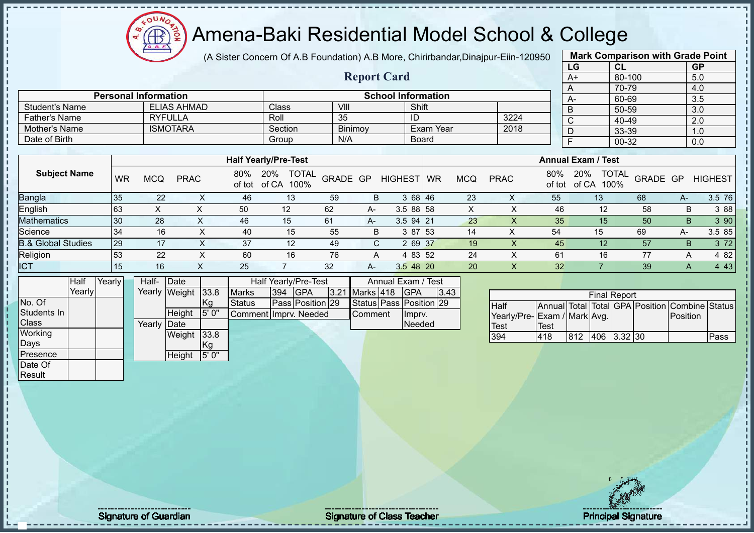# Amena-Baki Residential Model School & College

(A Sister Concern Of A.B Foundation) A.B More, Chirirbandar,Dinajpur-Eiin-120950

## Report Card

| Mark Comparison with Grade Point | | |
|---|---|---|
| LG | CL | GP |
| A+ | 80-100 | 5.0 |
| A | 70-79 | 4.0 |
| A- | 60-69 | 3.5 |
| B | 50-59 | 3.0 |
| C | 40-49 | 2.0 |
| D | 33-39 | 1.0 |
| F | 00-32 | 0.0 |

| Personal Information | | School Information | | | |
|---|---|---|---|---|---|
| Student's Name | ELIAS AHMAD | Class | VIII | Shift | |
| Father's Name | RYFULLA | Roll | 35 | ID | 3224 |
| Mother's Name | ISMOTARA | Section | Binimoy | Exam Year | 2018 |
| Date of Birth | | Group | N/A | Board | |

| Subject Name | Half Yearly/Pre-Test | | | | | | | | | Annual Exam / Test | | | | | | | | |
|---|---|---|---|---|---|---|---|---|---|---|---|---|---|---|---|---|---|---|
| | WR | MCQ | PRAC | 80% of tot | 20% of CA | TOTAL 100% | GRADE | GP | HIGHEST | WR | MCQ | PRAC | 80% of tot | 20% of CA | TOTAL 100% | GRADE | GP | HIGHEST |
| Bangla | 35 | 22 | X | 46 | 13 | 59 | B | 3 | 68 | 46 | 23 | X | 55 | 13 | 68 | A- | 3.5 | 76 |
| English | 63 | X | X | 50 | 12 | 62 | A- | 3.5 | 88 | 58 | X | X | 46 | 12 | 58 | B | 3 | 88 |
| Mathematics | 30 | 28 | X | 46 | 15 | 61 | A- | 3.5 | 94 | 21 | 23 | X | 35 | 15 | 50 | B | 3 | 90 |
| Science | 34 | 16 | X | 40 | 15 | 55 | B | 3 | 87 | 53 | 14 | X | 54 | 15 | 69 | A- | 3.5 | 85 |
| B.& Global Studies | 29 | 17 | X | 37 | 12 | 49 | C | 2 | 69 | 37 | 19 | X | 45 | 12 | 57 | B | 3 | 72 |
| Religion | 53 | 22 | X | 60 | 16 | 76 | A | 4 | 83 | 52 | 24 | X | 61 | 16 | 77 | A | 4 | 82 |
| ICT | 15 | 16 | X | 25 | 7 | 32 | A- | 3.5 | 48 | 20 | 20 | X | 32 | 7 | 39 | A | 4 | 43 |

| | Half Yearly | Yearly |
|---|---|---|
| No. Of Students In Class | | |
| Working Days | | |
| Presence | | |
| Date Of Result | | |

| | | |
|---|---|---|
| Half-Yearly | Date | |
| | Weight | 33.8 Kg |
| | Height | 5' 0" |
| Yearly | Date | |
| | Weight | 33.8 Kg |
| | Height | 5' 0" |

| Half Yearly/Pre-Test | | | |
|---|---|---|---|
| Marks | 394 | GPA | 3.21 |
| Status | Pass | Position | 29 |
| Comment | Imprv. Needed | | |

| Annual Exam / Test | | | |
|---|---|---|---|
| Marks | 418 | GPA | 3.43 |
| Status | Pass | Position | 29 |
| Comment | Imprv. Needed | | |

| Final Report | | | | | | | |
|---|---|---|---|---|---|---|---|
| Half Yearly/Pre-Test | Annual Exam / Test | Total Mark | Total Avg. | GPA | Position | Combine Position | Status |
| 394 | 418 | 812 | 406 | 3.32 | 30 | | Pass |

Signature of Guardian

Signature of Class Teacher

Principal Signature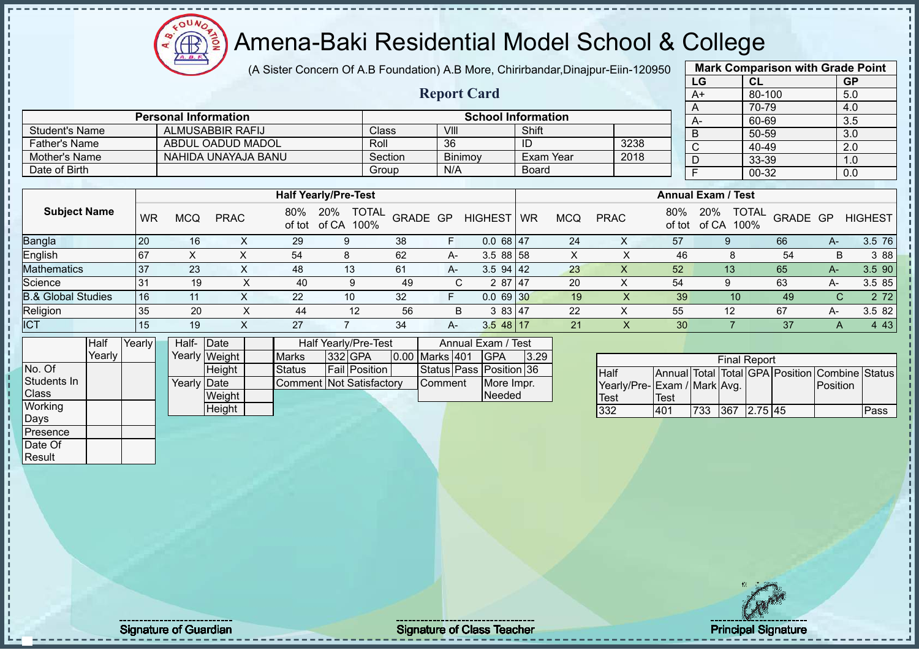# Amena-Baki Residential Model School & College

(A Sister Concern Of A.B Foundation) A.B More, Chirirbandar,Dinajpur-Eiin-120950

## Report Card

| Mark Comparison with Grade Point | | |
|---|---|---|
| LG | CL | GP |
| A+ | 80-100 | 5.0 |
| A | 70-79 | 4.0 |
| A- | 60-69 | 3.5 |
| B | 50-59 | 3.0 |
| C | 40-49 | 2.0 |
| D | 33-39 | 1.0 |
| F | 00-32 | 0.0 |

| Personal Information | | School Information | | | |
|---|---|---|---|---|---|
| Student's Name | ALMUSABBIR RAFIJ | Class | VIII | Shift | |
| Father's Name | ABDUL OADUD MADOL | Roll | 36 | ID | 3238 |
| Mother's Name | NAHIDA UNAYAJA BANU | Section | Binimoy | Exam Year | 2018 |
| Date of Birth | | Group | N/A | Board | |

| Subject Name | Half Yearly/Pre-Test | | | | | | | | | Annual Exam / Test | | | | | | | | |
|---|---|---|---|---|---|---|---|---|---|---|---|---|---|---|---|---|---|---|
| | WR | MCQ | PRAC | 80% of tot | 20% of CA | TOTAL 100% | GRADE | GP | HIGHEST | WR | MCQ | PRAC | 80% of tot | 20% of CA | TOTAL 100% | GRADE | GP | HIGHEST |
| Bangla | 20 | 16 | X | 29 | 9 | 38 | F | 0.0 | 68 | 47 | 24 | X | 57 | 9 | 66 | A- | 3.5 | 76 |
| English | 67 | X | X | 54 | 8 | 62 | A- | 3.5 | 88 | 58 | X | X | 46 | 8 | 54 | B | 3 | 88 |
| Mathematics | 37 | 23 | X | 48 | 13 | 61 | A- | 3.5 | 94 | 42 | 23 | X | 52 | 13 | 65 | A- | 3.5 | 90 |
| Science | 31 | 19 | X | 40 | 9 | 49 | C | 2 | 87 | 47 | 20 | X | 54 | 9 | 63 | A- | 3.5 | 85 |
| B.& Global Studies | 16 | 11 | X | 22 | 10 | 32 | F | 0.0 | 69 | 30 | 19 | X | 39 | 10 | 49 | C | 2 | 72 |
| Religion | 35 | 20 | X | 44 | 12 | 56 | B | 3 | 83 | 47 | 22 | X | 55 | 12 | 67 | A- | 3.5 | 82 |
| ICT | 15 | 19 | X | 27 | 7 | 34 | A- | 3.5 | 48 | 17 | 21 | X | 30 | 7 | 37 | A | 4 | 43 |

| | Half Yearly | Yearly |
|---|---|---|
| No. Of Students In Class | | |
| Working Days | | |
| Presence | | |
| Date Of Result | | |

| | | |
|---|---|---|
| Half-Yearly | Date | |
| | Weight | |
| | Height | |
| Yearly | Date | |
| | Weight | |
| | Height | |

| Half Yearly/Pre-Test | | | | Annual Exam / Test | | | |
|---|---|---|---|---|---|---|---|
| Marks | 332 | GPA | 0.00 | Marks | 401 | GPA | 3.29 |
| Status | Fail | Position | | Status | Pass | Position | 36 |
| Comment | Not Satisfactory | | | Comment | | More Impr. Needed | |

| Final Report | | | | | | | |
|---|---|---|---|---|---|---|---|
| Half Yearly/Pre-Test | Annual Exam / Test | Total Mark | Total Avg. | GPA | Position | Combine Position | Status |
| 332 | 401 | 733 | 367 | 2.75 | 45 | | Pass |

Signature of Guardian

Signature of Class Teacher

Principal Signature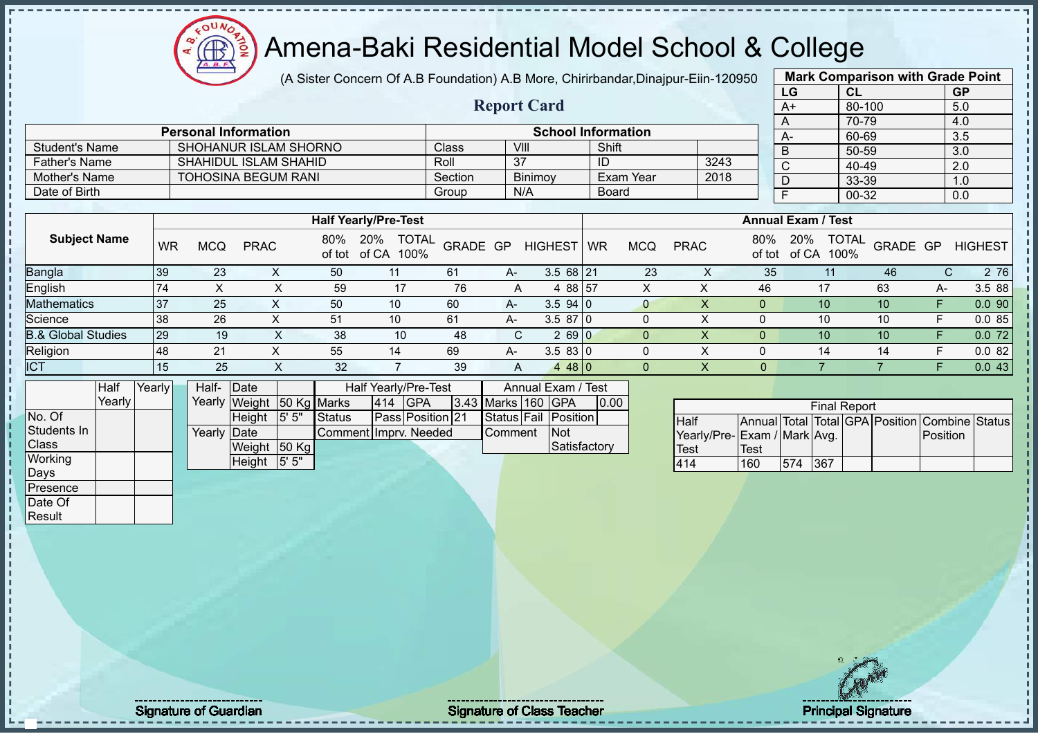# Amena-Baki Residential Model School & College

(A Sister Concern Of A.B Foundation) A.B More, Chirirbandar,Dinajpur-Eiin-120950

## Report Card

| Mark Comparison with Grade Point | | |
|---|---|---|
| LG | CL | GP |
| A+ | 80-100 | 5.0 |
| A | 70-79 | 4.0 |
| A- | 60-69 | 3.5 |
| B | 50-59 | 3.0 |
| C | 40-49 | 2.0 |
| D | 33-39 | 1.0 |
| F | 00-32 | 0.0 |

| Personal Information | | School Information | | | |
|---|---|---|---|---|---|
| Student's Name | SHOHANUR ISLAM SHORNO | Class | VIII | Shift | |
| Father's Name | SHAHIDUL ISLAM SHAHID | Roll | 37 | ID | 3243 |
| Mother's Name | TOHOSINA BEGUM RANI | Section | Binimoy | Exam Year | 2018 |
| Date of Birth | | Group | N/A | Board | |

| Subject Name | Half Yearly/Pre-Test | | | | | | | | | Annual Exam / Test | | | | | | | | |
|---|---|---|---|---|---|---|---|---|---|---|---|---|---|---|---|---|---|---|
| | WR | MCQ | PRAC | 80% of tot | 20% of CA | TOTAL 100% | GRADE | GP | HIGHEST | WR | MCQ | PRAC | 80% of tot | 20% of CA | TOTAL 100% | GRADE | GP | HIGHEST |
| Bangla | 39 | 23 | X | 50 | 11 | 61 | A- | 3.5 | 68 | 21 | 23 | X | 35 | 11 | 46 | C | 2 | 76 |
| English | 74 | X | X | 59 | 17 | 76 | A | 4 | 88 | 57 | X | X | 46 | 17 | 63 | A- | 3.5 | 88 |
| Mathematics | 37 | 25 | X | 50 | 10 | 60 | A- | 3.5 | 94 | 0 | 0 | X | 0 | 10 | 10 | F | 0.0 | 90 |
| Science | 38 | 26 | X | 51 | 10 | 61 | A- | 3.5 | 87 | 0 | 0 | X | 0 | 10 | 10 | F | 0.0 | 85 |
| B.& Global Studies | 29 | 19 | X | 38 | 10 | 48 | C | 2 | 69 | 0 | 0 | X | 0 | 10 | 10 | F | 0.0 | 72 |
| Religion | 48 | 21 | X | 55 | 14 | 69 | A- | 3.5 | 83 | 0 | 0 | X | 0 | 14 | 14 | F | 0.0 | 82 |
| ICT | 15 | 25 | X | 32 | 7 | 39 | A | 4 | 48 | 0 | 0 | X | 0 | 7 | 7 | F | 0.0 | 43 |

| | Half Yearly | Yearly |
|---|---|---|
| No. Of Students In Class | | |
| Working Days | | |
| Presence | | |
| Date Of Result | | |

| | | |
|---|---|---|
| Half-Yearly | Date | |
| | Weight | 50 Kg |
| | Height | 5' 5" |
| Yearly | Date | |
| | Weight | 50 Kg |
| | Height | 5' 5" |

| Half Yearly/Pre-Test | | | |
|---|---|---|---|
| Marks | 414 | GPA | 3.43 |
| Status | Pass | Position | 21 |
| Comment | Imprv. Needed | | |

| Annual Exam / Test | | | |
|---|---|---|---|
| Marks | 160 | GPA | 0.00 |
| Status | Fail | Position | |
| Comment | Not Satisfactory | | |

| Final Report | | | | | | | |
|---|---|---|---|---|---|---|---|
| Half Yearly/Pre-Test | Annual Exam / Test | Total Mark | Total Avg. | GPA | Position | Combine Position | Status |
| 414 | 160 | 574 | 367 | | | | |

Signature of Guardian

Signature of Class Teacher

Principal Signature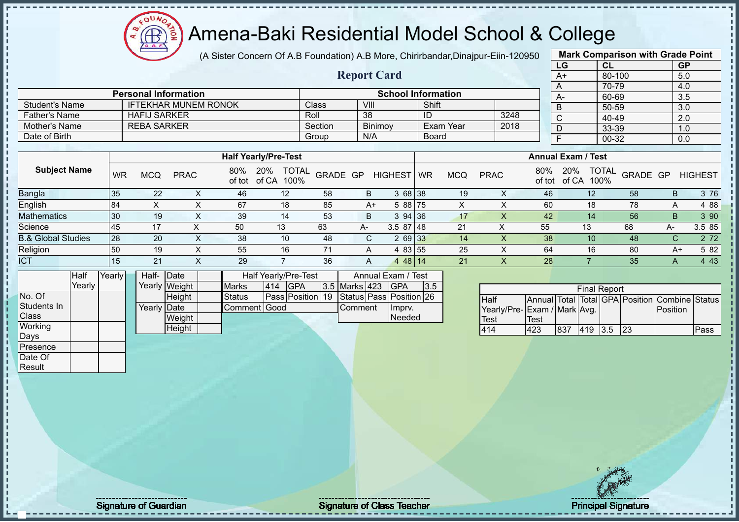# Amena-Baki Residential Model School & College

(A Sister Concern Of A.B Foundation) A.B More, Chirirbandar,Dinajpur-Eiin-120950

## Report Card

| Mark Comparison with Grade Point | | |
|---|---|---|
| LG | CL | GP |
| A+ | 80-100 | 5.0 |
| A | 70-79 | 4.0 |
| A- | 60-69 | 3.5 |
| B | 50-59 | 3.0 |
| C | 40-49 | 2.0 |
| D | 33-39 | 1.0 |
| F | 00-32 | 0.0 |

| Personal Information | | School Information | | | |
|---|---|---|---|---|---|
| Student's Name | IFTEKHAR MUNEM RONOK | Class | VIII | Shift | |
| Father's Name | HAFIJ SARKER | Roll | 38 | ID | 3248 |
| Mother's Name | REBA SARKER | Section | Binimoy | Exam Year | 2018 |
| Date of Birth | | Group | N/A | Board | |

| Subject Name | Half Yearly/Pre-Test | | | | | | | | | Annual Exam / Test | | | | | | | | |
|---|---|---|---|---|---|---|---|---|---|---|---|---|---|---|---|---|---|---|
| | WR | MCQ | PRAC | 80% of tot | 20% of CA | TOTAL 100% | GRADE | GP | HIGHEST | WR | MCQ | PRAC | 80% of tot | 20% of CA | TOTAL 100% | GRADE | GP | HIGHEST |
| Bangla | 35 | 22 | X | 46 | 12 | 58 | B | 3 | 68 | 38 | 19 | X | 46 | 12 | 58 | B | 3 | 76 |
| English | 84 | X | X | 67 | 18 | 85 | A+ | 5 | 88 | 75 | X | X | 60 | 18 | 78 | A | 4 | 88 |
| Mathematics | 30 | 19 | X | 39 | 14 | 53 | B | 3 | 94 | 36 | 17 | X | 42 | 14 | 56 | B | 3 | 90 |
| Science | 45 | 17 | X | 50 | 13 | 63 | A- | 3.5 | 87 | 48 | 21 | X | 55 | 13 | 68 | A- | 3.5 | 85 |
| B.& Global Studies | 28 | 20 | X | 38 | 10 | 48 | C | 2 | 69 | 33 | 14 | X | 38 | 10 | 48 | C | 2 | 72 |
| Religion | 50 | 19 | X | 55 | 16 | 71 | A | 4 | 83 | 55 | 25 | X | 64 | 16 | 80 | A+ | 5 | 82 |
| ICT | 15 | 21 | X | 29 | 7 | 36 | A | 4 | 48 | 14 | 21 | X | 28 | 7 | 35 | A | 4 | 43 |

| | Half Yearly | Yearly |
|---|---|---|
| No. Of Students In Class | | |
| Working Days | | |
| Presence | | |
| Date Of Result | | |

| | | |
|---|---|---|
| Half-Yearly | Date | |
| | Weight | |
| | Height | |
| Yearly | Date | |
| | Weight | |
| | Height | |

| Half Yearly/Pre-Test | | | | Annual Exam / Test | | | |
|---|---|---|---|---|---|---|---|
| Marks | 414 | GPA | 3.5 | Marks | 423 | GPA | 3.5 |
| Status | Pass | Position | 19 | Status | Pass | Position | 26 |
| Comment | Good | | | Comment | | Imprv. Needed | |

| Final Report | | | | | | | |
|---|---|---|---|---|---|---|---|
| Half Yearly/Pre-Test | Annual Exam / Test | Total Mark | Total Avg. | GPA | Position | Combine Position | Status |
| 414 | 423 | 837 | 419 | 3.5 | 23 | | Pass |

Signature of Guardian

Signature of Class Teacher

Principal Signature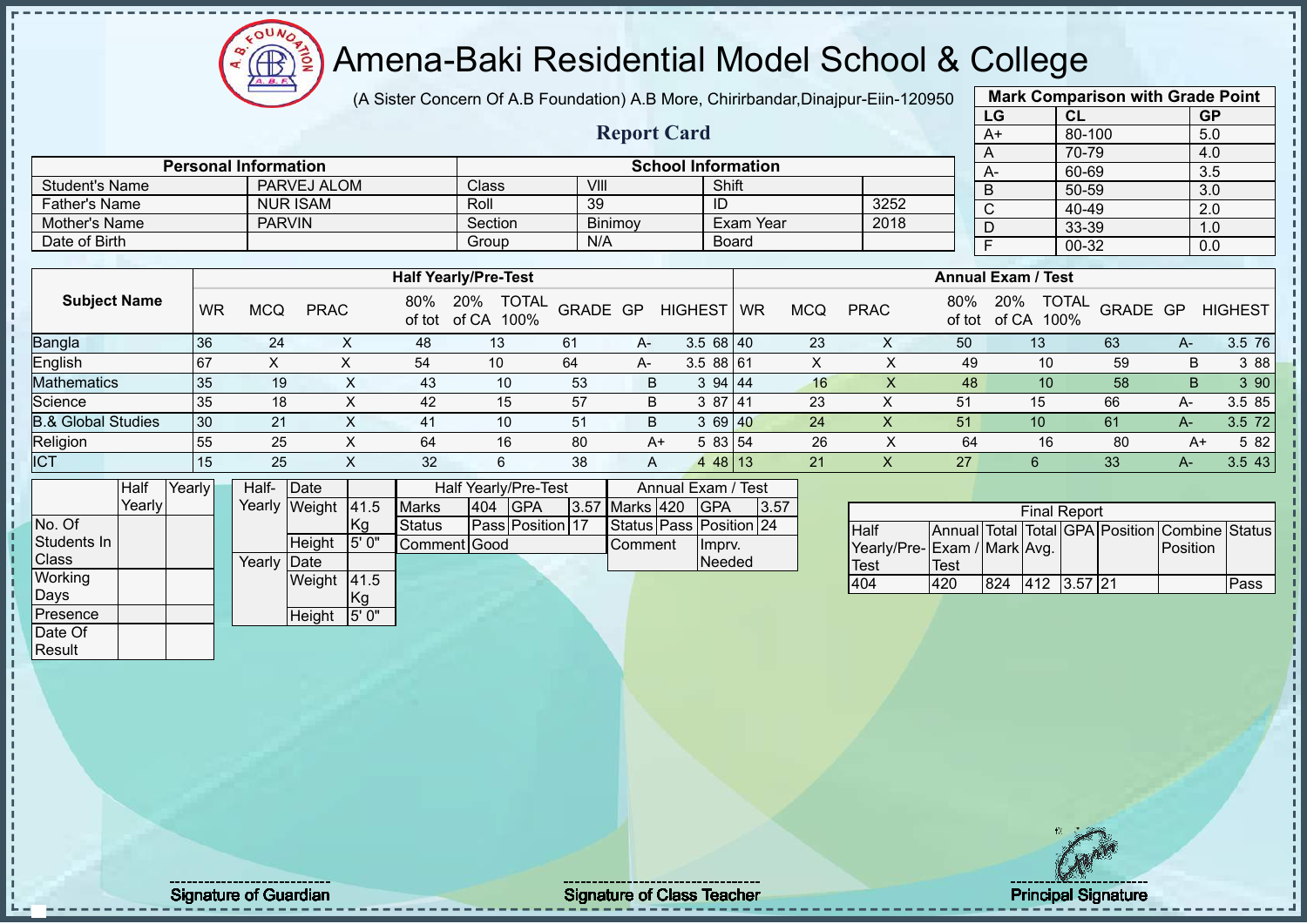# Amena-Baki Residential Model School & College

(A Sister Concern Of A.B Foundation) A.B More, Chirirbandar,Dinajpur-Eiin-120950

## Report Card

| Mark Comparison with Grade Point | | |
|---|---|---|
| LG | CL | GP |
| A+ | 80-100 | 5.0 |
| A | 70-79 | 4.0 |
| A- | 60-69 | 3.5 |
| B | 50-59 | 3.0 |
| C | 40-49 | 2.0 |
| D | 33-39 | 1.0 |
| F | 00-32 | 0.0 |

| Personal Information | | School Information | | | |
|---|---|---|---|---|---|
| Student's Name | PARVEJ ALOM | Class | VIII | Shift | |
| Father's Name | NUR ISAM | Roll | 39 | ID | 3252 |
| Mother's Name | PARVIN | Section | Binimoy | Exam Year | 2018 |
| Date of Birth | | Group | N/A | Board | |

| Subject Name | Half Yearly/Pre-Test | | | | | | | | | Annual Exam / Test | | | | | | | | |
|---|---|---|---|---|---|---|---|---|---|---|---|---|---|---|---|---|---|---|
| | WR | MCQ | PRAC | 80% of tot | 20% of CA | TOTAL 100% | GRADE | GP | HIGHEST | WR | MCQ | PRAC | 80% of tot | 20% of CA | TOTAL 100% | GRADE | GP | HIGHEST |
| Bangla | 36 | 24 | X | 48 | 13 | 61 | A- | 3.5 | 68 | 40 | 23 | X | 50 | 13 | 63 | A- | 3.5 | 76 |
| English | 67 | X | X | 54 | 10 | 64 | A- | 3.5 | 88 | 61 | X | X | 49 | 10 | 59 | B | 3 | 88 |
| Mathematics | 35 | 19 | X | 43 | 10 | 53 | B | 3 | 94 | 44 | 16 | X | 48 | 10 | 58 | B | 3 | 90 |
| Science | 35 | 18 | X | 42 | 15 | 57 | B | 3 | 87 | 41 | 23 | X | 51 | 15 | 66 | A- | 3.5 | 85 |
| B.& Global Studies | 30 | 21 | X | 41 | 10 | 51 | B | 3 | 69 | 40 | 24 | X | 51 | 10 | 61 | A- | 3.5 | 72 |
| Religion | 55 | 25 | X | 64 | 16 | 80 | A+ | 5 | 83 | 54 | 26 | X | 64 | 16 | 80 | A+ | 5 | 82 |
| ICT | 15 | 25 | X | 32 | 6 | 38 | A | 4 | 48 | 13 | 21 | X | 27 | 6 | 33 | A- | 3.5 | 43 |

| | Half Yearly | Yearly |
|---|---|---|
| No. Of Students In Class | | |
| Working Days | | |
| Presence | | |
| Date Of Result | | |

| | | |
|---|---|---|
| Half-Yearly | Date | |
| | Weight | 41.5 Kg |
| | Height | 5' 0" |
| Yearly | Date | |
| | Weight | 41.5 Kg |
| | Height | 5' 0" |

| Half Yearly/Pre-Test | | | |
|---|---|---|---|
| Marks | 404 | GPA | 3.57 |
| Status | Pass | Position | 17 |
| Comment | Good | | |

| Annual Exam / Test | | | |
|---|---|---|---|
| Marks | 420 | GPA | 3.57 |
| Status | Pass | Position | 24 |
| Comment | Imprv. Needed | | |

| Final Report | | | | | | | |
|---|---|---|---|---|---|---|---|
| Half Yearly/Pre-Test | Annual Exam / Test | Total Mark | Total Avg. | GPA | Position | Combine Position | Status |
| 404 | 420 | 824 | 412 | 3.57 | 21 | | Pass |

Signature of Guardian

Signature of Class Teacher

Principal Signature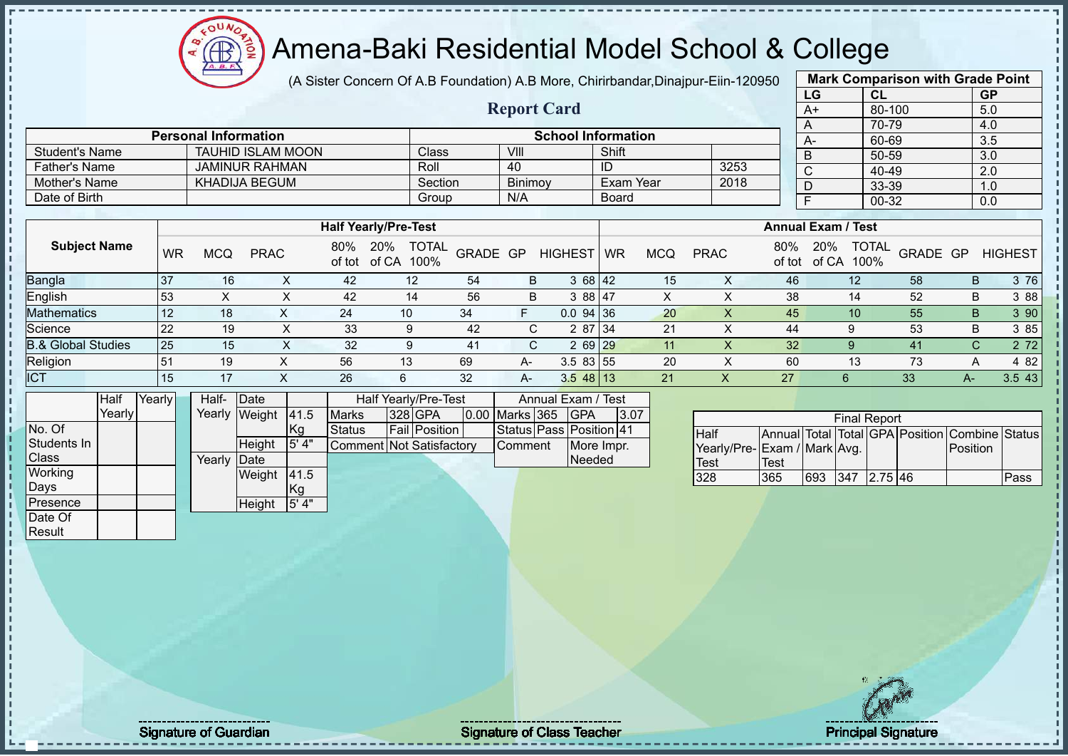# Amena-Baki Residential Model School & College

(A Sister Concern Of A.B Foundation) A.B More, Chirirbandar,Dinajpur-Eiin-120950

## Report Card

| Mark Comparison with Grade Point | | |
|---|---|---|
| LG | CL | GP |
| A+ | 80-100 | 5.0 |
| A | 70-79 | 4.0 |
| A- | 60-69 | 3.5 |
| B | 50-59 | 3.0 |
| C | 40-49 | 2.0 |
| D | 33-39 | 1.0 |
| F | 00-32 | 0.0 |

| Personal Information | | School Information | | | |
|---|---|---|---|---|---|
| Student's Name | TAUHID ISLAM MOON | Class | VIII | Shift | |
| Father's Name | JAMINUR RAHMAN | Roll | 40 | ID | 3253 |
| Mother's Name | KHADIJA BEGUM | Section | Binimoy | Exam Year | 2018 |
| Date of Birth | | Group | N/A | Board | |

| Subject Name | Half Yearly/Pre-Test | | | | | | | | | | Annual Exam / Test | | | | | | | | | |
|---|---|---|---|---|---|---|---|---|---|---|---|---|---|---|---|---|---|---|---|---|
| | WR | MCQ | PRAC | 80% of tot | 20% of CA | TOTAL 100% | GRADE | GP | HIGHEST | WR | MCQ | PRAC | 80% of tot | 20% of CA | TOTAL 100% | GRADE | GP | HIGHEST |
| Bangla | 37 | 16 | X | 42 | 12 | 54 | B | 3 | 68 | 42 | 15 | X | 46 | 12 | 58 | B | 3 | 76 |
| English | 53 | X | X | 42 | 14 | 56 | B | 3 | 88 | 47 | X | X | 38 | 14 | 52 | B | 3 | 88 |
| Mathematics | 12 | 18 | X | 24 | 10 | 34 | F | 0.0 | 94 | 36 | 20 | X | 45 | 10 | 55 | B | 3 | 90 |
| Science | 22 | 19 | X | 33 | 9 | 42 | C | 2 | 87 | 34 | 21 | X | 44 | 9 | 53 | B | 3 | 85 |
| B.& Global Studies | 25 | 15 | X | 32 | 9 | 41 | C | 2 | 69 | 29 | 11 | X | 32 | 9 | 41 | C | 2 | 72 |
| Religion | 51 | 19 | X | 56 | 13 | 69 | A- | 3.5 | 83 | 55 | 20 | X | 60 | 13 | 73 | A | 4 | 82 |
| ICT | 15 | 17 | X | 26 | 6 | 32 | A- | 3.5 | 48 | 13 | 21 | X | 27 | 6 | 33 | A- | 3.5 | 43 |

| | Half Yearly | Yearly |
|---|---|---|
| No. Of Students In Class | | |
| Working Days | | |
| Presence | | |
| Date Of Result | | |

| | | |
|---|---|---|
| Half-Yearly | Date | |
| | Weight | 41.5 Kg |
| | Height | 5' 4" |
| Yearly | Date | |
| | Weight | 41.5 Kg |
| | Height | 5' 4" |

| Half Yearly/Pre-Test | | | | Annual Exam / Test | | | |
|---|---|---|---|---|---|---|---|
| Marks | 328 | GPA | 0.00 | Marks | 365 | GPA | 3.07 |
| Status | Fail | Position | | Status | Pass | Position | 41 |
| Comment | Not Satisfactory | | | Comment | More Impr. Needed | | |

| Final Report | | | | | | | |
|---|---|---|---|---|---|---|---|
| Half Yearly/Pre-Test | Annual Exam / Test | Total Mark | Total Avg. | GPA | Position | Combine Position | Status |
| 328 | 365 | 693 | 347 | 2.75 | 46 | | Pass |

Signature of Guardian

Signature of Class Teacher

Principal Signature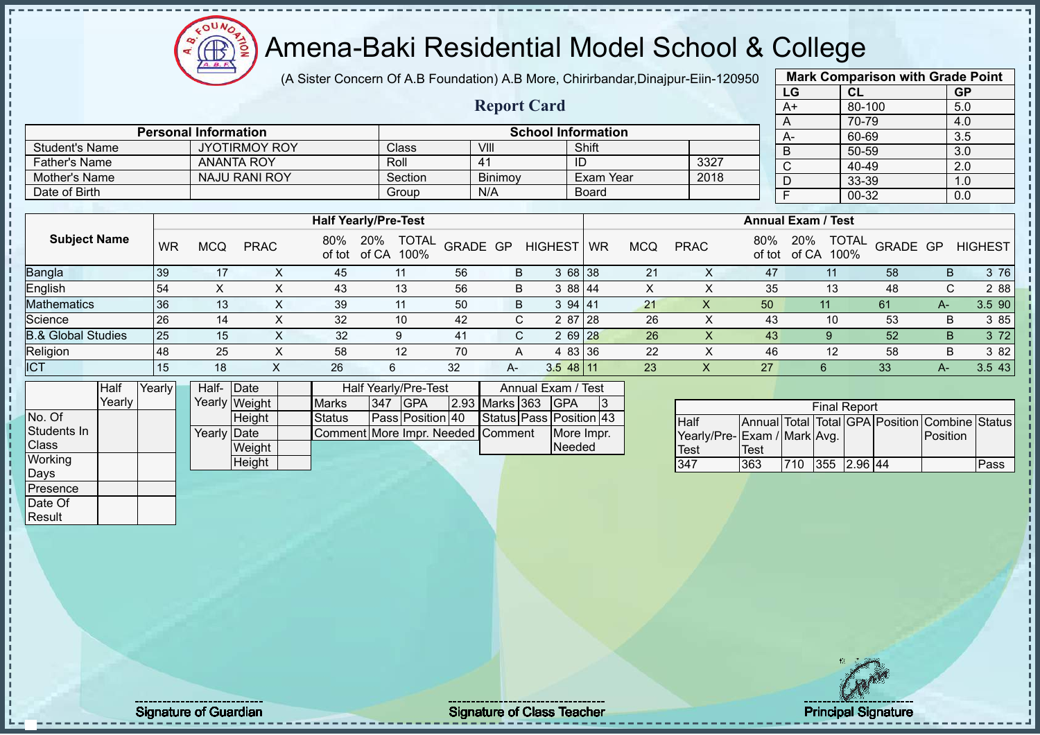# Amena-Baki Residential Model School & College

(A Sister Concern Of A.B Foundation) A.B More, Chirirbandar,Dinajpur-Eiin-120950

## Report Card

| Mark Comparison with Grade Point | | |
|---|---|---|
| LG | CL | GP |
| A+ | 80-100 | 5.0 |
| A | 70-79 | 4.0 |
| A- | 60-69 | 3.5 |
| B | 50-59 | 3.0 |
| C | 40-49 | 2.0 |
| D | 33-39 | 1.0 |
| F | 00-32 | 0.0 |

| Personal Information | | School Information | | | |
|---|---|---|---|---|---|
| Student's Name | JYOTIRMOY ROY | Class | VIII | Shift | |
| Father's Name | ANANTA ROY | Roll | 41 | ID | 3327 |
| Mother's Name | NAJU RANI ROY | Section | Binimoy | Exam Year | 2018 |
| Date of Birth | | Group | N/A | Board | |

| Subject Name | Half Yearly/Pre-Test | | | | | | | | | | Annual Exam / Test | | | | | | | | | |
|---|---|---|---|---|---|---|---|---|---|---|---|---|---|---|---|---|---|---|---|---|
| | WR | MCQ | PRAC | 80% of tot | 20% of CA | TOTAL 100% | GRADE | GP | HIGHEST | WR | MCQ | PRAC | 80% of tot | 20% of CA | TOTAL 100% | GRADE | GP | HIGHEST |
| Bangla | 39 | 17 | X | 45 | 11 | 56 | B | 3 | 68 | 38 | 21 | X | 47 | 11 | 58 | B | 3 | 76 |
| English | 54 | X | X | 43 | 13 | 56 | B | 3 | 88 | 44 | X | X | 35 | 13 | 48 | C | 2 | 88 |
| Mathematics | 36 | 13 | X | 39 | 11 | 50 | B | 3 | 94 | 41 | 21 | X | 50 | 11 | 61 | A- | 3.5 | 90 |
| Science | 26 | 14 | X | 32 | 10 | 42 | C | 2 | 87 | 28 | 26 | X | 43 | 10 | 53 | B | 3 | 85 |
| B.& Global Studies | 25 | 15 | X | 32 | 9 | 41 | C | 2 | 69 | 28 | 26 | X | 43 | 9 | 52 | B | 3 | 72 |
| Religion | 48 | 25 | X | 58 | 12 | 70 | A | 4 | 83 | 36 | 22 | X | 46 | 12 | 58 | B | 3 | 82 |
| ICT | 15 | 18 | X | 26 | 6 | 32 | A- | 3.5 | 48 | 11 | 23 | X | 27 | 6 | 33 | A- | 3.5 | 43 |

| | Half Yearly | Yearly |
|---|---|---|
| No. Of Students In Class | | |
| Working Days | | |
| Presence | | |
| Date Of Result | | |

| | | |
|---|---|---|
| Half-Yearly | Date | |
| | Weight | |
| | Height | |
| Yearly | Date | |
| | Weight | |
| | Height | |

| Half Yearly/Pre-Test | | | | Annual Exam / Test | | | |
|---|---|---|---|---|---|---|---|
| Marks | 347 | GPA | 2.93 | Marks | 363 | GPA | 3 |
| Status | Pass | Position | 40 | Status | Pass | Position | 43 |
| Comment | More Impr. Needed | | | Comment | More Impr. Needed | | |

| Final Report | | | | | | | |
|---|---|---|---|---|---|---|---|
| Half Yearly/Pre-Test | Annual Exam / Test | Total Mark | Total Avg. | GPA | Position | Combine Position | Status |
| 347 | 363 | 710 | 355 | 2.96 | 44 | | Pass |

Signature of Guardian

Signature of Class Teacher

Principal Signature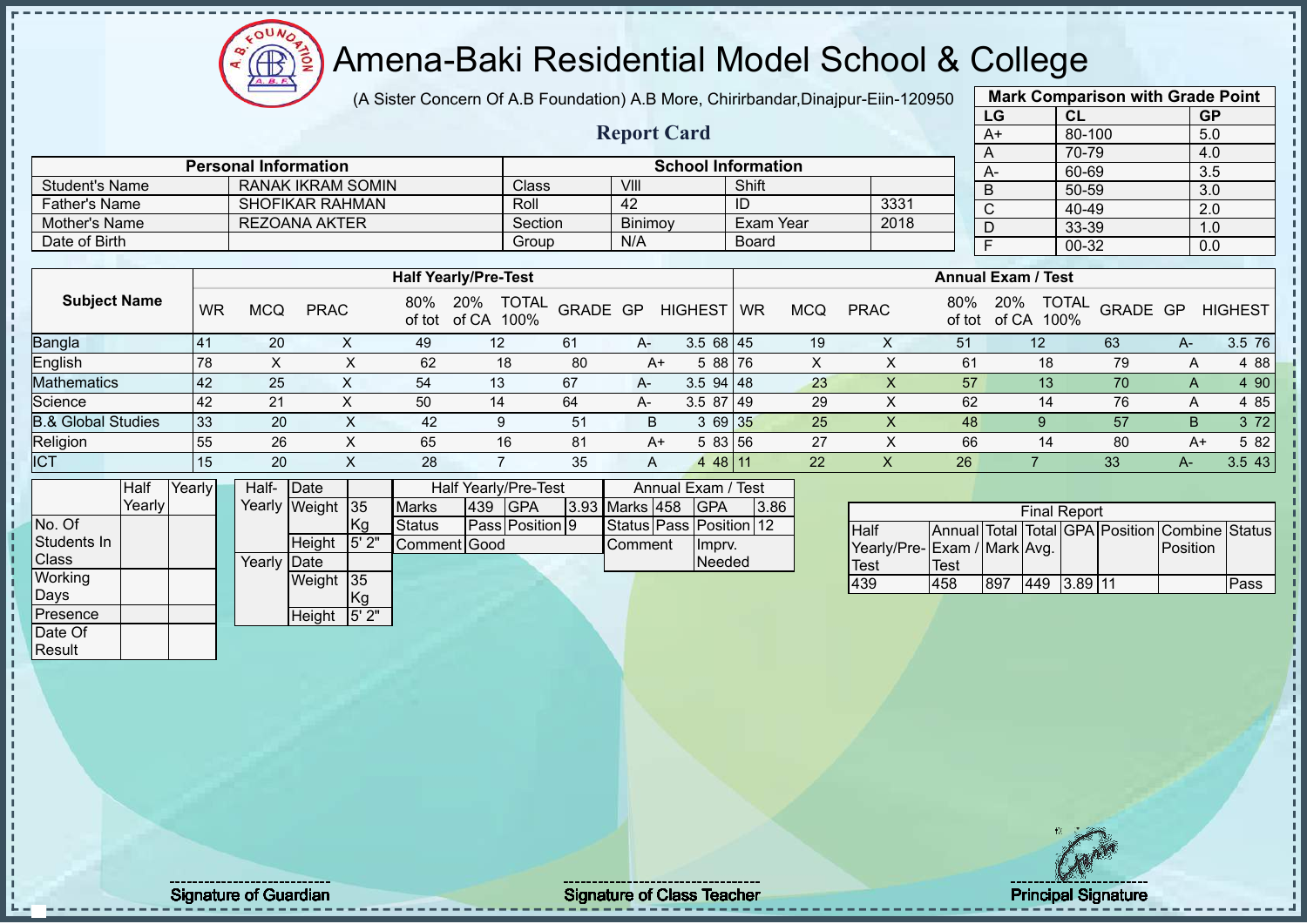# Amena-Baki Residential Model School & College

(A Sister Concern Of A.B Foundation) A.B More, Chirirbandar,Dinajpur-Eiin-120950

## Report Card

| Mark Comparison with Grade Point | | |
|---|---|---|
| LG | CL | GP |
| A+ | 80-100 | 5.0 |
| A | 70-79 | 4.0 |
| A- | 60-69 | 3.5 |
| B | 50-59 | 3.0 |
| C | 40-49 | 2.0 |
| D | 33-39 | 1.0 |
| F | 00-32 | 0.0 |

| Personal Information | | School Information | | | |
|---|---|---|---|---|---|
| Student's Name | RANAK IKRAM SOMIN | Class | VIII | Shift | |
| Father's Name | SHOFIKAR RAHMAN | Roll | 42 | ID | 3331 |
| Mother's Name | REZOANA AKTER | Section | Binimoy | Exam Year | 2018 |
| Date of Birth | | Group | N/A | Board | |

| Subject Name | Half Yearly/Pre-Test | | | | | | | | | Annual Exam / Test | | | | | | | | |
|---|---|---|---|---|---|---|---|---|---|---|---|---|---|---|---|---|---|---|
| | WR | MCQ | PRAC | 80% of tot | 20% of CA | TOTAL 100% | GRADE | GP | HIGHEST | WR | MCQ | PRAC | 80% of tot | 20% of CA | TOTAL 100% | GRADE | GP | HIGHEST |
| Bangla | 41 | 20 | X | 49 | 12 | 61 | A- | 3.5 | 68 | 45 | 19 | X | 51 | 12 | 63 | A- | 3.5 | 76 |
| English | 78 | X | X | 62 | 18 | 80 | A+ | 5 | 88 | 76 | X | X | 61 | 18 | 79 | A | 4 | 88 |
| Mathematics | 42 | 25 | X | 54 | 13 | 67 | A- | 3.5 | 94 | 48 | 23 | X | 57 | 13 | 70 | A | 4 | 90 |
| Science | 42 | 21 | X | 50 | 14 | 64 | A- | 3.5 | 87 | 49 | 29 | X | 62 | 14 | 76 | A | 4 | 85 |
| B.& Global Studies | 33 | 20 | X | 42 | 9 | 51 | B | 3 | 69 | 35 | 25 | X | 48 | 9 | 57 | B | 3 | 72 |
| Religion | 55 | 26 | X | 65 | 16 | 81 | A+ | 5 | 83 | 56 | 27 | X | 66 | 14 | 80 | A+ | 5 | 82 |
| ICT | 15 | 20 | X | 28 | 7 | 35 | A | 4 | 48 | 11 | 22 | X | 26 | 7 | 33 | A- | 3.5 | 43 |

| | Half Yearly | Yearly |
|---|---|---|
| No. Of Students In Class | | |
| Working Days | | |
| Presence | | |
| Date Of Result | | |

| | | |
|---|---|---|
| Half-Yearly | Date | |
| | Weight | 35 Kg |
| | Height | 5' 2" |
| Yearly | Date | |
| | Weight | 35 Kg |
| | Height | 5' 2" |

| Half Yearly/Pre-Test | | | | Annual Exam / Test | | | |
|---|---|---|---|---|---|---|---|
| Marks | 439 | GPA | 3.93 | Marks | 458 | GPA | 3.86 |
| Status | Pass | Position | 9 | Status | Pass | Position | 12 |
| Comment | Good | | | Comment | Imprv. Needed | | |

| Final Report | | | | | | | |
|---|---|---|---|---|---|---|---|
| Half Yearly/Pre-Test | Annual Exam / Test | Total Mark | Total Avg. | GPA | Position | Combine Position | Status |
| 439 | 458 | 897 | 449 | 3.89 | 11 | | Pass |

Signature of Guardian | Signature of Class Teacher | Principal Signature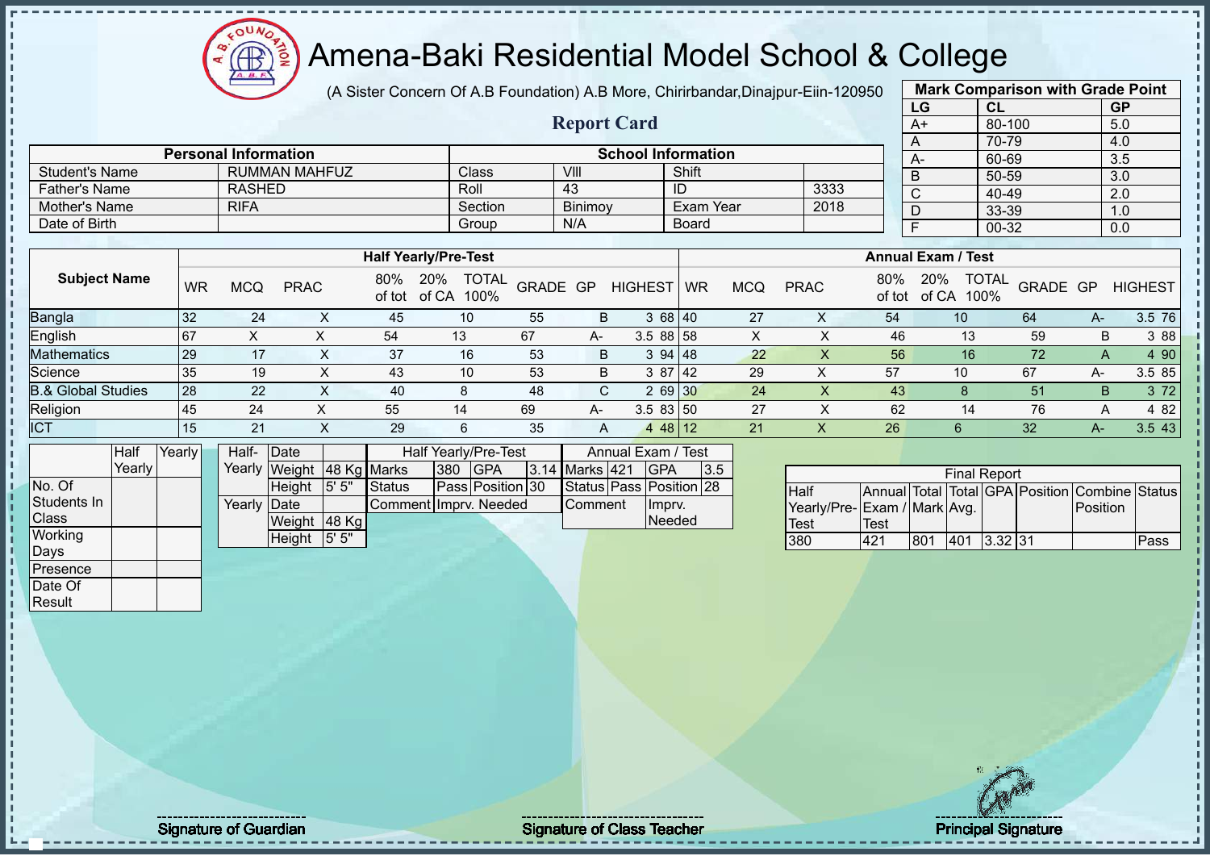# Amena-Baki Residential Model School & College

(A Sister Concern Of A.B Foundation) A.B More, Chirirbandar,Dinajpur-Eiin-120950

## Report Card

| Mark Comparison with Grade Point | | |
|---|---|---|
| LG | CL | GP |
| A+ | 80-100 | 5.0 |
| A | 70-79 | 4.0 |
| A- | 60-69 | 3.5 |
| B | 50-59 | 3.0 |
| C | 40-49 | 2.0 |
| D | 33-39 | 1.0 |
| F | 00-32 | 0.0 |

| Personal Information | | School Information | | | |
|---|---|---|---|---|---|
| Student's Name | RUMMAN MAHFUZ | Class | VIII | Shift | |
| Father's Name | RASHED | Roll | 43 | ID | 3333 |
| Mother's Name | RIFA | Section | Binimoy | Exam Year | 2018 |
| Date of Birth | | Group | N/A | Board | |

| Subject Name | Half Yearly/Pre-Test | | | | | | | | | Annual Exam / Test | | | | | | | | |
|---|---|---|---|---|---|---|---|---|---|---|---|---|---|---|---|---|---|---|
| | WR | MCQ | PRAC | 80% of tot | 20% of CA | TOTAL 100% | GRADE | GP | HIGHEST | WR | MCQ | PRAC | 80% of tot | 20% of CA | TOTAL 100% | GRADE | GP | HIGHEST |
| Bangla | 32 | 24 | X | 45 | 10 | 55 | B | 3 | 68 | 40 | 27 | X | 54 | 10 | 64 | A- | 3.5 | 76 |
| English | 67 | X | X | 54 | 13 | 67 | A- | 3.5 | 88 | 58 | X | X | 46 | 13 | 59 | B | 3 | 88 |
| Mathematics | 29 | 17 | X | 37 | 16 | 53 | B | 3 | 94 | 48 | 22 | X | 56 | 16 | 72 | A | 4 | 90 |
| Science | 35 | 19 | X | 43 | 10 | 53 | B | 3 | 87 | 42 | 29 | X | 57 | 10 | 67 | A- | 3.5 | 85 |
| B.& Global Studies | 28 | 22 | X | 40 | 8 | 48 | C | 2 | 69 | 30 | 24 | X | 43 | 8 | 51 | B | 3 | 72 |
| Religion | 45 | 24 | X | 55 | 14 | 69 | A- | 3.5 | 83 | 50 | 27 | X | 62 | 14 | 76 | A | 4 | 82 |
| ICT | 15 | 21 | X | 29 | 6 | 35 | A | 4 | 48 | 12 | 21 | X | 26 | 6 | 32 | A- | 3.5 | 43 |

| | Half Yearly | Yearly |
|---|---|---|
| No. Of Students In Class | | |
| Working Days | | |
| Presence | | |
| Date Of Result | | |

| | | |
|---|---|---|
| Half-Yearly | Date | |
| | Weight | 48 Kg |
| | Height | 5' 5" |
| Yearly | Date | |
| | Weight | 48 Kg |
| | Height | 5' 5" |

| Half Yearly/Pre-Test | | | | Annual Exam / Test | | | |
|---|---|---|---|---|---|---|---|
| Marks | 380 | GPA | 3.14 | Marks | 421 | GPA | 3.5 |
| Status | Pass | Position | 30 | Status | Pass | Position | 28 |
| Comment | Imprv. Needed | | | Comment | Imprv. Needed | | |

| Final Report | | | | | | | |
|---|---|---|---|---|---|---|---|
| Half Yearly/Pre-Test | Annual Exam / Test | Total Mark | Total Avg. | GPA | Position | Combine Position | Status |
| 380 | 421 | 801 | 401 | 3.32 | 31 | | Pass |

Signature of Guardian    Signature of Class Teacher    Principal Signature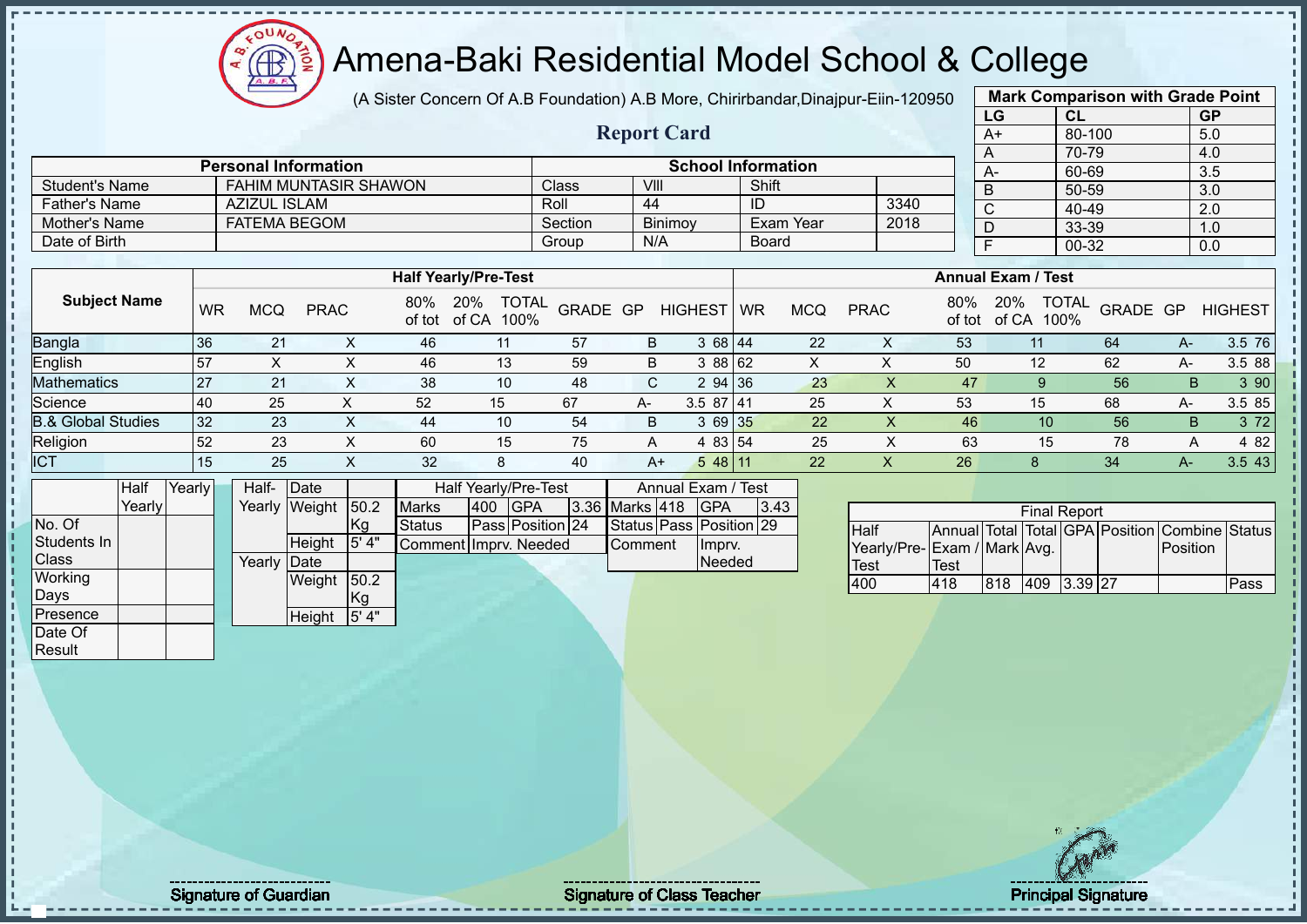# Amena-Baki Residential Model School & College

(A Sister Concern Of A.B Foundation) A.B More, Chirirbandar,Dinajpur-Eiin-120950

## Report Card

| Mark Comparison with Grade Point | | |
|---|---|---|
| LG | CL | GP |
| A+ | 80-100 | 5.0 |
| A | 70-79 | 4.0 |
| A- | 60-69 | 3.5 |
| B | 50-59 | 3.0 |
| C | 40-49 | 2.0 |
| D | 33-39 | 1.0 |
| F | 00-32 | 0.0 |

| Personal Information | | School Information | | | |
|---|---|---|---|---|---|
| Student's Name | FAHIM MUNTASIR SHAWON | Class | VIII | Shift | |
| Father's Name | AZIZUL ISLAM | Roll | 44 | ID | 3340 |
| Mother's Name | FATEMA BEGOM | Section | Binimoy | Exam Year | 2018 |
| Date of Birth | | Group | N/A | Board | |

| Subject Name | Half Yearly/Pre-Test | | | | | | | | | Annual Exam / Test | | | | | | | | |
|---|---|---|---|---|---|---|---|---|---|---|---|---|---|---|---|---|---|---|
| | WR | MCQ | PRAC | 80% of tot | 20% of CA | TOTAL 100% | GRADE | GP | HIGHEST | WR | MCQ | PRAC | 80% of tot | 20% of CA | TOTAL 100% | GRADE | GP | HIGHEST |
| Bangla | 36 | 21 | X | 46 | 11 | 57 | B | 3 | 68 | 44 | 22 | X | 53 | 11 | 64 | A- | 3.5 | 76 |
| English | 57 | X | X | 46 | 13 | 59 | B | 3 | 88 | 62 | X | X | 50 | 12 | 62 | A- | 3.5 | 88 |
| Mathematics | 27 | 21 | X | 38 | 10 | 48 | C | 2 | 94 | 36 | 23 | X | 47 | 9 | 56 | B | 3 | 90 |
| Science | 40 | 25 | X | 52 | 15 | 67 | A- | 3.5 | 87 | 41 | 25 | X | 53 | 15 | 68 | A- | 3.5 | 85 |
| B.& Global Studies | 32 | 23 | X | 44 | 10 | 54 | B | 3 | 69 | 35 | 22 | X | 46 | 10 | 56 | B | 3 | 72 |
| Religion | 52 | 23 | X | 60 | 15 | 75 | A | 4 | 83 | 54 | 25 | X | 63 | 15 | 78 | A | 4 | 82 |
| ICT | 15 | 25 | X | 32 | 8 | 40 | A+ | 5 | 48 | 11 | 22 | X | 26 | 8 | 34 | A- | 3.5 | 43 |

| | Half Yearly | Yearly |
|---|---|---|
| No. Of Students In Class | | |
| Working Days | | |
| Presence | | |
| Date Of Result | | |

| | | |
|---|---|---|
| Half-Yearly | Date | |
| | Weight | 50.2 Kg |
| | Height | 5' 4" |
| Yearly | Date | |
| | Weight | 50.2 Kg |
| | Height | 5' 4" |

| Half Yearly/Pre-Test | | | |
|---|---|---|---|
| Marks | 400 | GPA | 3.36 |
| Status | Pass | Position | 24 |
| Comment | Imprv. Needed | | |

| Annual Exam / Test | | | |
|---|---|---|---|
| Marks | 418 | GPA | 3.43 |
| Status | Pass | Position | 29 |
| Comment | Imprv. Needed | | |

| Final Report | | | | | | | |
|---|---|---|---|---|---|---|---|
| Half Yearly/Pre-Test | Annual Exam / Test | Total Mark | Total Avg. | GPA | Position | Combine Position | Status |
| 400 | 418 | 818 | 409 | 3.39 | 27 | | Pass |

Signature of Guardian

Signature of Class Teacher

Principal Signature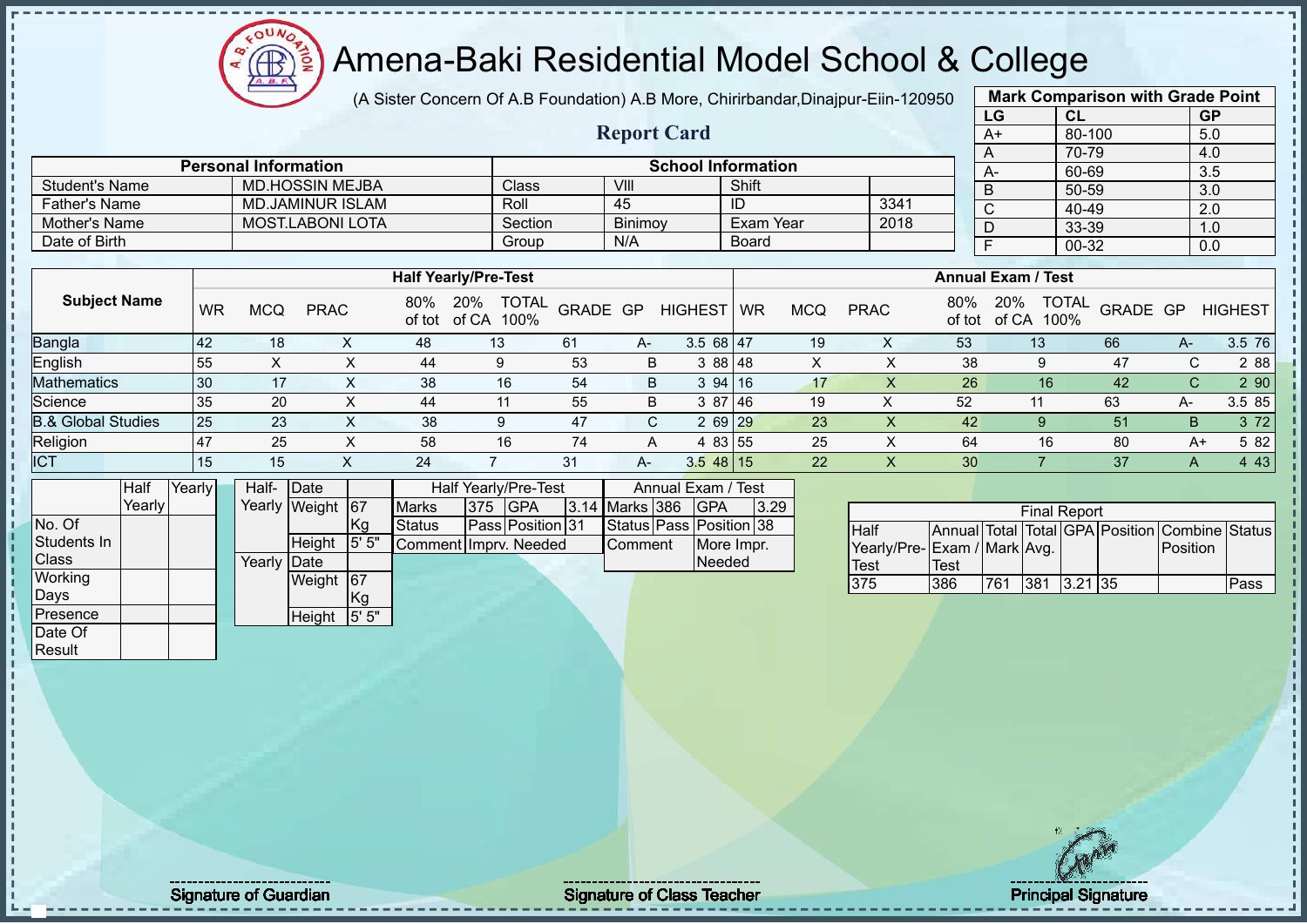# Amena-Baki Residential Model School & College

(A Sister Concern Of A.B Foundation) A.B More, Chirirbandar,Dinajpur-Eiin-120950

## Report Card

| Mark Comparison with Grade Point | | |
|---|---|---|
| LG | CL | GP |
| A+ | 80-100 | 5.0 |
| A | 70-79 | 4.0 |
| A- | 60-69 | 3.5 |
| B | 50-59 | 3.0 |
| C | 40-49 | 2.0 |
| D | 33-39 | 1.0 |
| F | 00-32 | 0.0 |

| Personal Information | | School Information | | | |
|---|---|---|---|---|---|
| Student's Name | MD.HOSSIN MEJBA | Class | VIII | Shift | |
| Father's Name | MD.JAMINUR ISLAM | Roll | 45 | ID | 3341 |
| Mother's Name | MOST.LABONI LOTA | Section | Binimoy | Exam Year | 2018 |
| Date of Birth | | Group | N/A | Board | |

| Subject Name | Half Yearly/Pre-Test | | | | | | | | | Annual Exam / Test | | | | | | | | |
|---|---|---|---|---|---|---|---|---|---|---|---|---|---|---|---|---|---|---|
| | WR | MCQ | PRAC | 80% of tot | 20% of CA | TOTAL 100% | GRADE | GP | HIGHEST | WR | MCQ | PRAC | 80% of tot | 20% of CA | TOTAL 100% | GRADE | GP | HIGHEST |
| Bangla | 42 | 18 | X | 48 | 13 | 61 | A- | 3.5 | 68 | 47 | 19 | X | 53 | 13 | 66 | A- | 3.5 | 76 |
| English | 55 | X | X | 44 | 9 | 53 | B | 3 | 88 | 48 | X | X | 38 | 9 | 47 | C | 2 | 88 |
| Mathematics | 30 | 17 | X | 38 | 16 | 54 | B | 3 | 94 | 16 | 17 | X | 26 | 16 | 42 | C | 2 | 90 |
| Science | 35 | 20 | X | 44 | 11 | 55 | B | 3 | 87 | 46 | 19 | X | 52 | 11 | 63 | A- | 3.5 | 85 |
| B.& Global Studies | 25 | 23 | X | 38 | 9 | 47 | C | 2 | 69 | 29 | 23 | X | 42 | 9 | 51 | B | 3 | 72 |
| Religion | 47 | 25 | X | 58 | 16 | 74 | A | 4 | 83 | 55 | 25 | X | 64 | 16 | 80 | A+ | 5 | 82 |
| ICT | 15 | 15 | X | 24 | 7 | 31 | A- | 3.5 | 48 | 15 | 22 | X | 30 | 7 | 37 | A | 4 | 43 |

| | Half Yearly | Yearly |
|---|---|---|
| No. Of Students In Class | | |
| Working Days | | |
| Presence | | |
| Date Of Result | | |

| | | |
|---|---|---|
| Half-Yearly | Date | |
| | Weight | 67 Kg |
| | Height | 5' 5" |
| Yearly | Date | |
| | Weight | 67 Kg |
| | Height | 5' 5" |

| Half Yearly/Pre-Test | | | | Annual Exam / Test | | | |
|---|---|---|---|---|---|---|---|
| Marks | 375 | GPA | 3.14 | Marks | 386 | GPA | 3.29 |
| Status | Pass | Position | 31 | Status | Pass | Position | 38 |
| Comment | Imprv. Needed | | | Comment | More Impr. Needed | | |

| Final Report | | | | | | | |
|---|---|---|---|---|---|---|---|
| Half Yearly/Pre-Test | Annual Exam / Test | Total Mark | Total Avg. | GPA | Position | Combine Position | Status |
| 375 | 386 | 761 | 381 | 3.21 | 35 | | Pass |

Signature of Guardian

Signature of Class Teacher

Principal Signature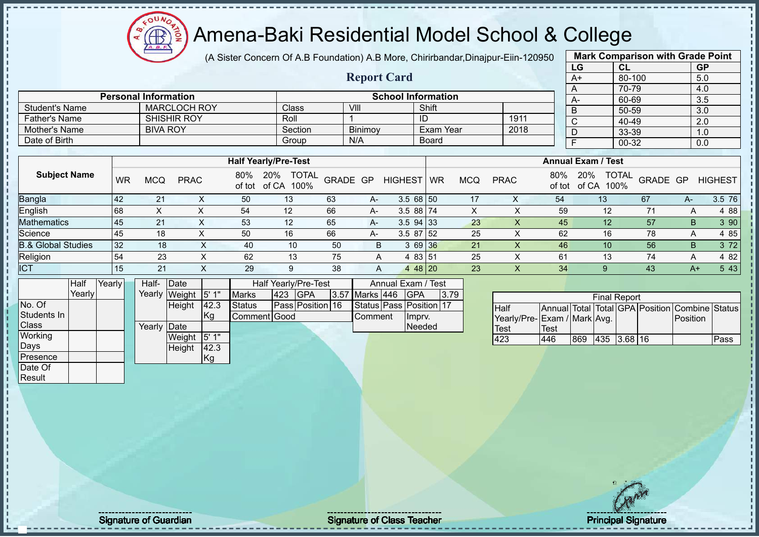# Amena-Baki Residential Model School & College

(A Sister Concern Of A.B Foundation) A.B More, Chirirbandar,Dinajpur-Eiin-120950

## Report Card

| Mark Comparison with Grade Point | | |
|---|---|---|
| LG | CL | GP |
| A+ | 80-100 | 5.0 |
| A | 70-79 | 4.0 |
| A- | 60-69 | 3.5 |
| B | 50-59 | 3.0 |
| C | 40-49 | 2.0 |
| D | 33-39 | 1.0 |
| F | 00-32 | 0.0 |

| Personal Information | | School Information | | | |
|---|---|---|---|---|---|
| Student's Name | MARCLOCH ROY | Class | VIII | Shift | |
| Father's Name | SHISHIR ROY | Roll | 1 | ID | 1911 |
| Mother's Name | BIVA ROY | Section | Binimoy | Exam Year | 2018 |
| Date of Birth | | Group | N/A | Board | |

| Subject Name | Half Yearly/Pre-Test | | | | | | | | | Annual Exam / Test | | | | | | | | |
|---|---|---|---|---|---|---|---|---|---|---|---|---|---|---|---|---|---|---|
| | WR | MCQ | PRAC | 80% of tot | 20% of CA | TOTAL 100% | GRADE | GP | HIGHEST | WR | MCQ | PRAC | 80% of tot | 20% of CA | TOTAL 100% | GRADE | GP | HIGHEST |
| Bangla | 42 | 21 | X | 50 | 13 | 63 | A- | 3.5 | 68 | 50 | 17 | X | 54 | 13 | 67 | A- | 3.5 | 76 |
| English | 68 | X | X | 54 | 12 | 66 | A- | 3.5 | 88 | 74 | X | X | 59 | 12 | 71 | A | 4 | 88 |
| Mathematics | 45 | 21 | X | 53 | 12 | 65 | A- | 3.5 | 94 | 33 | 23 | X | 45 | 12 | 57 | B | 3 | 90 |
| Science | 45 | 18 | X | 50 | 16 | 66 | A- | 3.5 | 87 | 52 | 25 | X | 62 | 16 | 78 | A | 4 | 85 |
| B.& Global Studies | 32 | 18 | X | 40 | 10 | 50 | B | 3 | 69 | 36 | 21 | X | 46 | 10 | 56 | B | 3 | 72 |
| Religion | 54 | 23 | X | 62 | 13 | 75 | A | 4 | 83 | 51 | 25 | X | 61 | 13 | 74 | A | 4 | 82 |
| ICT | 15 | 21 | X | 29 | 9 | 38 | A | 4 | 48 | 20 | 23 | X | 34 | 9 | 43 | A+ | 5 | 43 |

| | Half Yearly | Yearly |
|---|---|---|
| No. Of Students In Class | | |
| Working Days | | |
| Presence | | |
| Date Of Result | | |

| | | |
|---|---|---|
| Half-Yearly | Date | |
| | Weight | 5' 1" |
| | Height | 42.3 Kg |
| Yearly | Date | |
| | Weight | 5' 1" |
| | Height | 42.3 Kg |

| Half Yearly/Pre-Test | | | |
|---|---|---|---|
| Marks | 423 | GPA | 3.57 |
| Status | Pass | Position | 16 |
| Comment | Good | | |

| Annual Exam / Test | | | |
|---|---|---|---|
| Marks | 446 | GPA | 3.79 |
| Status | Pass | Position | 17 |
| Comment | Imprv. Needed | | |

| Final Report | | | | | | | |
|---|---|---|---|---|---|---|---|
| Half Yearly/Pre-Test | Annual Exam / Test | Total Mark | Total Avg. | GPA | Position | Combine Position | Status |
| 423 | 446 | 869 | 435 | 3.68 | 16 | | Pass |

Signature of Guardian

Signature of Class Teacher

Principal Signature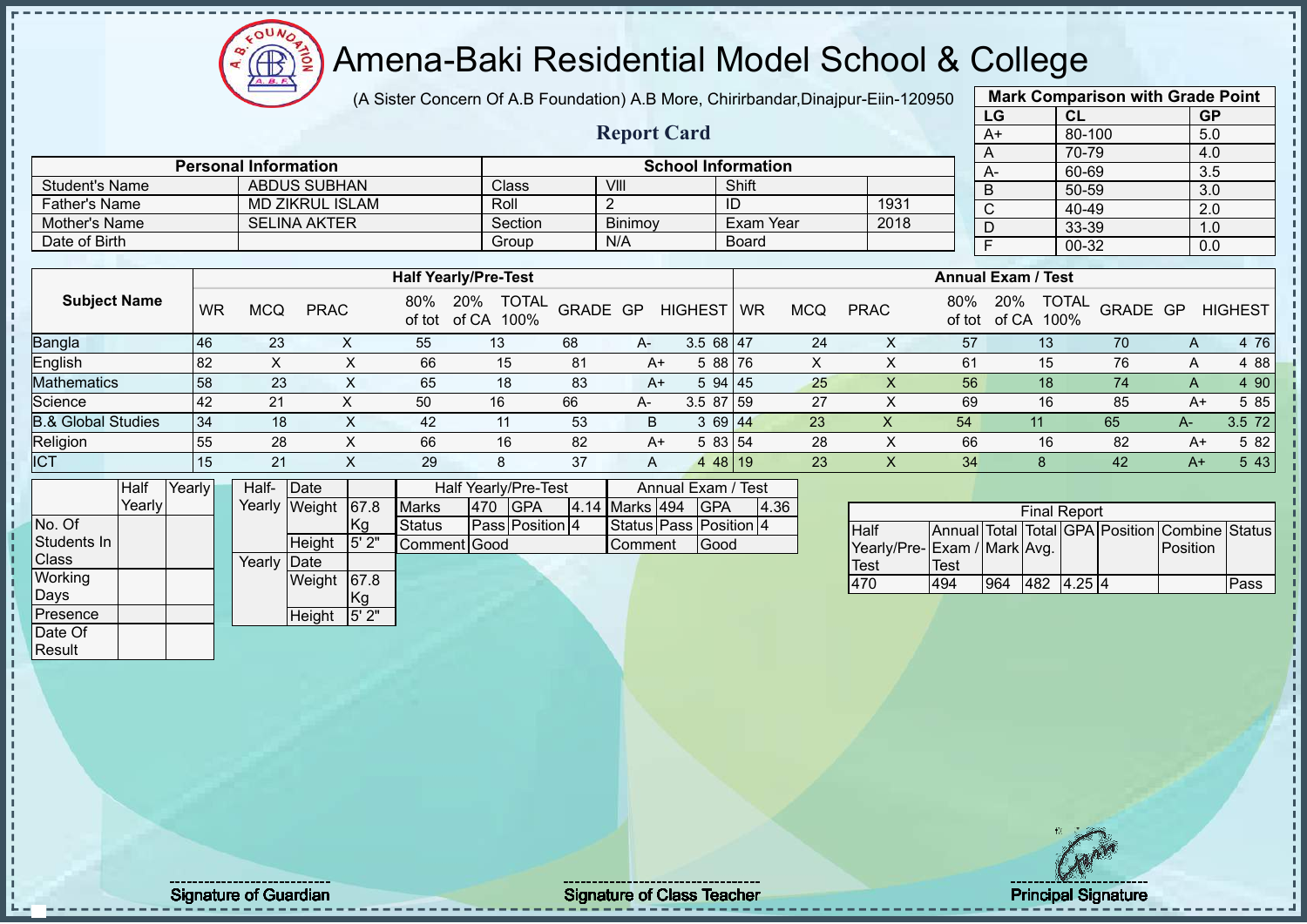# Amena-Baki Residential Model School & College

(A Sister Concern Of A.B Foundation) A.B More, Chirirbandar,Dinajpur-Eiin-120950

## Report Card

| Mark Comparison with Grade Point | | |
|---|---|---|
| LG | CL | GP |
| A+ | 80-100 | 5.0 |
| A | 70-79 | 4.0 |
| A- | 60-69 | 3.5 |
| B | 50-59 | 3.0 |
| C | 40-49 | 2.0 |
| D | 33-39 | 1.0 |
| F | 00-32 | 0.0 |

| Personal Information | | School Information | | | |
|---|---|---|---|---|---|
| Student's Name | ABDUS SUBHAN | Class | VIII | Shift | |
| Father's Name | MD ZIKRUL ISLAM | Roll | 2 | ID | 1931 |
| Mother's Name | SELINA AKTER | Section | Binimoy | Exam Year | 2018 |
| Date of Birth | | Group | N/A | Board | |

| Subject Name | Half Yearly/Pre-Test | | | | | | | | | Annual Exam / Test | | | | | | | | |
|---|---|---|---|---|---|---|---|---|---|---|---|---|---|---|---|---|---|---|
| | WR | MCQ | PRAC | 80% of tot | 20% of CA | TOTAL 100% | GRADE | GP | HIGHEST | WR | MCQ | PRAC | 80% of tot | 20% of CA | TOTAL 100% | GRADE | GP | HIGHEST |
| Bangla | 46 | 23 | X | 55 | 13 | 68 | A- | 3.5 | 68 | 47 | 24 | X | 57 | 13 | 70 | A | 4 | 76 |
| English | 82 | X | X | 66 | 15 | 81 | A+ | 5 | 88 | 76 | X | X | 61 | 15 | 76 | A | 4 | 88 |
| Mathematics | 58 | 23 | X | 65 | 18 | 83 | A+ | 5 | 94 | 45 | 25 | X | 56 | 18 | 74 | A | 4 | 90 |
| Science | 42 | 21 | X | 50 | 16 | 66 | A- | 3.5 | 87 | 59 | 27 | X | 69 | 16 | 85 | A+ | 5 | 85 |
| B.& Global Studies | 34 | 18 | X | 42 | 11 | 53 | B | 3 | 69 | 44 | 23 | X | 54 | 11 | 65 | A- | 3.5 | 72 |
| Religion | 55 | 28 | X | 66 | 16 | 82 | A+ | 5 | 83 | 54 | 28 | X | 66 | 16 | 82 | A+ | 5 | 82 |
| ICT | 15 | 21 | X | 29 | 8 | 37 | A | 4 | 48 | 19 | 23 | X | 34 | 8 | 42 | A+ | 5 | 43 |

| | Half Yearly | Yearly |
|---|---|---|
| No. Of Students In Class | | |
| Working Days | | |
| Presence | | |
| Date Of Result | | |

| | | |
|---|---|---|
| Half-Yearly | Date | |
| | Weight | 67.8 Kg |
| | Height | 5' 2" |
| Yearly | Date | |
| | Weight | 67.8 Kg |
| | Height | 5' 2" |

| Half Yearly/Pre-Test | | | | Annual Exam / Test | | | |
|---|---|---|---|---|---|---|---|
| Marks | 470 | GPA | 4.14 | Marks | 494 | GPA | 4.36 |
| Status | Pass | Position | 4 | Status | Pass | Position | 4 |
| Comment | Good | | | Comment | Good | | |

| Final Report | | | | | | | |
|---|---|---|---|---|---|---|---|
| Half Yearly/Pre-Test | Annual Exam / Test | Total Mark | Total Avg. | GPA | Position | Combine Position | Status |
| 470 | 494 | 964 | 482 | 4.25 | 4 | | Pass |

Signature of Guardian

Signature of Class Teacher

Principal Signature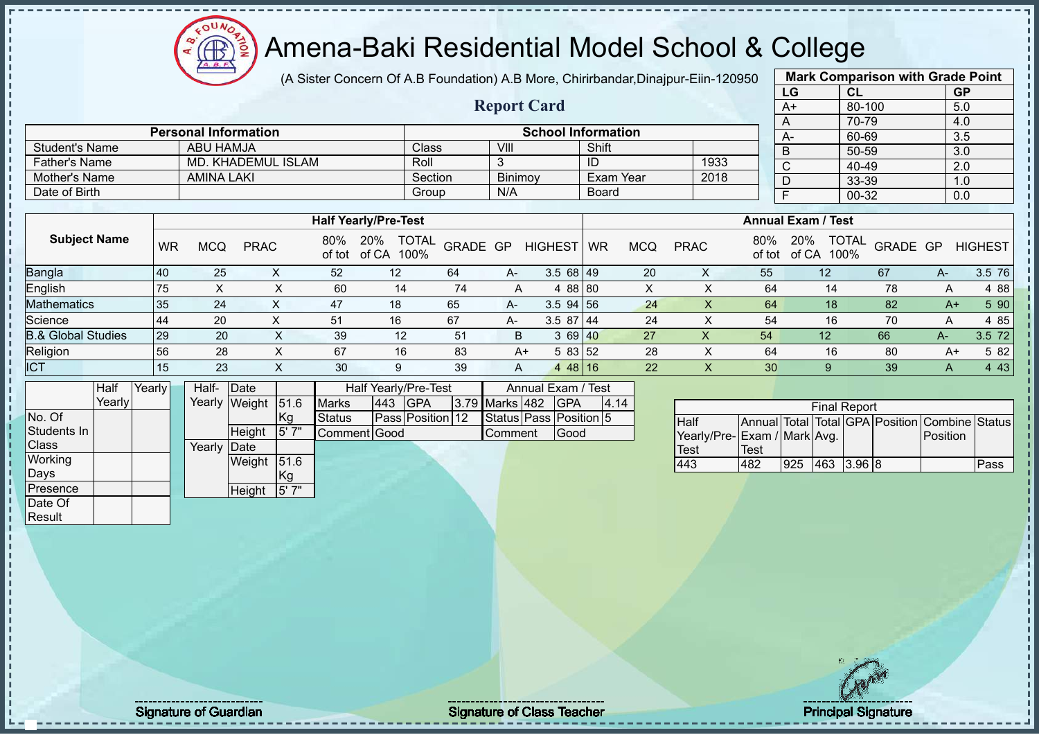# Amena-Baki Residential Model School & College

(A Sister Concern Of A.B Foundation) A.B More, Chirirbandar,Dinajpur-Eiin-120950

## Report Card

| Mark Comparison with Grade Point | | |
|---|---|---|
| LG | CL | GP |
| A+ | 80-100 | 5.0 |
| A | 70-79 | 4.0 |
| A- | 60-69 | 3.5 |
| B | 50-59 | 3.0 |
| C | 40-49 | 2.0 |
| D | 33-39 | 1.0 |
| F | 00-32 | 0.0 |

| Personal Information | | School Information | | | |
|---|---|---|---|---|---|
| Student's Name | ABU HAMJA | Class | VIII | Shift | |
| Father's Name | MD. KHADEMUL ISLAM | Roll | 3 | ID | 1933 |
| Mother's Name | AMINA LAKI | Section | Binimoy | Exam Year | 2018 |
| Date of Birth | | Group | N/A | Board | |

| Subject Name | Half Yearly/Pre-Test | | | | | | | | | Annual Exam / Test | | | | | | | | |
|---|---|---|---|---|---|---|---|---|---|---|---|---|---|---|---|---|---|---|
| | WR | MCQ | PRAC | 80% of tot | 20% of CA | TOTAL 100% | GRADE | GP | HIGHEST | WR | MCQ | PRAC | 80% of tot | 20% of CA | TOTAL 100% | GRADE | GP | HIGHEST |
| Bangla | 40 | 25 | X | 52 | 12 | 64 | A- | 3.5 | 68 | 49 | 20 | X | 55 | 12 | 67 | A- | 3.5 | 76 |
| English | 75 | X | X | 60 | 14 | 74 | A | 4 | 88 | 80 | X | X | 64 | 14 | 78 | A | 4 | 88 |
| Mathematics | 35 | 24 | X | 47 | 18 | 65 | A- | 3.5 | 94 | 56 | 24 | X | 64 | 18 | 82 | A+ | 5 | 90 |
| Science | 44 | 20 | X | 51 | 16 | 67 | A- | 3.5 | 87 | 44 | 24 | X | 54 | 16 | 70 | A | 4 | 85 |
| B.& Global Studies | 29 | 20 | X | 39 | 12 | 51 | B | 3 | 69 | 40 | 27 | X | 54 | 12 | 66 | A- | 3.5 | 72 |
| Religion | 56 | 28 | X | 67 | 16 | 83 | A+ | 5 | 83 | 52 | 28 | X | 64 | 16 | 80 | A+ | 5 | 82 |
| ICT | 15 | 23 | X | 30 | 9 | 39 | A | 4 | 48 | 16 | 22 | X | 30 | 9 | 39 | A | 4 | 43 |

| | Half Yearly | Yearly |
|---|---|---|
| No. Of Students In Class | | |
| Working Days | | |
| Presence | | |
| Date Of Result | | |

| | | |
|---|---|---|
| Half-Yearly | Date | |
| | Weight | 51.6 Kg |
| | Height | 5' 7" |
| Yearly | Date | |
| | Weight | 51.6 Kg |
| | Height | 5' 7" |

| Half Yearly/Pre-Test | | | | Annual Exam / Test | | | |
|---|---|---|---|---|---|---|---|
| Marks | 443 | GPA | 3.79 | Marks | 482 | GPA | 4.14 |
| Status | Pass | Position | 12 | Status | Pass | Position | 5 |
| Comment | Good | | | Comment | Good | | |

| Final Report | | | | | | | |
|---|---|---|---|---|---|---|---|
| Half Yearly/Pre-Test | Annual Exam / Test | Total Mark | Total Avg. | GPA | Position | Combine Position | Status |
| 443 | 482 | 925 | 463 | 3.96 | 8 | | Pass |

Signature of Guardian

Signature of Class Teacher

Principal Signature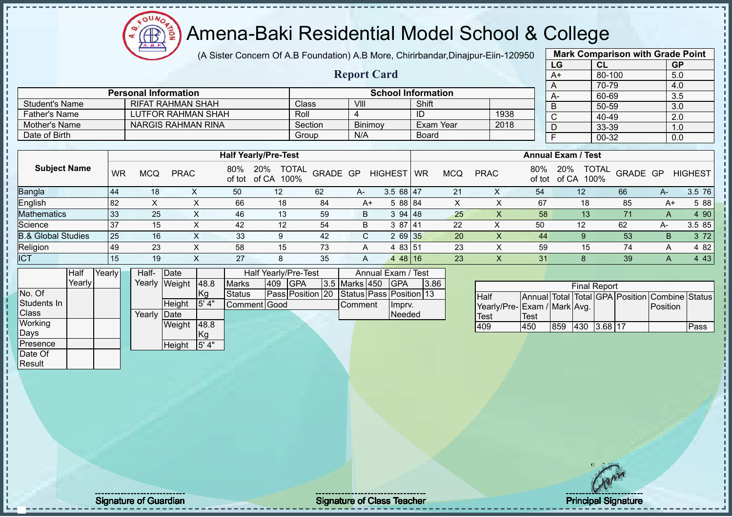# Amena-Baki Residential Model School & College

(A Sister Concern Of A.B Foundation) A.B More, Chirirbandar,Dinajpur-Eiin-120950

## Report Card

| Mark Comparison with Grade Point | | |
|---|---|---|
| LG | CL | GP |
| A+ | 80-100 | 5.0 |
| A | 70-79 | 4.0 |
| A- | 60-69 | 3.5 |
| B | 50-59 | 3.0 |
| C | 40-49 | 2.0 |
| D | 33-39 | 1.0 |
| F | 00-32 | 0.0 |

| Personal Information | | School Information | | | |
|---|---|---|---|---|---|
| Student's Name | RIFAT RAHMAN SHAH | Class | VIII | Shift | |
| Father's Name | LUTFOR RAHMAN SHAH | Roll | 4 | ID | 1938 |
| Mother's Name | NARGIS RAHMAN RINA | Section | Binimoy | Exam Year | 2018 |
| Date of Birth | | Group | N/A | Board | |

| Subject Name | Half Yearly/Pre-Test | | | | | | | | | | Annual Exam / Test | | | | | | | | | |
|---|---|---|---|---|---|---|---|---|---|---|---|---|---|---|---|---|---|---|---|---|
| | WR | MCQ | PRAC | 80% of tot | 20% of CA | TOTAL 100% | GRADE | GP | HIGHEST | | WR | MCQ | PRAC | 80% of tot | 20% of CA | TOTAL 100% | GRADE | GP | HIGHEST |
| Bangla | 44 | 18 | X | 50 | 12 | 62 | A- | 3.5 | 68 | | 47 | 21 | X | 54 | 12 | 66 | A- | 3.5 | 76 |
| English | 82 | X | X | 66 | 18 | 84 | A+ | 5 | 88 | | 84 | X | X | 67 | 18 | 85 | A+ | 5 | 88 |
| Mathematics | 33 | 25 | X | 46 | 13 | 59 | B | 3 | 94 | | 48 | 25 | X | 58 | 13 | 71 | A | 4 | 90 |
| Science | 37 | 15 | X | 42 | 12 | 54 | B | 3 | 87 | | 41 | 22 | X | 50 | 12 | 62 | A- | 3.5 | 85 |
| B.& Global Studies | 25 | 16 | X | 33 | 9 | 42 | C | 2 | 69 | | 35 | 20 | X | 44 | 9 | 53 | B | 3 | 72 |
| Religion | 49 | 23 | X | 58 | 15 | 73 | A | 4 | 83 | | 51 | 23 | X | 59 | 15 | 74 | A | 4 | 82 |
| ICT | 15 | 19 | X | 27 | 8 | 35 | A | 4 | 48 | | 16 | 23 | X | 31 | 8 | 39 | A | 4 | 43 |

| | Half Yearly | Yearly |
|---|---|---|
| No. Of Students In Class | | |
| Working Days | | |
| Presence | | |
| Date Of Result | | |

| | | |
|---|---|---|
| Half-Yearly | Date | |
| | Weight | 48.8 Kg |
| | Height | 5' 4" |
| Yearly | Date | |
| | Weight | 48.8 Kg |
| | Height | 5' 4" |

| Half Yearly/Pre-Test | | | | Annual Exam / Test | | | |
|---|---|---|---|---|---|---|---|
| Marks | 409 | GPA | 3.5 | Marks | 450 | GPA | 3.86 |
| Status | Pass | Position | 20 | Status | Pass | Position | 13 |
| Comment | Good | | | Comment | Imprv. Needed | | |

| Final Report | | | | | | | |
|---|---|---|---|---|---|---|---|
| Half Yearly/Pre-Test | Annual Exam / Test | Total Mark | Total Avg. | GPA | Position | Combine Position | Status |
| 409 | 450 | 859 | 430 | 3.68 | 17 | | Pass |

Signature of Guardian | Signature of Class Teacher | Principal Signature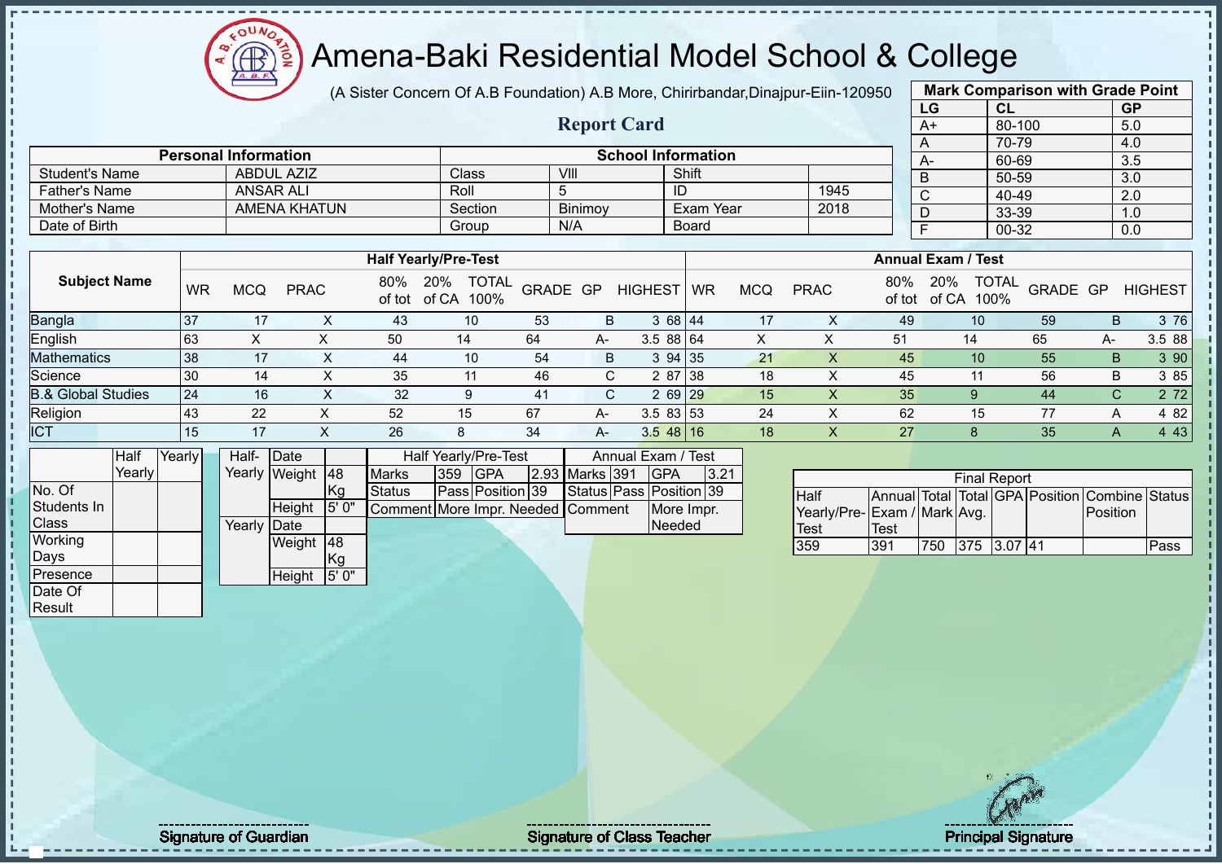# Amena-Baki Residential Model School & College

(A Sister Concern Of A.B Foundation) A.B More, Chirirbandar,Dinajpur-Eiin-120950

## Report Card

| Mark Comparison with Grade Point | | |
|---|---|---|
| LG | CL | GP |
| A+ | 80-100 | 5.0 |
| A | 70-79 | 4.0 |
| A- | 60-69 | 3.5 |
| B | 50-59 | 3.0 |
| C | 40-49 | 2.0 |
| D | 33-39 | 1.0 |
| F | 00-32 | 0.0 |

| Personal Information | | School Information | | | |
|---|---|---|---|---|---|
| Student's Name | ABDUL AZIZ | Class | VIII | Shift | |
| Father's Name | ANSAR ALI | Roll | 5 | ID | 1945 |
| Mother's Name | AMENA KHATUN | Section | Binimoy | Exam Year | 2018 |
| Date of Birth | | Group | N/A | Board | |

| Subject Name | Half Yearly/Pre-Test | | | | | | | | | | Annual Exam / Test | | | | | | | | | |
|---|---|---|---|---|---|---|---|---|---|---|---|---|---|---|---|---|---|---|---|---|
| | WR | MCQ | PRAC | 80% of tot | 20% of CA | TOTAL 100% | GRADE | GP | HIGHEST | | WR | MCQ | PRAC | 80% of tot | 20% of CA | TOTAL 100% | GRADE | GP | HIGHEST |
| Bangla | 37 | 17 | X | 43 | 10 | 53 | B | 3 | 68 | | 44 | 17 | X | 49 | 10 | 59 | B | 3 | 76 |
| English | 63 | X | X | 50 | 14 | 64 | A- | 3.5 | 88 | | 64 | X | X | 51 | 14 | 65 | A- | 3.5 | 88 |
| Mathematics | 38 | 17 | X | 44 | 10 | 54 | B | 3 | 94 | | 35 | 21 | X | 45 | 10 | 55 | B | 3 | 90 |
| Science | 30 | 14 | X | 35 | 11 | 46 | C | 2 | 87 | | 38 | 18 | X | 45 | 11 | 56 | B | 3 | 85 |
| B.& Global Studies | 24 | 16 | X | 32 | 9 | 41 | C | 2 | 69 | | 29 | 15 | X | 35 | 9 | 44 | C | 2 | 72 |
| Religion | 43 | 22 | X | 52 | 15 | 67 | A- | 3.5 | 83 | | 53 | 24 | X | 62 | 15 | 77 | A | 4 | 82 |
| ICT | 15 | 17 | X | 26 | 8 | 34 | A- | 3.5 | 48 | | 16 | 18 | X | 27 | 8 | 35 | A | 4 | 43 |

| | Half Yearly | Yearly |
|---|---|---|
| No. Of Students In Class | | |
| Working Days | | |
| Presence | | |
| Date Of Result | | |

| | | |
|---|---|---|
| Half-Yearly | Date | |
| | Weight | 48 Kg |
| | Height | 5' 0" |
| Yearly | Date | |
| | Weight | 48 Kg |
| | Height | 5' 0" |

| Half Yearly/Pre-Test | | | | Annual Exam / Test | | | |
|---|---|---|---|---|---|---|---|
| Marks | 359 | GPA | 2.93 | Marks | 391 | GPA | 3.21 |
| Status | Pass | Position | 39 | Status | Pass | Position | 39 |
| Comment | More Impr. Needed | | | Comment | More Impr. Needed | | |

| Final Report | | | | | | | |
|---|---|---|---|---|---|---|---|
| Half Yearly/Pre-Test | Annual Exam / Test | Total Mark | Total Avg. | GPA | Position | Combine Position | Status |
| 359 | 391 | 750 | 375 | 3.07 | 41 | | Pass |

Signature of Guardian — Signature of Class Teacher — Principal Signature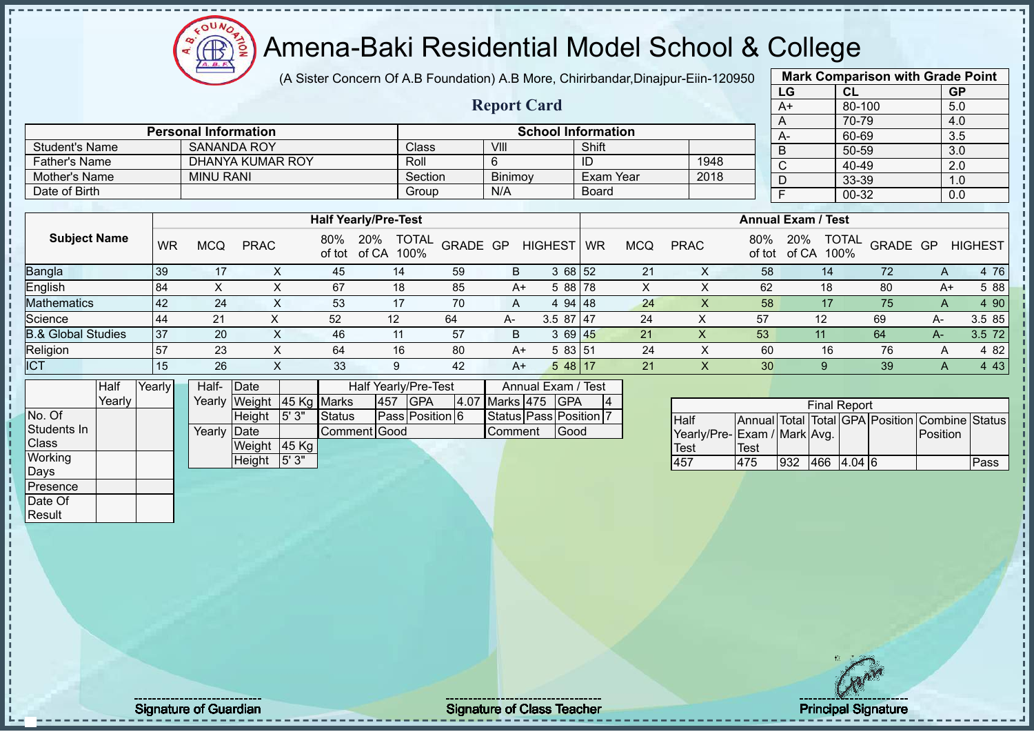# Amena-Baki Residential Model School & College

(A Sister Concern Of A.B Foundation) A.B More, Chirirbandar,Dinajpur-Eiin-120950

## Report Card

| Mark Comparison with Grade Point | | |
|---|---|---|
| LG | CL | GP |
| A+ | 80-100 | 5.0 |
| A | 70-79 | 4.0 |
| A- | 60-69 | 3.5 |
| B | 50-59 | 3.0 |
| C | 40-49 | 2.0 |
| D | 33-39 | 1.0 |
| F | 00-32 | 0.0 |

| Personal Information | | School Information | | | |
|---|---|---|---|---|---|
| Student's Name | SANANDA ROY | Class | VIII | Shift | |
| Father's Name | DHANYA KUMAR ROY | Roll | 6 | ID | 1948 |
| Mother's Name | MINU RANI | Section | Binimoy | Exam Year | 2018 |
| Date of Birth | | Group | N/A | Board | |

| Subject Name | Half Yearly/Pre-Test | | | | | | | | | Annual Exam / Test | | | | | | | | |
|---|---|---|---|---|---|---|---|---|---|---|---|---|---|---|---|---|---|---|
| | WR | MCQ | PRAC | 80% of tot | 20% of CA | TOTAL 100% | GRADE | GP | HIGHEST | WR | MCQ | PRAC | 80% of tot | 20% of CA | TOTAL 100% | GRADE | GP | HIGHEST |
| Bangla | 39 | 17 | X | 45 | 14 | 59 | B | 3 | 68 | 52 | 21 | X | 58 | 14 | 72 | A | 4 | 76 |
| English | 84 | X | X | 67 | 18 | 85 | A+ | 5 | 88 | 78 | X | X | 62 | 18 | 80 | A+ | 5 | 88 |
| Mathematics | 42 | 24 | X | 53 | 17 | 70 | A | 4 | 94 | 48 | 24 | X | 58 | 17 | 75 | A | 4 | 90 |
| Science | 44 | 21 | X | 52 | 12 | 64 | A- | 3.5 | 87 | 47 | 24 | X | 57 | 12 | 69 | A- | 3.5 | 85 |
| B.& Global Studies | 37 | 20 | X | 46 | 11 | 57 | B | 3 | 69 | 45 | 21 | X | 53 | 11 | 64 | A- | 3.5 | 72 |
| Religion | 57 | 23 | X | 64 | 16 | 80 | A+ | 5 | 83 | 51 | 24 | X | 60 | 16 | 76 | A | 4 | 82 |
| ICT | 15 | 26 | X | 33 | 9 | 42 | A+ | 5 | 48 | 17 | 21 | X | 30 | 9 | 39 | A | 4 | 43 |

| | Half Yearly | Yearly |
|---|---|---|
| No. Of Students In Class | | |
| Working Days | | |
| Presence | | |
| Date Of Result | | |

| | | |
|---|---|---|
| Half-Yearly | Date | |
| | Weight | 45 Kg |
| | Height | 5' 3" |
| Yearly | Date | |
| | Weight | 45 Kg |
| | Height | 5' 3" |

| Half Yearly/Pre-Test | | | | Annual Exam / Test | | | |
|---|---|---|---|---|---|---|---|
| Marks | 457 | GPA | 4.07 | Marks | 475 | GPA | 4 |
| Status | Pass | Position | 6 | Status | Pass | Position | 7 |
| Comment | Good | | | Comment | Good | | |

| Final Report | | | | | | | |
|---|---|---|---|---|---|---|---|
| Half Yearly/Pre-Test | Annual Exam / Test | Total Mark | Total Avg. | GPA | Position | Combine Position | Status |
| 457 | 475 | 932 | 466 | 4.04 | 6 | | Pass |

Signature of Guardian

Signature of Class Teacher

Principal Signature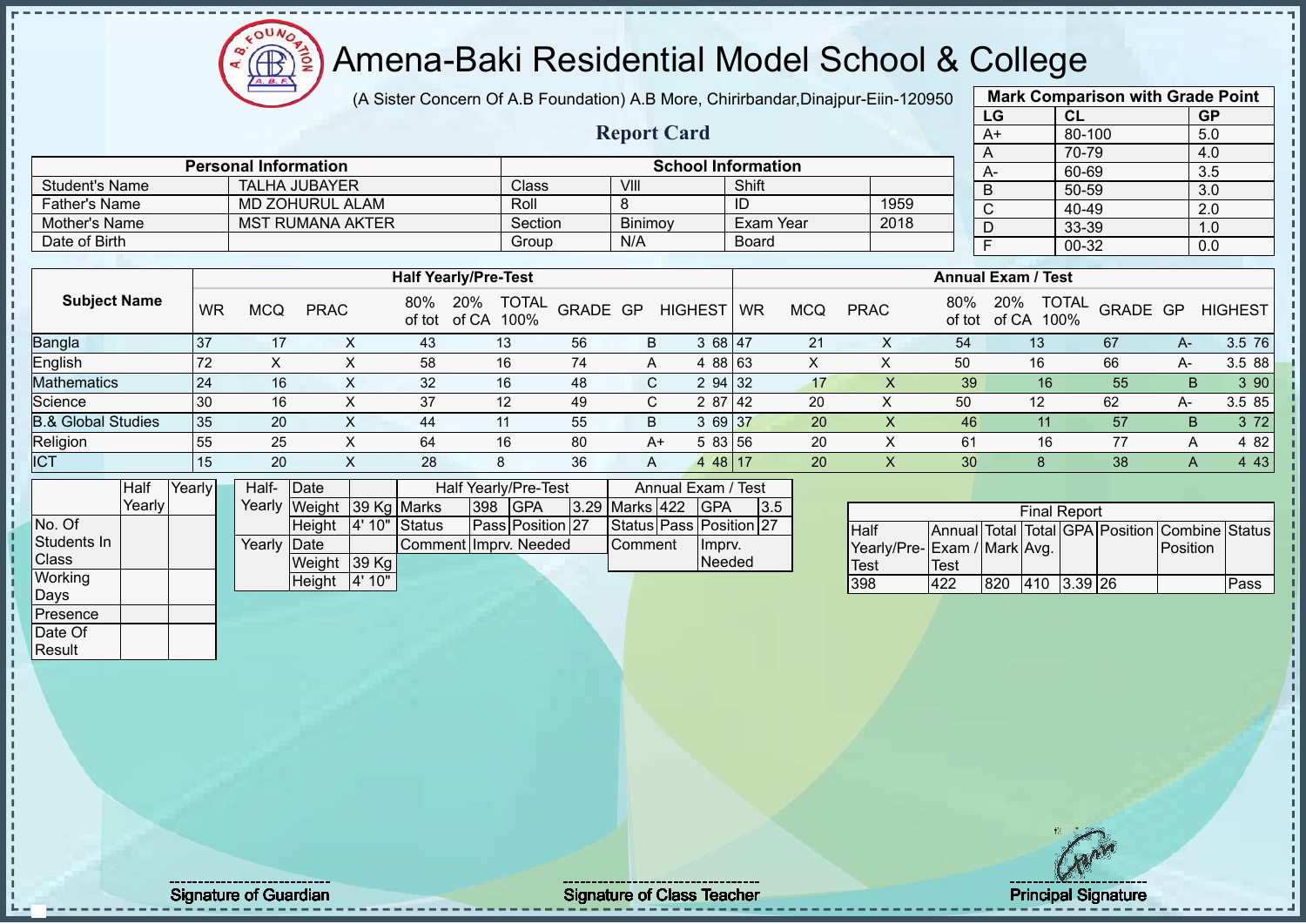# Amena-Baki Residential Model School & College

(A Sister Concern Of A.B Foundation) A.B More, Chirirbandar,Dinajpur-Eiin-120950

## Report Card

| Mark Comparison with Grade Point | | |
|---|---|---|
| LG | CL | GP |
| A+ | 80-100 | 5.0 |
| A | 70-79 | 4.0 |
| A- | 60-69 | 3.5 |
| B | 50-59 | 3.0 |
| C | 40-49 | 2.0 |
| D | 33-39 | 1.0 |
| F | 00-32 | 0.0 |

| Personal Information | | School Information | | | |
|---|---|---|---|---|---|
| Student's Name | TALHA JUBAYER | Class | VIII | Shift | |
| Father's Name | MD ZOHURUL ALAM | Roll | 8 | ID | 1959 |
| Mother's Name | MST RUMANA AKTER | Section | Binimoy | Exam Year | 2018 |
| Date of Birth | | Group | N/A | Board | |

| Subject Name | Half Yearly/Pre-Test | | | | | | | | | Annual Exam / Test | | | | | | | | |
|---|---|---|---|---|---|---|---|---|---|---|---|---|---|---|---|---|---|---|
| | WR | MCQ | PRAC | 80% of tot | 20% of CA | TOTAL 100% | GRADE | GP | HIGHEST | WR | MCQ | PRAC | 80% of tot | 20% of CA | TOTAL 100% | GRADE | GP | HIGHEST |
| Bangla | 37 | 17 | X | 43 | 13 | 56 | B | 3 | 68 | 47 | 21 | X | 54 | 13 | 67 | A- | 3.5 | 76 |
| English | 72 | X | X | 58 | 16 | 74 | A | 4 | 88 | 63 | X | X | 50 | 16 | 66 | A- | 3.5 | 88 |
| Mathematics | 24 | 16 | X | 32 | 16 | 48 | C | 2 | 94 | 32 | 17 | X | 39 | 16 | 55 | B | 3 | 90 |
| Science | 30 | 16 | X | 37 | 12 | 49 | C | 2 | 87 | 42 | 20 | X | 50 | 12 | 62 | A- | 3.5 | 85 |
| B.& Global Studies | 35 | 20 | X | 44 | 11 | 55 | B | 3 | 69 | 37 | 20 | X | 46 | 11 | 57 | B | 3 | 72 |
| Religion | 55 | 25 | X | 64 | 16 | 80 | A+ | 5 | 83 | 56 | 20 | X | 61 | 16 | 77 | A | 4 | 82 |
| ICT | 15 | 20 | X | 28 | 8 | 36 | A | 4 | 48 | 17 | 20 | X | 30 | 8 | 38 | A | 4 | 43 |

| | Half Yearly | Yearly |
|---|---|---|
| No. Of Students In Class | | |
| Working Days | | |
| Presence | | |
| Date Of Result | | |

| | | |
|---|---|---|
| Half-Yearly | Date | |
| | Weight | 39 Kg |
| | Height | 4' 10" |
| Yearly | Date | |
| | Weight | 39 Kg |
| | Height | 4' 10" |

| Half Yearly/Pre-Test | | | | Annual Exam / Test | | | |
|---|---|---|---|---|---|---|---|
| Marks | 398 | GPA | 3.29 | Marks | 422 | GPA | 3.5 |
| Status | Pass | Position | 27 | Status | Pass | Position | 27 |
| Comment | Imprv. Needed | | | Comment | Imprv. Needed | | |

| Final Report | | | | | | | |
|---|---|---|---|---|---|---|---|
| Half Yearly/Pre-Test | Annual Exam / Test | Total Mark | Total Avg. | GPA | Position | Combine Position | Status |
| 398 | 422 | 820 | 410 | 3.39 | 26 | | Pass |

Signature of Guardian — Signature of Class Teacher — Principal Signature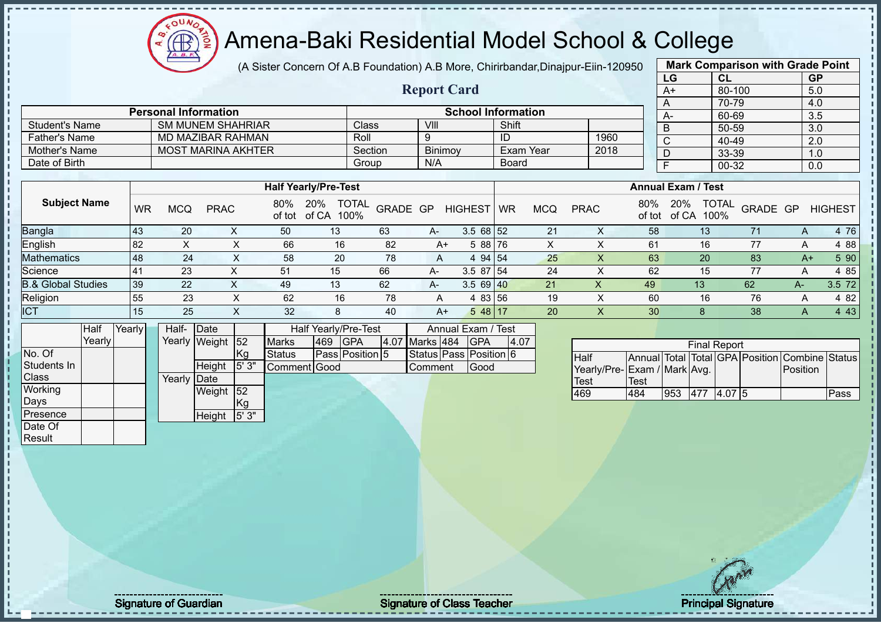# Amena-Baki Residential Model School & College

(A Sister Concern Of A.B Foundation) A.B More, Chirirbandar,Dinajpur-Eiin-120950

## Report Card

| Mark Comparison with Grade Point | | |
|---|---|---|
| LG | CL | GP |
| A+ | 80-100 | 5.0 |
| A | 70-79 | 4.0 |
| A- | 60-69 | 3.5 |
| B | 50-59 | 3.0 |
| C | 40-49 | 2.0 |
| D | 33-39 | 1.0 |
| F | 00-32 | 0.0 |

| Personal Information | | School Information | | | |
|---|---|---|---|---|---|
| Student's Name | SM MUNEM SHAHRIAR | Class | VIII | Shift | |
| Father's Name | MD MAZIBAR RAHMAN | Roll | 9 | ID | 1960 |
| Mother's Name | MOST MARINA AKHTER | Section | Binimoy | Exam Year | 2018 |
| Date of Birth | | Group | N/A | Board | |

| Subject Name | Half Yearly/Pre-Test | | | | | | | | | Annual Exam / Test | | | | | | | | |
|---|---|---|---|---|---|---|---|---|---|---|---|---|---|---|---|---|---|---|
| | WR | MCQ | PRAC | 80% of tot | 20% of CA | TOTAL 100% | GRADE | GP | HIGHEST | WR | MCQ | PRAC | 80% of tot | 20% of CA | TOTAL 100% | GRADE | GP | HIGHEST |
| Bangla | 43 | 20 | X | 50 | 13 | 63 | A- | 3.5 | 68 | 52 | 21 | X | 58 | 13 | 71 | A | 4 | 76 |
| English | 82 | X | X | 66 | 16 | 82 | A+ | 5 | 88 | 76 | X | X | 61 | 16 | 77 | A | 4 | 88 |
| Mathematics | 48 | 24 | X | 58 | 20 | 78 | A | 4 | 94 | 54 | 25 | X | 63 | 20 | 83 | A+ | 5 | 90 |
| Science | 41 | 23 | X | 51 | 15 | 66 | A- | 3.5 | 87 | 54 | 24 | X | 62 | 15 | 77 | A | 4 | 85 |
| B.& Global Studies | 39 | 22 | X | 49 | 13 | 62 | A- | 3.5 | 69 | 40 | 21 | X | 49 | 13 | 62 | A- | 3.5 | 72 |
| Religion | 55 | 23 | X | 62 | 16 | 78 | A | 4 | 83 | 56 | 19 | X | 60 | 16 | 76 | A | 4 | 82 |
| ICT | 15 | 25 | X | 32 | 8 | 40 | A+ | 5 | 48 | 17 | 20 | X | 30 | 8 | 38 | A | 4 | 43 |

| | Half Yearly | Yearly |
|---|---|---|
| No. Of Students In Class | | |
| Working Days | | |
| Presence | | |
| Date Of Result | | |

| | | |
|---|---|---|
| Half-Yearly | Date | |
| | Weight | 52 Kg |
| | Height | 5' 3" |
| Yearly | Date | |
| | Weight | 52 Kg |
| | Height | 5' 3" |

| Half Yearly/Pre-Test | | | | Annual Exam / Test | | | |
|---|---|---|---|---|---|---|---|
| Marks | 469 | GPA | 4.07 | Marks | 484 | GPA | 4.07 |
| Status | Pass | Position | 5 | Status | Pass | Position | 6 |
| Comment | Good | | | Comment | Good | | |

| Final Report | | | | | | | |
|---|---|---|---|---|---|---|---|
| Half Yearly/Pre-Test | Annual Exam / Test | Total Mark | Total Avg. | GPA | Position | Combine Position | Status |
| 469 | 484 | 953 | 477 | 4.07 | 5 | | Pass |

Signature of Guardian | Signature of Class Teacher | Principal Signature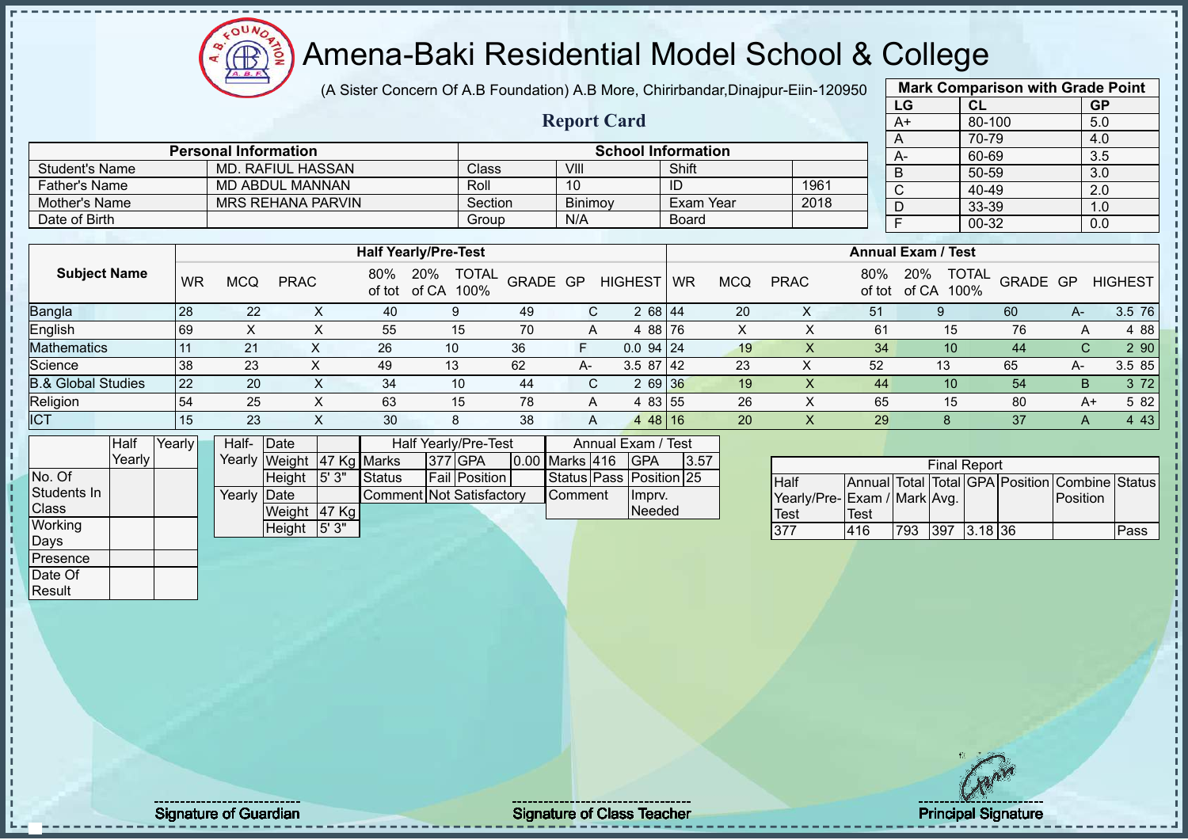# Amena-Baki Residential Model School & College

(A Sister Concern Of A.B Foundation) A.B More, Chirirbandar,Dinajpur-Eiin-120950

## Report Card

| Mark Comparison with Grade Point | | |
|---|---|---|
| LG | CL | GP |
| A+ | 80-100 | 5.0 |
| A | 70-79 | 4.0 |
| A- | 60-69 | 3.5 |
| B | 50-59 | 3.0 |
| C | 40-49 | 2.0 |
| D | 33-39 | 1.0 |
| F | 00-32 | 0.0 |

| Personal Information | | School Information | | | |
|---|---|---|---|---|---|
| Student's Name | MD. RAFIUL HASSAN | Class | VIII | Shift | |
| Father's Name | MD ABDUL MANNAN | Roll | 10 | ID | 1961 |
| Mother's Name | MRS REHANA PARVIN | Section | Binimoy | Exam Year | 2018 |
| Date of Birth | | Group | N/A | Board | |

| Subject Name | Half Yearly/Pre-Test | | | | | | | | | Annual Exam / Test | | | | | | | | |
|---|---|---|---|---|---|---|---|---|---|---|---|---|---|---|---|---|---|---|
| | WR | MCQ | PRAC | 80% of tot | 20% of CA | TOTAL 100% | GRADE | GP | HIGHEST | WR | MCQ | PRAC | 80% of tot | 20% of CA | TOTAL 100% | GRADE | GP | HIGHEST |
| Bangla | 28 | 22 | X | 40 | 9 | 49 | C | 2 | 68 | 44 | 20 | X | 51 | 9 | 60 | A- | 3.5 | 76 |
| English | 69 | X | X | 55 | 15 | 70 | A | 4 | 88 | 76 | X | X | 61 | 15 | 76 | A | 4 | 88 |
| Mathematics | 11 | 21 | X | 26 | 10 | 36 | F | 0.0 | 94 | 24 | 19 | X | 34 | 10 | 44 | C | 2 | 90 |
| Science | 38 | 23 | X | 49 | 13 | 62 | A- | 3.5 | 87 | 42 | 23 | X | 52 | 13 | 65 | A- | 3.5 | 85 |
| B.& Global Studies | 22 | 20 | X | 34 | 10 | 44 | C | 2 | 69 | 36 | 19 | X | 44 | 10 | 54 | B | 3 | 72 |
| Religion | 54 | 25 | X | 63 | 15 | 78 | A | 4 | 83 | 55 | 26 | X | 65 | 15 | 80 | A+ | 5 | 82 |
| ICT | 15 | 23 | X | 30 | 8 | 38 | A | 4 | 48 | 16 | 20 | X | 29 | 8 | 37 | A | 4 | 43 |

| | Half Yearly | Yearly |
|---|---|---|
| No. Of Students In Class | | |
| Working Days | | |
| Presence | | |
| Date Of Result | | |

| | | |
|---|---|---|
| Half-Yearly | Date | |
| | Weight | 47 Kg |
| | Height | 5' 3" |
| Yearly | Date | |
| | Weight | 47 Kg |
| | Height | 5' 3" |

| Half Yearly/Pre-Test | | | |
|---|---|---|---|
| Marks | 377 | GPA | 0.00 |
| Status | Fail | Position | |
| Comment | Not Satisfactory | | |

| Annual Exam / Test | | | |
|---|---|---|---|
| Marks | 416 | GPA | 3.57 |
| Status | Pass | Position | 25 |
| Comment | Imprv. Needed | | |

| Final Report | | | | | | | |
|---|---|---|---|---|---|---|---|
| Half Yearly/Pre-Test | Annual Exam / Test | Total Mark | Total Avg. | GPA | Position | Combine Position | Status |
| 377 | 416 | 793 | 397 | 3.18 | 36 | | Pass |

Signature of Guardian

Signature of Class Teacher

Principal Signature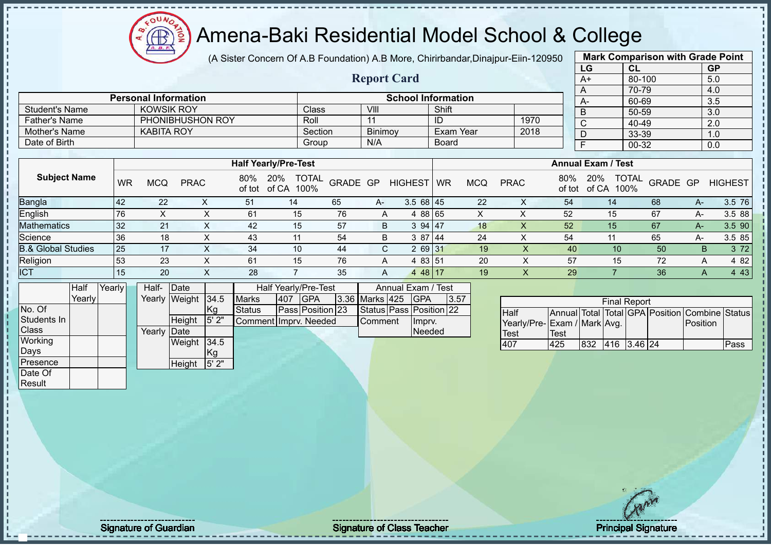# Amena-Baki Residential Model School & College

(A Sister Concern Of A.B Foundation) A.B More, Chirirbandar,Dinajpur-Eiin-120950

## Report Card

| Mark Comparison with Grade Point | | |
|---|---|---|
| LG | CL | GP |
| A+ | 80-100 | 5.0 |
| A | 70-79 | 4.0 |
| A- | 60-69 | 3.5 |
| B | 50-59 | 3.0 |
| C | 40-49 | 2.0 |
| D | 33-39 | 1.0 |
| F | 00-32 | 0.0 |

| Personal Information | | School Information | | | |
|---|---|---|---|---|---|
| Student's Name | KOWSIK ROY | Class | VIII | Shift | |
| Father's Name | PHONIBHUSHON ROY | Roll | 11 | ID | 1970 |
| Mother's Name | KABITA ROY | Section | Binimoy | Exam Year | 2018 |
| Date of Birth | | Group | N/A | Board | |

| Subject Name | Half Yearly/Pre-Test | | | | | | | | | Annual Exam / Test | | | | | | | | |
|---|---|---|---|---|---|---|---|---|---|---|---|---|---|---|---|---|---|---|
| | WR | MCQ | PRAC | 80% of tot | 20% of CA | TOTAL 100% | GRADE | GP | HIGHEST | WR | MCQ | PRAC | 80% of tot | 20% of CA | TOTAL 100% | GRADE | GP | HIGHEST |
| Bangla | 42 | 22 | X | 51 | 14 | 65 | A- | 3.5 | 68 | 45 | 22 | X | 54 | 14 | 68 | A- | 3.5 | 76 |
| English | 76 | X | X | 61 | 15 | 76 | A | 4 | 88 | 65 | X | X | 52 | 15 | 67 | A- | 3.5 | 88 |
| Mathematics | 32 | 21 | X | 42 | 15 | 57 | B | 3 | 94 | 47 | 18 | X | 52 | 15 | 67 | A- | 3.5 | 90 |
| Science | 36 | 18 | X | 43 | 11 | 54 | B | 3 | 87 | 44 | 24 | X | 54 | 11 | 65 | A- | 3.5 | 85 |
| B.& Global Studies | 25 | 17 | X | 34 | 10 | 44 | C | 2 | 69 | 31 | 19 | X | 40 | 10 | 50 | B | 3 | 72 |
| Religion | 53 | 23 | X | 61 | 15 | 76 | A | 4 | 83 | 51 | 20 | X | 57 | 15 | 72 | A | 4 | 82 |
| ICT | 15 | 20 | X | 28 | 7 | 35 | A | 4 | 48 | 17 | 19 | X | 29 | 7 | 36 | A | 4 | 43 |

| | Half Yearly | Yearly |
|---|---|---|
| No. Of Students In Class | | |
| Working Days | | |
| Presence | | |
| Date Of Result | | |

| | | |
|---|---|---|
| Half-Yearly | Date | |
| | Weight | 34.5 Kg |
| | Height | 5' 2" |
| Yearly | Date | |
| | Weight | 34.5 Kg |
| | Height | 5' 2" |

| Half Yearly/Pre-Test | | | |
|---|---|---|---|
| Marks | 407 | GPA | 3.36 |
| Status | Pass | Position | 23 |
| Comment | Imprv. Needed | | |

| Annual Exam / Test | | | |
|---|---|---|---|
| Marks | 425 | GPA | 3.57 |
| Status | Pass | Position | 22 |
| Comment | Imprv. Needed | | |

| Final Report | | | | | | | |
|---|---|---|---|---|---|---|---|
| Half Yearly/Pre-Test | Annual Exam / Test | Total Mark | Total Avg. | GPA | Position | Combine Position | Status |
| 407 | 425 | 832 | 416 | 3.46 | 24 | | Pass |

Signature of Guardian

Signature of Class Teacher

Principal Signature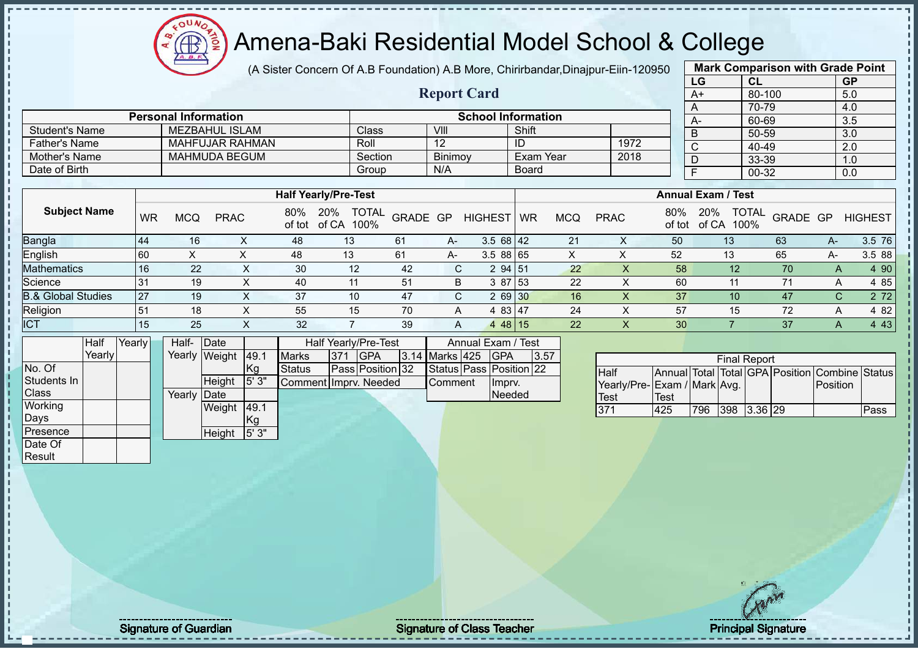# Amena-Baki Residential Model School & College

(A Sister Concern Of A.B Foundation) A.B More, Chirirbandar,Dinajpur-Eiin-120950

## Report Card

| Mark Comparison with Grade Point | | |
|---|---|---|
| LG | CL | GP |
| A+ | 80-100 | 5.0 |
| A | 70-79 | 4.0 |
| A- | 60-69 | 3.5 |
| B | 50-59 | 3.0 |
| C | 40-49 | 2.0 |
| D | 33-39 | 1.0 |
| F | 00-32 | 0.0 |

| Personal Information | | School Information | | | |
|---|---|---|---|---|---|
| Student's Name | MEZBAHUL ISLAM | Class | VIII | Shift | |
| Father's Name | MAHFUJAR RAHMAN | Roll | 12 | ID | 1972 |
| Mother's Name | MAHMUDA BEGUM | Section | Binimoy | Exam Year | 2018 |
| Date of Birth | | Group | N/A | Board | |

| Subject Name | Half Yearly/Pre-Test | | | | | | | | | Annual Exam / Test | | | | | | | | |
|---|---|---|---|---|---|---|---|---|---|---|---|---|---|---|---|---|---|---|
| | WR | MCQ | PRAC | 80% of tot | 20% of CA | TOTAL 100% | GRADE | GP | HIGHEST | WR | MCQ | PRAC | 80% of tot | 20% of CA | TOTAL 100% | GRADE | GP | HIGHEST |
| Bangla | 44 | 16 | X | 48 | 13 | 61 | A- | 3.5 | 68 | 42 | 21 | X | 50 | 13 | 63 | A- | 3.5 | 76 |
| English | 60 | X | X | 48 | 13 | 61 | A- | 3.5 | 88 | 65 | X | X | 52 | 13 | 65 | A- | 3.5 | 88 |
| Mathematics | 16 | 22 | X | 30 | 12 | 42 | C | 2 | 94 | 51 | 22 | X | 58 | 12 | 70 | A | 4 | 90 |
| Science | 31 | 19 | X | 40 | 11 | 51 | B | 3 | 87 | 53 | 22 | X | 60 | 11 | 71 | A | 4 | 85 |
| B.& Global Studies | 27 | 19 | X | 37 | 10 | 47 | C | 2 | 69 | 30 | 16 | X | 37 | 10 | 47 | C | 2 | 72 |
| Religion | 51 | 18 | X | 55 | 15 | 70 | A | 4 | 83 | 47 | 24 | X | 57 | 15 | 72 | A | 4 | 82 |
| ICT | 15 | 25 | X | 32 | 7 | 39 | A | 4 | 48 | 15 | 22 | X | 30 | 7 | 37 | A | 4 | 43 |

| | Half Yearly | Yearly |
|---|---|---|
| No. Of Students In Class | | |
| Working Days | | |
| Presence | | |
| Date Of Result | | |

| | | |
|---|---|---|
| Half-Yearly | Date | |
| | Weight | 49.1 Kg |
| | Height | 5' 3" |
| Yearly | Date | |
| | Weight | 49.1 Kg |
| | Height | 5' 3" |

| Half Yearly/Pre-Test | | | |
|---|---|---|---|
| Marks | 371 | GPA | 3.14 |
| Status | Pass | Position | 32 |
| Comment | Imprv. Needed | | |

| Annual Exam / Test | | | |
|---|---|---|---|
| Marks | 425 | GPA | 3.57 |
| Status | Pass | Position | 22 |
| Comment | Imprv. Needed | | |

| Final Report | | | | | | | |
|---|---|---|---|---|---|---|---|
| Half Yearly/Pre-Test | Annual Exam / Test | Total Mark | Total Avg. | GPA | Position | Combine Position | Status |
| 371 | 425 | 796 | 398 | 3.36 | 29 | | Pass |

Signature of Guardian

Signature of Class Teacher

Principal Signature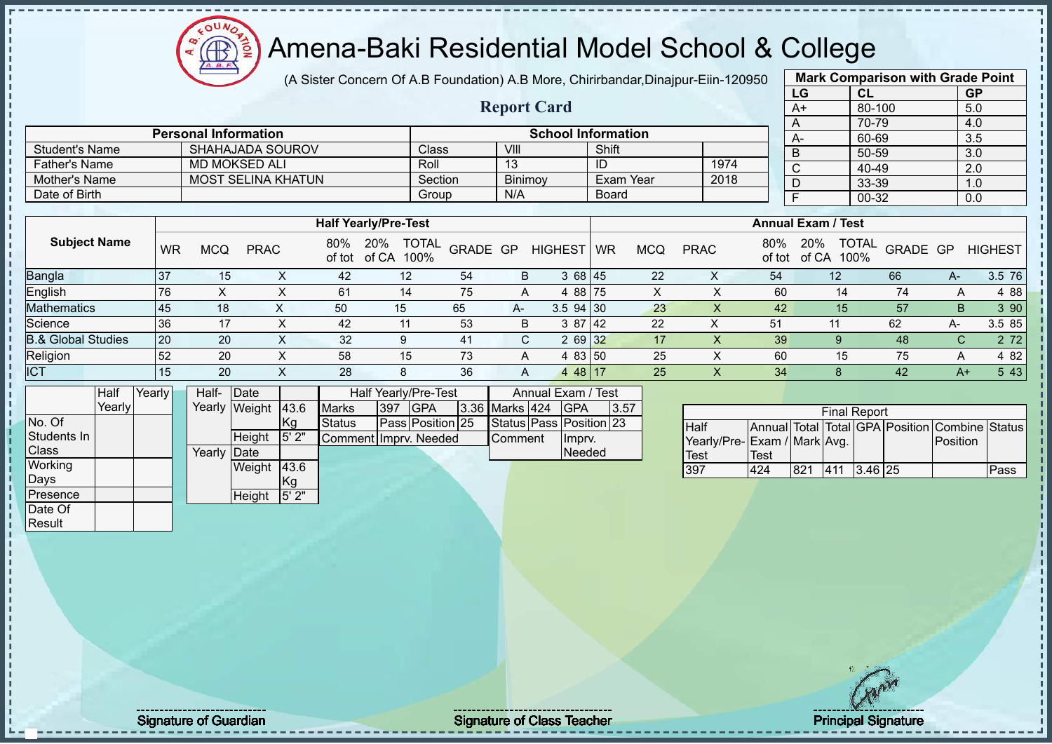# Amena-Baki Residential Model School & College

(A Sister Concern Of A.B Foundation) A.B More, Chirirbandar,Dinajpur-Eiin-120950

## Report Card

| Mark Comparison with Grade Point | | |
|---|---|---|
| LG | CL | GP |
| A+ | 80-100 | 5.0 |
| A | 70-79 | 4.0 |
| A- | 60-69 | 3.5 |
| B | 50-59 | 3.0 |
| C | 40-49 | 2.0 |
| D | 33-39 | 1.0 |
| F | 00-32 | 0.0 |

| Personal Information | | School Information | | | |
|---|---|---|---|---|---|
| Student's Name | SHAHAJADA SOUROV | Class | VIII | Shift | |
| Father's Name | MD MOKSED ALI | Roll | 13 | ID | 1974 |
| Mother's Name | MOST SELINA KHATUN | Section | Binimoy | Exam Year | 2018 |
| Date of Birth | | Group | N/A | Board | |

| Subject Name | Half Yearly/Pre-Test | | | | | | | | | Annual Exam / Test | | | | | | | | |
|---|---|---|---|---|---|---|---|---|---|---|---|---|---|---|---|---|---|---|
| | WR | MCQ | PRAC | 80% of tot | 20% of CA | TOTAL 100% | GRADE | GP | HIGHEST | WR | MCQ | PRAC | 80% of tot | 20% of CA | TOTAL 100% | GRADE | GP | HIGHEST |
| Bangla | 37 | 15 | X | 42 | 12 | 54 | B | 3 | 68 | 45 | 22 | X | 54 | 12 | 66 | A- | 3.5 | 76 |
| English | 76 | X | X | 61 | 14 | 75 | A | 4 | 88 | 75 | X | X | 60 | 14 | 74 | A | 4 | 88 |
| Mathematics | 45 | 18 | X | 50 | 15 | 65 | A- | 3.5 | 94 | 30 | 23 | X | 42 | 15 | 57 | B | 3 | 90 |
| Science | 36 | 17 | X | 42 | 11 | 53 | B | 3 | 87 | 42 | 22 | X | 51 | 11 | 62 | A- | 3.5 | 85 |
| B.& Global Studies | 20 | 20 | X | 32 | 9 | 41 | C | 2 | 69 | 32 | 17 | X | 39 | 9 | 48 | C | 2 | 72 |
| Religion | 52 | 20 | X | 58 | 15 | 73 | A | 4 | 83 | 50 | 25 | X | 60 | 15 | 75 | A | 4 | 82 |
| ICT | 15 | 20 | X | 28 | 8 | 36 | A | 4 | 48 | 17 | 25 | X | 34 | 8 | 42 | A+ | 5 | 43 |

| | Half Yearly | Yearly |
|---|---|---|
| No. Of Students In Class | | |
| Working Days | | |
| Presence | | |
| Date Of Result | | |

| | | |
|---|---|---|
| Half-Yearly | Date | |
| | Weight | 43.6 Kg |
| | Height | 5' 2" |
| Yearly | Date | |
| | Weight | 43.6 Kg |
| | Height | 5' 2" |

| Half Yearly/Pre-Test | | | |
|---|---|---|---|
| Marks | 397 | GPA | 3.36 |
| Status | Pass | Position | 25 |
| Comment | Imprv. Needed | | |

| Annual Exam / Test | | | |
|---|---|---|---|
| Marks | 424 | GPA | 3.57 |
| Status | Pass | Position | 23 |
| Comment | Imprv. Needed | | |

| Final Report | | | | | | | |
|---|---|---|---|---|---|---|---|
| Half Yearly/Pre-Test | Annual Exam / Test | Total Mark | Total Avg. | GPA | Position | Combine Position | Status |
| 397 | 424 | 821 | 411 | 3.46 | 25 | | Pass |

Signature of Guardian

Signature of Class Teacher

Principal Signature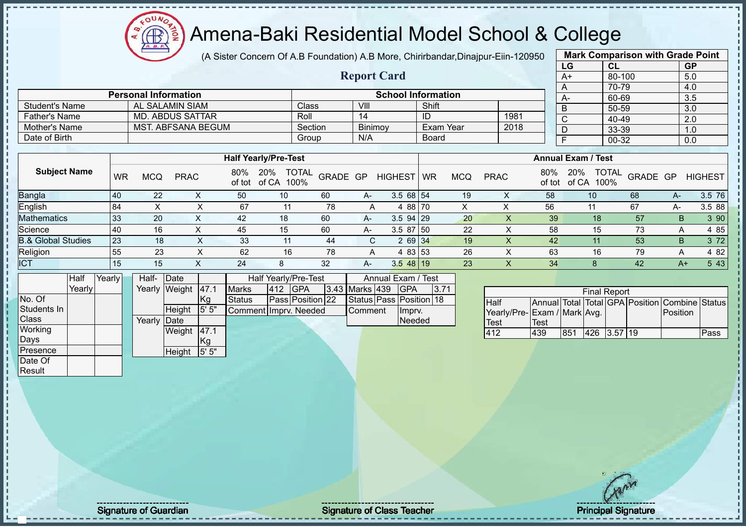# Amena-Baki Residential Model School & College

(A Sister Concern Of A.B Foundation) A.B More, Chirirbandar,Dinajpur-Eiin-120950

## Report Card

| Mark Comparison with Grade Point | | |
|---|---|---|
| LG | CL | GP |
| A+ | 80-100 | 5.0 |
| A | 70-79 | 4.0 |
| A- | 60-69 | 3.5 |
| B | 50-59 | 3.0 |
| C | 40-49 | 2.0 |
| D | 33-39 | 1.0 |
| F | 00-32 | 0.0 |

| Personal Information | | School Information | | | |
|---|---|---|---|---|---|
| Student's Name | AL SALAMIN SIAM | Class | VIII | Shift | |
| Father's Name | MD. ABDUS SATTAR | Roll | 14 | ID | 1981 |
| Mother's Name | MST. ABFSANA BEGUM | Section | Binimoy | Exam Year | 2018 |
| Date of Birth | | Group | N/A | Board | |

| Subject Name | Half Yearly/Pre-Test | | | | | | | | | Annual Exam / Test | | | | | | | | |
|---|---|---|---|---|---|---|---|---|---|---|---|---|---|---|---|---|---|---|
| | WR | MCQ | PRAC | 80% of tot | 20% of CA | TOTAL 100% | GRADE | GP | HIGHEST | WR | MCQ | PRAC | 80% of tot | 20% of CA | TOTAL 100% | GRADE | GP | HIGHEST |
| Bangla | 40 | 22 | X | 50 | 10 | 60 | A- | 3.5 | 68 | 54 | 19 | X | 58 | 10 | 68 | A- | 3.5 | 76 |
| English | 84 | X | X | 67 | 11 | 78 | A | 4 | 88 | 70 | X | X | 56 | 11 | 67 | A- | 3.5 | 88 |
| Mathematics | 33 | 20 | X | 42 | 18 | 60 | A- | 3.5 | 94 | 29 | 20 | X | 39 | 18 | 57 | B | 3 | 90 |
| Science | 40 | 16 | X | 45 | 15 | 60 | A- | 3.5 | 87 | 50 | 22 | X | 58 | 15 | 73 | A | 4 | 85 |
| B.& Global Studies | 23 | 18 | X | 33 | 11 | 44 | C | 2 | 69 | 34 | 19 | X | 42 | 11 | 53 | B | 3 | 72 |
| Religion | 55 | 23 | X | 62 | 16 | 78 | A | 4 | 83 | 53 | 26 | X | 63 | 16 | 79 | A | 4 | 82 |
| ICT | 15 | 15 | X | 24 | 8 | 32 | A- | 3.5 | 48 | 19 | 23 | X | 34 | 8 | 42 | A+ | 5 | 43 |

| | Half Yearly | Yearly |
|---|---|---|
| No. Of Students In Class | | |
| Working Days | | |
| Presence | | |
| Date Of Result | | |

| | | |
|---|---|---|
| Half-Yearly | Date | |
| | Weight | 47.1 Kg |
| | Height | 5' 5" |
| Yearly | Date | |
| | Weight | 47.1 Kg |
| | Height | 5' 5" |

| Half Yearly/Pre-Test | | | | Annual Exam / Test | | | |
|---|---|---|---|---|---|---|---|
| Marks | 412 | GPA | 3.43 | Marks | 439 | GPA | 3.71 |
| Status | Pass | Position | 22 | Status | Pass | Position | 18 |
| Comment | Imprv. Needed | | | Comment | Imprv. Needed | | |

| Final Report | | | | | | | |
|---|---|---|---|---|---|---|---|
| Half Yearly/Pre-Test | Annual Exam / Test | Total Mark | Total Avg. | GPA | Position | Combine Position | Status |
| 412 | 439 | 851 | 426 | 3.57 | 19 | | Pass |

Signature of Guardian

Signature of Class Teacher

Principal Signature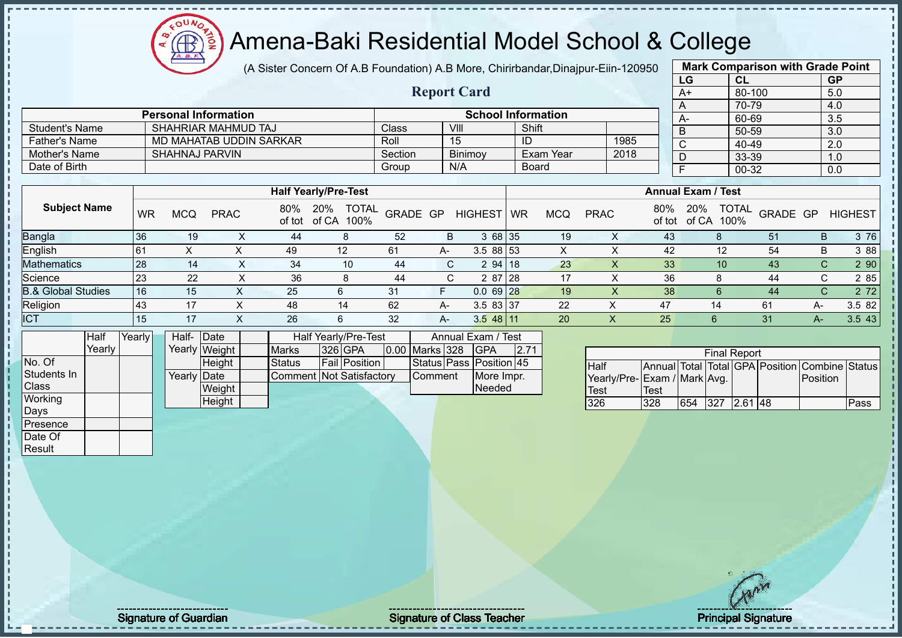# Amena-Baki Residential Model School & College

(A Sister Concern Of A.B Foundation) A.B More, Chirirbandar,Dinajpur-Eiin-120950

## Report Card

| Mark Comparison with Grade Point | | |
|---|---|---|
| LG | CL | GP |
| A+ | 80-100 | 5.0 |
| A | 70-79 | 4.0 |
| A- | 60-69 | 3.5 |
| B | 50-59 | 3.0 |
| C | 40-49 | 2.0 |
| D | 33-39 | 1.0 |
| F | 00-32 | 0.0 |

| Personal Information | | School Information | | | |
|---|---|---|---|---|---|
| Student's Name | SHAHRIAR MAHMUD TAJ | Class | VIII | Shift | |
| Father's Name | MD MAHATAB UDDIN SARKAR | Roll | 15 | ID | 1985 |
| Mother's Name | SHAHNAJ PARVIN | Section | Binimoy | Exam Year | 2018 |
| Date of Birth | | Group | N/A | Board | |

| Subject Name | Half Yearly/Pre-Test | | | | | | | | | Annual Exam / Test | | | | | | | | |
|---|---|---|---|---|---|---|---|---|---|---|---|---|---|---|---|---|---|---|
| | WR | MCQ | PRAC | 80% of tot | 20% of CA | TOTAL 100% | GRADE | GP | HIGHEST | WR | MCQ | PRAC | 80% of tot | 20% of CA | TOTAL 100% | GRADE | GP | HIGHEST |
| Bangla | 36 | 19 | X | 44 | 8 | 52 | B | 3 | 68 | 35 | 19 | X | 43 | 8 | 51 | B | 3 | 76 |
| English | 61 | X | X | 49 | 12 | 61 | A- | 3.5 | 88 | 53 | X | X | 42 | 12 | 54 | B | 3 | 88 |
| Mathematics | 28 | 14 | X | 34 | 10 | 44 | C | 2 | 94 | 18 | 23 | X | 33 | 10 | 43 | C | 2 | 90 |
| Science | 23 | 22 | X | 36 | 8 | 44 | C | 2 | 87 | 28 | 17 | X | 36 | 8 | 44 | C | 2 | 85 |
| B.& Global Studies | 16 | 15 | X | 25 | 6 | 31 | F | 0.0 | 69 | 28 | 19 | X | 38 | 6 | 44 | C | 2 | 72 |
| Religion | 43 | 17 | X | 48 | 14 | 62 | A- | 3.5 | 83 | 37 | 22 | X | 47 | 14 | 61 | A- | 3.5 | 82 |
| ICT | 15 | 17 | X | 26 | 6 | 32 | A- | 3.5 | 48 | 11 | 20 | X | 25 | 6 | 31 | A- | 3.5 | 43 |

| | Half Yearly | Yearly |
|---|---|---|
| No. Of Students In Class | | |
| Working Days | | |
| Presence | | |
| Date Of Result | | |

| | | |
|---|---|---|
| Half-Yearly | Date | |
| | Weight | |
| | Height | |
| Yearly | Date | |
| | Weight | |
| | Height | |

| Half Yearly/Pre-Test | | | | Annual Exam / Test | | | |
|---|---|---|---|---|---|---|---|
| Marks | 326 | GPA | 0.00 | Marks | 328 | GPA | 2.71 |
| Status | Fail | Position | | Status | Pass | Position | 45 |
| Comment | Not Satisfactory | | | Comment | | More Impr. Needed | |

| Final Report | | | | | | | |
|---|---|---|---|---|---|---|---|
| Half Yearly/Pre-Test | Annual Exam / Test | Total Mark | Total Avg. | GPA | Position | Combine Position | Status |
| 326 | 328 | 654 | 327 | 2.61 | 48 | | Pass |

Signature of Guardian — Signature of Class Teacher — Principal Signature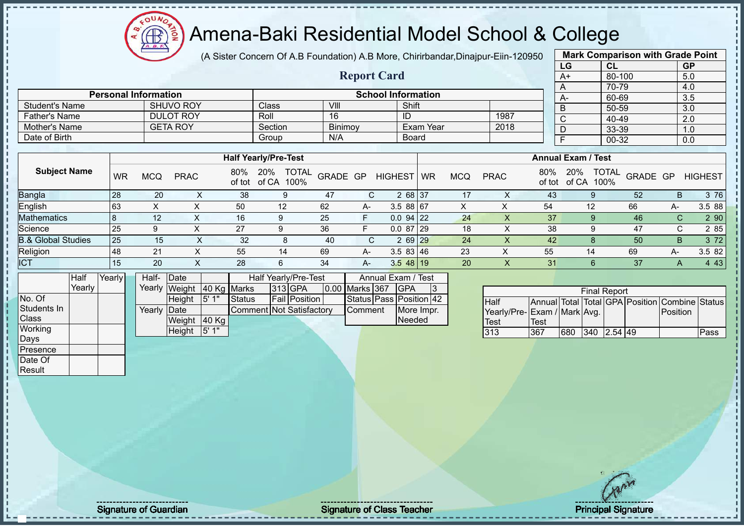# Amena-Baki Residential Model School & College

(A Sister Concern Of A.B Foundation) A.B More, Chirirbandar,Dinajpur-Eiin-120950

## Report Card

| Mark Comparison with Grade Point | | |
|---|---|---|
| LG | CL | GP |
| A+ | 80-100 | 5.0 |
| A | 70-79 | 4.0 |
| A- | 60-69 | 3.5 |
| B | 50-59 | 3.0 |
| C | 40-49 | 2.0 |
| D | 33-39 | 1.0 |
| F | 00-32 | 0.0 |

| Personal Information | | School Information | | | |
|---|---|---|---|---|---|
| Student's Name | SHUVO ROY | Class | VIII | Shift | |
| Father's Name | DULOT ROY | Roll | 16 | ID | 1987 |
| Mother's Name | GETA ROY | Section | Binimoy | Exam Year | 2018 |
| Date of Birth | | Group | N/A | Board | |

| Subject Name | Half Yearly/Pre-Test | | | | | | | | | Annual Exam / Test | | | | | | | | |
|---|---|---|---|---|---|---|---|---|---|---|---|---|---|---|---|---|---|---|
| | WR | MCQ | PRAC | 80% of tot | 20% of CA | TOTAL 100% | GRADE | GP | HIGHEST | WR | MCQ | PRAC | 80% of tot | 20% of CA | TOTAL 100% | GRADE | GP | HIGHEST |
| Bangla | 28 | 20 | X | 38 | 9 | 47 | C | 2 | 68 | 37 | 17 | X | 43 | 9 | 52 | B | 3 | 76 |
| English | 63 | X | X | 50 | 12 | 62 | A- | 3.5 | 88 | 67 | X | X | 54 | 12 | 66 | A- | 3.5 | 88 |
| Mathematics | 8 | 12 | X | 16 | 9 | 25 | F | 0.0 | 94 | 22 | 24 | X | 37 | 9 | 46 | C | 2 | 90 |
| Science | 25 | 9 | X | 27 | 9 | 36 | F | 0.0 | 87 | 29 | 18 | X | 38 | 9 | 47 | C | 2 | 85 |
| B.& Global Studies | 25 | 15 | X | 32 | 8 | 40 | C | 2 | 69 | 29 | 24 | X | 42 | 8 | 50 | B | 3 | 72 |
| Religion | 48 | 21 | X | 55 | 14 | 69 | A- | 3.5 | 83 | 46 | 23 | X | 55 | 14 | 69 | A- | 3.5 | 82 |
| ICT | 15 | 20 | X | 28 | 6 | 34 | A- | 3.5 | 48 | 19 | 20 | X | 31 | 6 | 37 | A | 4 | 43 |

| | Half Yearly | Yearly |
|---|---|---|
| No. Of Students In Class | | |
| Working Days | | |
| Presence | | |
| Date Of Result | | |

| | | |
|---|---|---|
| Half-Yearly | Date | |
| | Weight | 40 Kg |
| | Height | 5' 1" |
| Yearly | Date | |
| | Weight | 40 Kg |
| | Height | 5' 1" |

| Half Yearly/Pre-Test | | | |
|---|---|---|---|
| Marks | 313 | GPA | 0.00 |
| Status | Fail | Position | |
| Comment | Not Satisfactory | | |

| Annual Exam / Test | | | |
|---|---|---|---|
| Marks | 367 | GPA | 3 |
| Status | Pass | Position | 42 |
| Comment | More Impr. Needed | | |

| Final Report | | | | | | | |
|---|---|---|---|---|---|---|---|
| Half Yearly/Pre-Test | Annual Exam / Test | Total Mark | Total Avg. | GPA | Position | Combine Position | Status |
| 313 | 367 | 680 | 340 | 2.54 | 49 | | Pass |

Signature of Guardian — Signature of Class Teacher — Principal Signature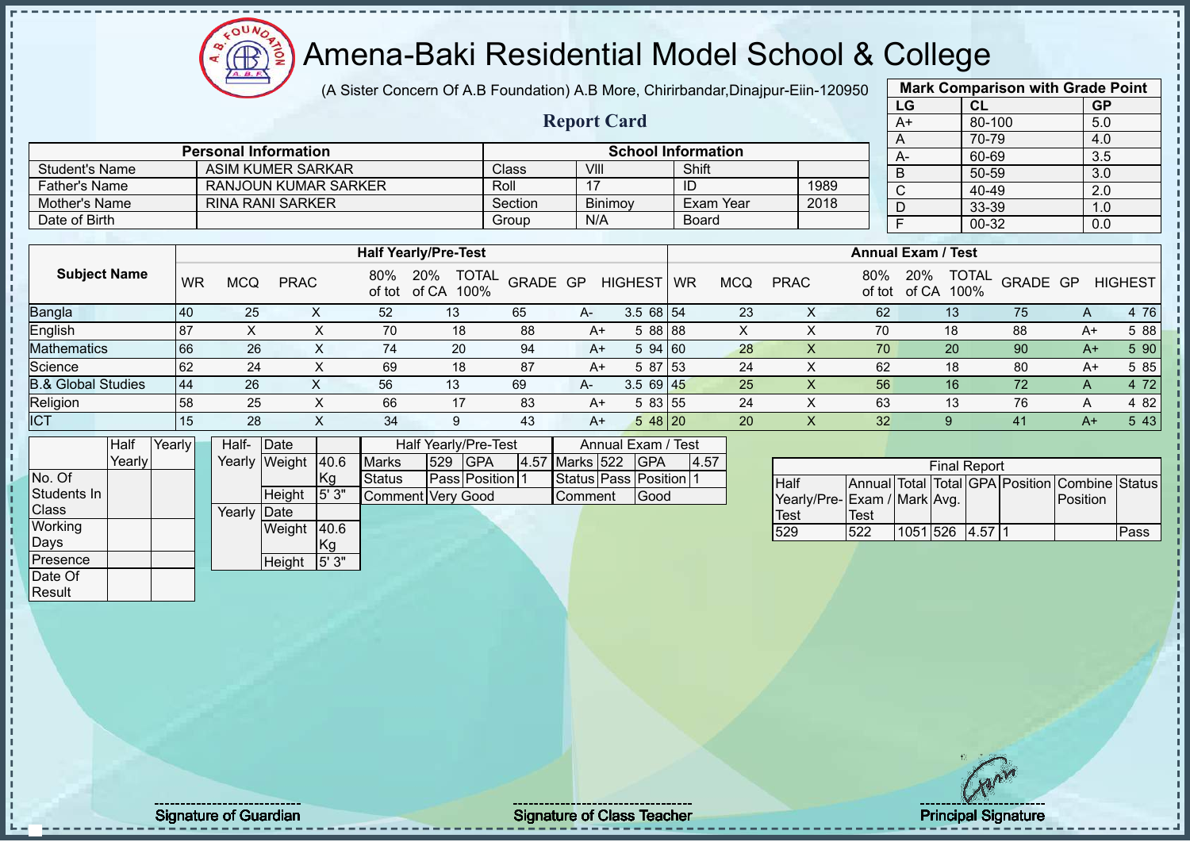# Amena-Baki Residential Model School & College

(A Sister Concern Of A.B Foundation) A.B More, Chirirbandar,Dinajpur-Eiin-120950

## Report Card

| Mark Comparison with Grade Point | | |
|---|---|---|
| LG | CL | GP |
| A+ | 80-100 | 5.0 |
| A | 70-79 | 4.0 |
| A- | 60-69 | 3.5 |
| B | 50-59 | 3.0 |
| C | 40-49 | 2.0 |
| D | 33-39 | 1.0 |
| F | 00-32 | 0.0 |

| Personal Information | | School Information | | | |
|---|---|---|---|---|---|
| Student's Name | ASIM KUMER SARKAR | Class | VIII | Shift | |
| Father's Name | RANJOUN KUMAR SARKER | Roll | 17 | ID | 1989 |
| Mother's Name | RINA RANI SARKER | Section | Binimoy | Exam Year | 2018 |
| Date of Birth | | Group | N/A | Board | |

| Subject Name | Half Yearly/Pre-Test | | | | | | | | | Annual Exam / Test | | | | | | | | |
|---|---|---|---|---|---|---|---|---|---|---|---|---|---|---|---|---|---|---|
| | WR | MCQ | PRAC | 80% of tot | 20% of CA | TOTAL 100% | GRADE | GP | HIGHEST | WR | MCQ | PRAC | 80% of tot | 20% of CA | TOTAL 100% | GRADE | GP | HIGHEST |
| Bangla | 40 | 25 | X | 52 | 13 | 65 | A- | 3.5 | 68 | 54 | 23 | X | 62 | 13 | 75 | A | 4 | 76 |
| English | 87 | X | X | 70 | 18 | 88 | A+ | 5 | 88 | 88 | X | X | 70 | 18 | 88 | A+ | 5 | 88 |
| Mathematics | 66 | 26 | X | 74 | 20 | 94 | A+ | 5 | 94 | 60 | 28 | X | 70 | 20 | 90 | A+ | 5 | 90 |
| Science | 62 | 24 | X | 69 | 18 | 87 | A+ | 5 | 87 | 53 | 24 | X | 62 | 18 | 80 | A+ | 5 | 85 |
| B.& Global Studies | 44 | 26 | X | 56 | 13 | 69 | A- | 3.5 | 69 | 45 | 25 | X | 56 | 16 | 72 | A | 4 | 72 |
| Religion | 58 | 25 | X | 66 | 17 | 83 | A+ | 5 | 83 | 55 | 24 | X | 63 | 13 | 76 | A | 4 | 82 |
| ICT | 15 | 28 | X | 34 | 9 | 43 | A+ | 5 | 48 | 20 | 20 | X | 32 | 9 | 41 | A+ | 5 | 43 |

| | Half Yearly | Yearly |
|---|---|---|
| No. Of Students In Class | | |
| Working Days | | |
| Presence | | |
| Date Of Result | | |

| | | |
|---|---|---|
| Half-Yearly | Date | |
| | Weight | 40.6 Kg |
| | Height | 5' 3" |
| Yearly | Date | |
| | Weight | 40.6 Kg |
| | Height | 5' 3" |

| Half Yearly/Pre-Test | | | | Annual Exam / Test | | | |
|---|---|---|---|---|---|---|---|
| Marks | 529 | GPA | 4.57 | Marks | 522 | GPA | 4.57 |
| Status | Pass | Position | 1 | Status | Pass | Position | 1 |
| Comment | Very Good | | | Comment | Good | | |

| Final Report | | | | | | | |
|---|---|---|---|---|---|---|---|
| Half Yearly/Pre-Test | Annual Exam / Test | Total Mark | Total Avg. | GPA | Position | Combine Position | Status |
| 529 | 522 | 1051 | 526 | 4.57 | 1 | | Pass |

Signature of Guardian

Signature of Class Teacher

Principal Signature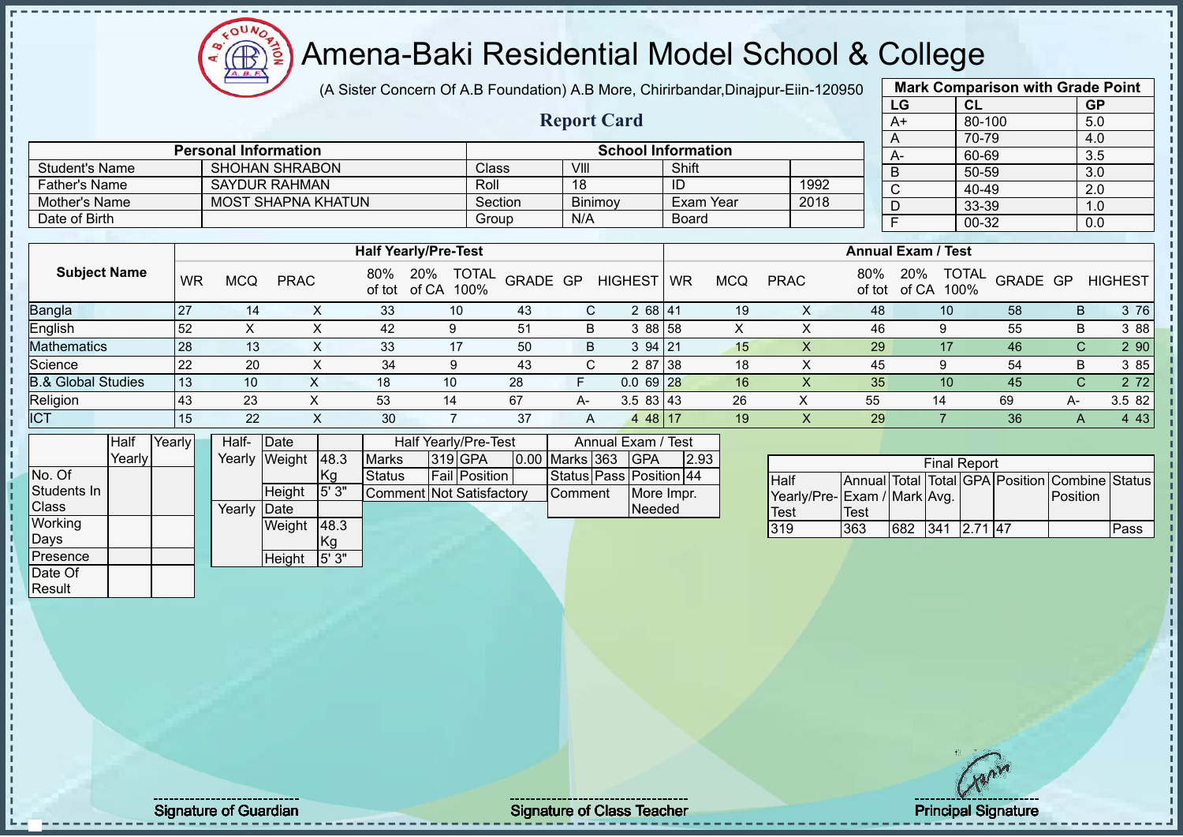# Amena-Baki Residential Model School & College

(A Sister Concern Of A.B Foundation) A.B More, Chirirbandar,Dinajpur-Eiin-120950

## Report Card

| Mark Comparison with Grade Point | | |
|---|---|---|
| LG | CL | GP |
| A+ | 80-100 | 5.0 |
| A | 70-79 | 4.0 |
| A- | 60-69 | 3.5 |
| B | 50-59 | 3.0 |
| C | 40-49 | 2.0 |
| D | 33-39 | 1.0 |
| F | 00-32 | 0.0 |

| Personal Information | | School Information | | | |
|---|---|---|---|---|---|
| Student's Name | SHOHAN SHRABON | Class | VIII | Shift | |
| Father's Name | SAYDUR RAHMAN | Roll | 18 | ID | 1992 |
| Mother's Name | MOST SHAPNA KHATUN | Section | Binimoy | Exam Year | 2018 |
| Date of Birth | | Group | N/A | Board | |

| Subject Name | Half Yearly/Pre-Test | | | | | | | | | | Annual Exam / Test | | | | | | | | | |
|---|---|---|---|---|---|---|---|---|---|---|---|---|---|---|---|---|---|---|---|---|
| | WR | MCQ | PRAC | 80% of tot | 20% of CA | TOTAL 100% | GRADE | GP | HIGHEST | WR | MCQ | PRAC | 80% of tot | 20% of CA | TOTAL 100% | GRADE | GP | HIGHEST |
| Bangla | 27 | 14 | X | 33 | 10 | 43 | C | 2 | 68 | 41 | 19 | X | 48 | 10 | 58 | B | 3 | 76 |
| English | 52 | X | X | 42 | 9 | 51 | B | 3 | 88 | 58 | X | X | 46 | 9 | 55 | B | 3 | 88 |
| Mathematics | 28 | 13 | X | 33 | 17 | 50 | B | 3 | 94 | 21 | 15 | X | 29 | 17 | 46 | C | 2 | 90 |
| Science | 22 | 20 | X | 34 | 9 | 43 | C | 2 | 87 | 38 | 18 | X | 45 | 9 | 54 | B | 3 | 85 |
| B.& Global Studies | 13 | 10 | X | 18 | 10 | 28 | F | 0.0 | 69 | 28 | 16 | X | 35 | 10 | 45 | C | 2 | 72 |
| Religion | 43 | 23 | X | 53 | 14 | 67 | A- | 3.5 | 83 | 43 | 26 | X | 55 | 14 | 69 | A- | 3.5 | 82 |
| ICT | 15 | 22 | X | 30 | 7 | 37 | A | 4 | 48 | 17 | 19 | X | 29 | 7 | 36 | A | 4 | 43 |

| | Half Yearly | Yearly |
|---|---|---|
| No. Of Students In Class | | |
| Working Days | | |
| Presence | | |
| Date Of Result | | |

| | | |
|---|---|---|
| Half-Yearly | Date | |
| | Weight | 48.3 Kg |
| | Height | 5' 3" |
| Yearly | Date | |
| | Weight | 48.3 Kg |
| | Height | 5' 3" |

| Half Yearly/Pre-Test | | | | Annual Exam / Test | | | |
|---|---|---|---|---|---|---|---|
| Marks | 319 | GPA | 0.00 | Marks | 363 | GPA | 2.93 |
| Status | Fail | Position | | Status | Pass | Position | 44 |
| Comment | Not Satisfactory | | | Comment | More Impr. Needed | | |

| Final Report | | | | | | | |
|---|---|---|---|---|---|---|---|
| Half Yearly/Pre-Test | Annual Exam / Test | Total Mark | Total Avg. | GPA | Position | Combine Position | Status |
| 319 | 363 | 682 | 341 | 2.71 | 47 | | Pass |

Signature of Guardian

Signature of Class Teacher

Principal Signature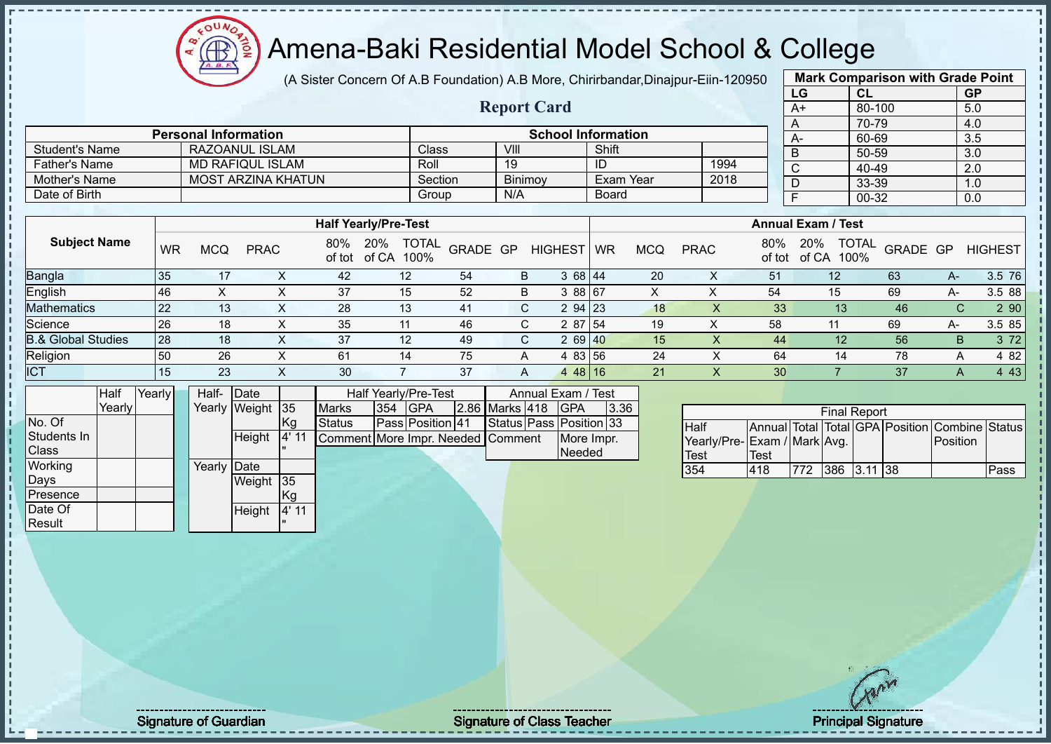# Amena-Baki Residential Model School & College

(A Sister Concern Of A.B Foundation) A.B More, Chirirbandar,Dinajpur-Eiin-120950

## Report Card

| Mark Comparison with Grade Point | | |
|---|---|---|
| LG | CL | GP |
| A+ | 80-100 | 5.0 |
| A | 70-79 | 4.0 |
| A- | 60-69 | 3.5 |
| B | 50-59 | 3.0 |
| C | 40-49 | 2.0 |
| D | 33-39 | 1.0 |
| F | 00-32 | 0.0 |

| Personal Information | | School Information | | | |
|---|---|---|---|---|---|
| Student's Name | RAZOANUL ISLAM | Class | VIII | Shift | |
| Father's Name | MD RAFIQUL ISLAM | Roll | 19 | ID | 1994 |
| Mother's Name | MOST ARZINA KHATUN | Section | Binimoy | Exam Year | 2018 |
| Date of Birth | | Group | N/A | Board | |

| Subject Name | Half Yearly/Pre-Test | | | | | | | | | Annual Exam / Test | | | | | | | | |
|---|---|---|---|---|---|---|---|---|---|---|---|---|---|---|---|---|---|---|
| | WR | MCQ | PRAC | 80% of tot | 20% of CA | TOTAL 100% | GRADE | GP | HIGHEST | WR | MCQ | PRAC | 80% of tot | 20% of CA | TOTAL 100% | GRADE | GP | HIGHEST |
| Bangla | 35 | 17 | X | 42 | 12 | 54 | B | 3 | 68 | 44 | 20 | X | 51 | 12 | 63 | A- | 3.5 | 76 |
| English | 46 | X | X | 37 | 15 | 52 | B | 3 | 88 | 67 | X | X | 54 | 15 | 69 | A- | 3.5 | 88 |
| Mathematics | 22 | 13 | X | 28 | 13 | 41 | C | 2 | 94 | 23 | 18 | X | 33 | 13 | 46 | C | 2 | 90 |
| Science | 26 | 18 | X | 35 | 11 | 46 | C | 2 | 87 | 54 | 19 | X | 58 | 11 | 69 | A- | 3.5 | 85 |
| B.& Global Studies | 28 | 18 | X | 37 | 12 | 49 | C | 2 | 69 | 40 | 15 | X | 44 | 12 | 56 | B | 3 | 72 |
| Religion | 50 | 26 | X | 61 | 14 | 75 | A | 4 | 83 | 56 | 24 | X | 64 | 14 | 78 | A | 4 | 82 |
| ICT | 15 | 23 | X | 30 | 7 | 37 | A | 4 | 48 | 16 | 21 | X | 30 | 7 | 37 | A | 4 | 43 |

| | Half Yearly | Yearly |
|---|---|---|
| No. Of Students In Class | | |
| Working Days | | |
| Presence | | |
| Date Of Result | | |

| | | |
|---|---|---|
| Half-Yearly | Date | |
| | Weight | 35 Kg |
| | Height | 4' 11 " |
| Yearly | Date | |
| | Weight | 35 Kg |
| | Height | 4' 11 " |

| Half Yearly/Pre-Test | | | | Annual Exam / Test | | | |
|---|---|---|---|---|---|---|---|
| Marks | 354 | GPA | 2.86 | Marks | 418 | GPA | 3.36 |
| Status | Pass | Position | 41 | Status | Pass | Position | 33 |
| Comment | More Impr. Needed | | | Comment | More Impr. Needed | | |

| Final Report | | | | | | | |
|---|---|---|---|---|---|---|---|
| Half Yearly/Pre-Test | Annual Exam / Test | Total Mark | Total Avg. | GPA | Position | Combine Position | Status |
| 354 | 418 | 772 | 386 | 3.11 | 38 | | Pass |

Signature of Guardian — Signature of Class Teacher — Principal Signature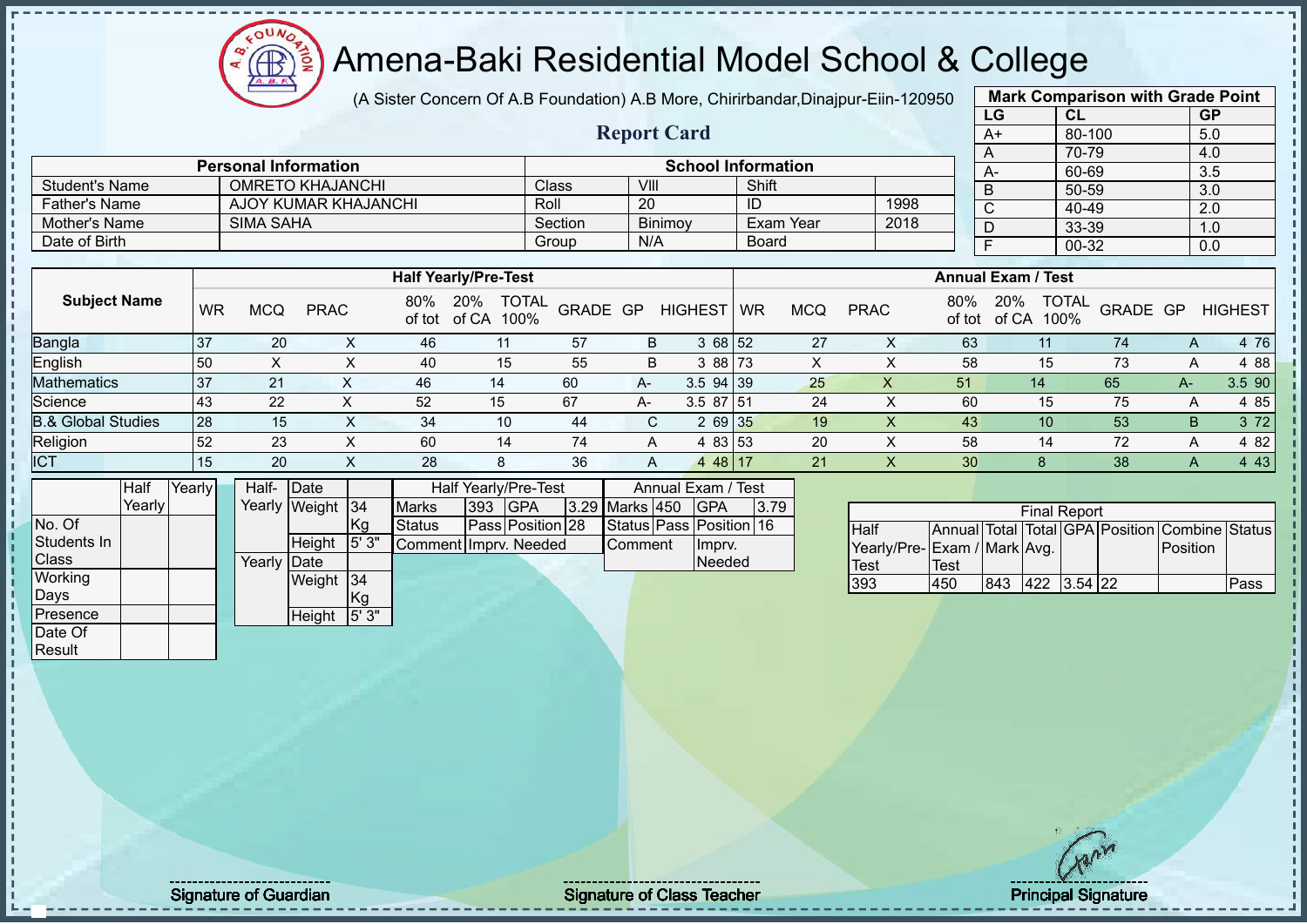# Amena-Baki Residential Model School & College

(A Sister Concern Of A.B Foundation) A.B More, Chirirbandar,Dinajpur-Eiin-120950

## Report Card

| Mark Comparison with Grade Point | | |
|---|---|---|
| LG | CL | GP |
| A+ | 80-100 | 5.0 |
| A | 70-79 | 4.0 |
| A- | 60-69 | 3.5 |
| B | 50-59 | 3.0 |
| C | 40-49 | 2.0 |
| D | 33-39 | 1.0 |
| F | 00-32 | 0.0 |

| Personal Information | | School Information | | | |
|---|---|---|---|---|---|
| Student's Name | OMRETO KHAJANCHI | Class | VIII | Shift | |
| Father's Name | AJOY KUMAR KHAJANCHI | Roll | 20 | ID | 1998 |
| Mother's Name | SIMA SAHA | Section | Binimoy | Exam Year | 2018 |
| Date of Birth | | Group | N/A | Board | |

| Subject Name | Half Yearly/Pre-Test | | | | | | | | | Annual Exam / Test | | | | | | | | |
|---|---|---|---|---|---|---|---|---|---|---|---|---|---|---|---|---|---|---|
| | WR | MCQ | PRAC | 80% of tot | 20% of CA | TOTAL 100% | GRADE | GP | HIGHEST | WR | MCQ | PRAC | 80% of tot | 20% of CA | TOTAL 100% | GRADE | GP | HIGHEST |
| Bangla | 37 | 20 | X | 46 | 11 | 57 | B | 3 | 68 | 52 | 27 | X | 63 | 11 | 74 | A | 4 | 76 |
| English | 50 | X | X | 40 | 15 | 55 | B | 3 | 88 | 73 | X | X | 58 | 15 | 73 | A | 4 | 88 |
| Mathematics | 37 | 21 | X | 46 | 14 | 60 | A- | 3.5 | 94 | 39 | 25 | X | 51 | 14 | 65 | A- | 3.5 | 90 |
| Science | 43 | 22 | X | 52 | 15 | 67 | A- | 3.5 | 87 | 51 | 24 | X | 60 | 15 | 75 | A | 4 | 85 |
| B.& Global Studies | 28 | 15 | X | 34 | 10 | 44 | C | 2 | 69 | 35 | 19 | X | 43 | 10 | 53 | B | 3 | 72 |
| Religion | 52 | 23 | X | 60 | 14 | 74 | A | 4 | 83 | 53 | 20 | X | 58 | 14 | 72 | A | 4 | 82 |
| ICT | 15 | 20 | X | 28 | 8 | 36 | A | 4 | 48 | 17 | 21 | X | 30 | 8 | 38 | A | 4 | 43 |

| | Half Yearly | Yearly |
|---|---|---|
| No. Of Students In Class | | |
| Working Days | | |
| Presence | | |
| Date Of Result | | |

| | | |
|---|---|---|
| Half-Yearly | Date | |
| | Weight | 34 Kg |
| | Height | 5' 3" |
| Yearly | Date | |
| | Weight | 34 Kg |
| | Height | 5' 3" |

| Half Yearly/Pre-Test | | | |
|---|---|---|---|
| Marks | 393 | GPA | 3.29 |
| Status | Pass | Position | 28 |
| Comment | Imprv. Needed | | |

| Annual Exam / Test | | | |
|---|---|---|---|
| Marks | 450 | GPA | 3.79 |
| Status | Pass | Position | 16 |
| Comment | Imprv. Needed | | |

| Final Report | | | | | | | |
|---|---|---|---|---|---|---|---|
| Half Yearly/Pre-Test | Annual Exam / Test | Total Mark | Total Avg. | GPA | Position | Combine Position | Status |
| 393 | 450 | 843 | 422 | 3.54 | 22 | | Pass |

Signature of Guardian

Signature of Class Teacher

Principal Signature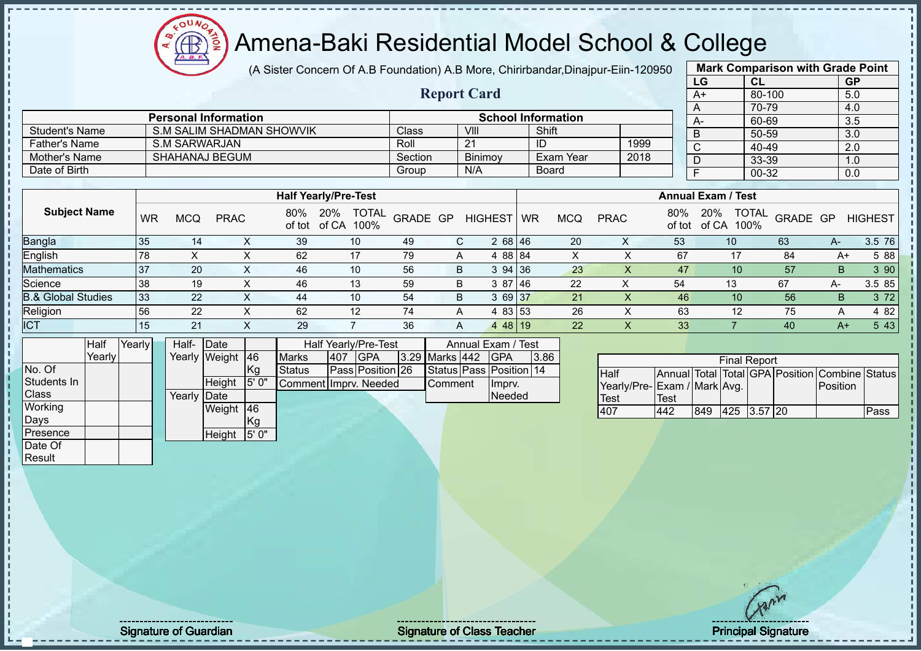# Amena-Baki Residential Model School & College

(A Sister Concern Of A.B Foundation) A.B More, Chirirbandar,Dinajpur-Eiin-120950

## Report Card

| Mark Comparison with Grade Point | | |
|---|---|---|
| LG | CL | GP |
| A+ | 80-100 | 5.0 |
| A | 70-79 | 4.0 |
| A- | 60-69 | 3.5 |
| B | 50-59 | 3.0 |
| C | 40-49 | 2.0 |
| D | 33-39 | 1.0 |
| F | 00-32 | 0.0 |

| Personal Information | | School Information | | | |
|---|---|---|---|---|---|
| Student's Name | S.M SALIM SHADMAN SHOWVIK | Class | VIII | Shift | |
| Father's Name | S.M SARWARJAN | Roll | 21 | ID | 1999 |
| Mother's Name | SHAHANAJ BEGUM | Section | Binimoy | Exam Year | 2018 |
| Date of Birth | | Group | N/A | Board | |

| Subject Name | Half Yearly/Pre-Test | | | | | | | | | Annual Exam / Test | | | | | | | | |
|---|---|---|---|---|---|---|---|---|---|---|---|---|---|---|---|---|---|---|
| | WR | MCQ | PRAC | 80% of tot | 20% of CA | TOTAL 100% | GRADE | GP | HIGHEST | WR | MCQ | PRAC | 80% of tot | 20% of CA | TOTAL 100% | GRADE | GP | HIGHEST |
| Bangla | 35 | 14 | X | 39 | 10 | 49 | C | 2 | 68 | 46 | 20 | X | 53 | 10 | 63 | A- | 3.5 | 76 |
| English | 78 | X | X | 62 | 17 | 79 | A | 4 | 88 | 84 | X | X | 67 | 17 | 84 | A+ | 5 | 88 |
| Mathematics | 37 | 20 | X | 46 | 10 | 56 | B | 3 | 94 | 36 | 23 | X | 47 | 10 | 57 | B | 3 | 90 |
| Science | 38 | 19 | X | 46 | 13 | 59 | B | 3 | 87 | 46 | 22 | X | 54 | 13 | 67 | A- | 3.5 | 85 |
| B.& Global Studies | 33 | 22 | X | 44 | 10 | 54 | B | 3 | 69 | 37 | 21 | X | 46 | 10 | 56 | B | 3 | 72 |
| Religion | 56 | 22 | X | 62 | 12 | 74 | A | 4 | 83 | 53 | 26 | X | 63 | 12 | 75 | A | 4 | 82 |
| ICT | 15 | 21 | X | 29 | 7 | 36 | A | 4 | 48 | 19 | 22 | X | 33 | 7 | 40 | A+ | 5 | 43 |

| | Half Yearly | Yearly |
|---|---|---|
| No. Of Students In Class | | |
| Working Days | | |
| Presence | | |
| Date Of Result | | |

| | | |
|---|---|---|
| Half-Yearly | Date | |
| | Weight | 46 Kg |
| | Height | 5' 0" |
| Yearly | Date | |
| | Weight | 46 Kg |
| | Height | 5' 0" |

| Half Yearly/Pre-Test | | | | Annual Exam / Test | | | |
|---|---|---|---|---|---|---|---|
| Marks | 407 | GPA | 3.29 | Marks | 442 | GPA | 3.86 |
| Status | Pass | Position | 26 | Status | Pass | Position | 14 |
| Comment | Imprv. Needed | | | Comment | Imprv. Needed | | |

| Final Report | | | | | | | |
|---|---|---|---|---|---|---|---|
| Half Yearly/Pre-Test | Annual Exam / Test | Total Mark | Total Avg. | GPA | Position | Combine Position | Status |
| 407 | 442 | 849 | 425 | 3.57 | 20 | | Pass |

Signature of Guardian — Signature of Class Teacher — Principal Signature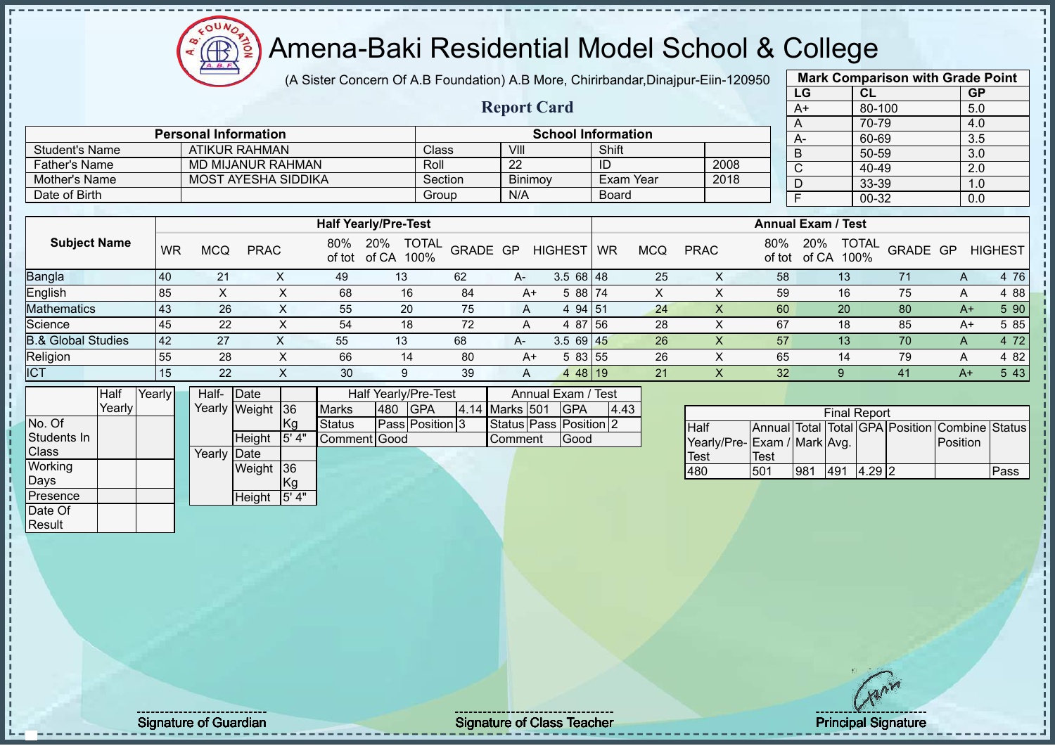# Amena-Baki Residential Model School & College

(A Sister Concern Of A.B Foundation) A.B More, Chirirbandar,Dinajpur-Eiin-120950

## Report Card

| Mark Comparison with Grade Point | | |
|---|---|---|
| LG | CL | GP |
| A+ | 80-100 | 5.0 |
| A | 70-79 | 4.0 |
| A- | 60-69 | 3.5 |
| B | 50-59 | 3.0 |
| C | 40-49 | 2.0 |
| D | 33-39 | 1.0 |
| F | 00-32 | 0.0 |

| Personal Information | | School Information | | | |
|---|---|---|---|---|---|
| Student's Name | ATIKUR RAHMAN | Class | VIII | Shift | |
| Father's Name | MD MIJANUR RAHMAN | Roll | 22 | ID | 2008 |
| Mother's Name | MOST AYESHA SIDDIKA | Section | Binimoy | Exam Year | 2018 |
| Date of Birth | | Group | N/A | Board | |

| Subject Name | Half Yearly/Pre-Test | | | | | | | | | Annual Exam / Test | | | | | | | | |
|---|---|---|---|---|---|---|---|---|---|---|---|---|---|---|---|---|---|---|
| | WR | MCQ | PRAC | 80% of tot | 20% of CA | TOTAL 100% | GRADE | GP | HIGHEST | WR | MCQ | PRAC | 80% of tot | 20% of CA | TOTAL 100% | GRADE | GP | HIGHEST |
| Bangla | 40 | 21 | X | 49 | 13 | 62 | A- | 3.5 | 68 | 48 | 25 | X | 58 | 13 | 71 | A | 4 | 76 |
| English | 85 | X | X | 68 | 16 | 84 | A+ | 5 | 88 | 74 | X | X | 59 | 16 | 75 | A | 4 | 88 |
| Mathematics | 43 | 26 | X | 55 | 20 | 75 | A | 4 | 94 | 51 | 24 | X | 60 | 20 | 80 | A+ | 5 | 90 |
| Science | 45 | 22 | X | 54 | 18 | 72 | A | 4 | 87 | 56 | 28 | X | 67 | 18 | 85 | A+ | 5 | 85 |
| B.& Global Studies | 42 | 27 | X | 55 | 13 | 68 | A- | 3.5 | 69 | 45 | 26 | X | 57 | 13 | 70 | A | 4 | 72 |
| Religion | 55 | 28 | X | 66 | 14 | 80 | A+ | 5 | 83 | 55 | 26 | X | 65 | 14 | 79 | A | 4 | 82 |
| ICT | 15 | 22 | X | 30 | 9 | 39 | A | 4 | 48 | 19 | 21 | X | 32 | 9 | 41 | A+ | 5 | 43 |

| | Half Yearly | Yearly |
|---|---|---|
| No. Of Students In Class | | |
| Working Days | | |
| Presence | | |
| Date Of Result | | |

| | | |
|---|---|---|
| Half-Yearly | Date | |
| | Weight | 36 Kg |
| | Height | 5' 4" |
| Yearly | Date | |
| | Weight | 36 Kg |
| | Height | 5' 4" |

| Half Yearly/Pre-Test | | | | Annual Exam / Test | | | |
|---|---|---|---|---|---|---|---|
| Marks | 480 | GPA | 4.14 | Marks | 501 | GPA | 4.43 |
| Status | Pass | Position | 3 | Status | Pass | Position | 2 |
| Comment | Good | | | Comment | Good | | |

| Final Report | | | | | | | |
|---|---|---|---|---|---|---|---|
| Half Yearly/Pre-Test | Annual Exam / Test | Total Mark | Total Avg. | GPA | Position | Combine Position | Status |
| 480 | 501 | 981 | 491 | 4.29 | 2 | | Pass |

Signature of Guardian

Signature of Class Teacher

Principal Signature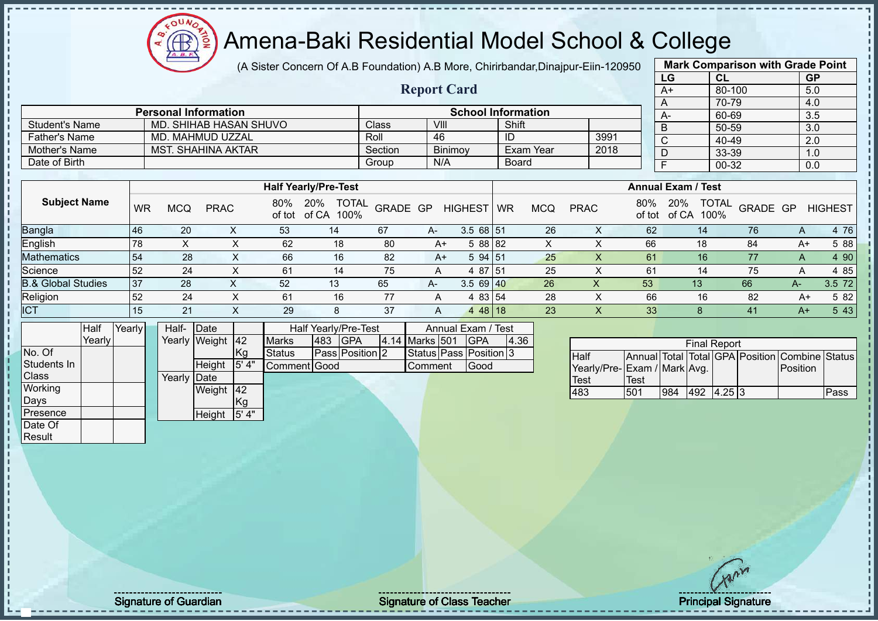# Amena-Baki Residential Model School & College

(A Sister Concern Of A.B Foundation) A.B More, Chirirbandar,Dinajpur-Eiin-120950

## Report Card

| Mark Comparison with Grade Point | | |
|---|---|---|
| LG | CL | GP |
| A+ | 80-100 | 5.0 |
| A | 70-79 | 4.0 |
| A- | 60-69 | 3.5 |
| B | 50-59 | 3.0 |
| C | 40-49 | 2.0 |
| D | 33-39 | 1.0 |
| F | 00-32 | 0.0 |

| Personal Information | | School Information | | | |
|---|---|---|---|---|---|
| Student's Name | MD. SHIHAB HASAN SHUVO | Class | VIII | Shift | |
| Father's Name | MD. MAHMUD UZZAL | Roll | 46 | ID | 3991 |
| Mother's Name | MST. SHAHINA AKTAR | Section | Binimoy | Exam Year | 2018 |
| Date of Birth | | Group | N/A | Board | |

| Subject Name | Half Yearly/Pre-Test | | | | | | | | | | Annual Exam / Test | | | | | | | | | |
|---|---|---|---|---|---|---|---|---|---|---|---|---|---|---|---|---|---|---|---|---|
| | WR | MCQ | PRAC | 80% of tot | 20% of CA | TOTAL 100% | GRADE | GP | HIGHEST | WR | MCQ | PRAC | 80% of tot | 20% of CA | TOTAL 100% | GRADE | GP | HIGHEST |
| Bangla | 46 | 20 | X | 53 | 14 | 67 | A- | 3.5 | 68 | 51 | 26 | X | 62 | 14 | 76 | A | 4 | 76 |
| English | 78 | X | X | 62 | 18 | 80 | A+ | 5 | 88 | 82 | X | X | 66 | 18 | 84 | A+ | 5 | 88 |
| Mathematics | 54 | 28 | X | 66 | 16 | 82 | A+ | 5 | 94 | 51 | 25 | X | 61 | 16 | 77 | A | 4 | 90 |
| Science | 52 | 24 | X | 61 | 14 | 75 | A | 4 | 87 | 51 | 25 | X | 61 | 14 | 75 | A | 4 | 85 |
| B.& Global Studies | 37 | 28 | X | 52 | 13 | 65 | A- | 3.5 | 69 | 40 | 26 | X | 53 | 13 | 66 | A- | 3.5 | 72 |
| Religion | 52 | 24 | X | 61 | 16 | 77 | A | 4 | 83 | 54 | 28 | X | 66 | 16 | 82 | A+ | 5 | 82 |
| ICT | 15 | 21 | X | 29 | 8 | 37 | A | 4 | 48 | 18 | 23 | X | 33 | 8 | 41 | A+ | 5 | 43 |

| | Half Yearly | Yearly |
|---|---|---|
| No. Of Students In Class | | |
| Working Days | | |
| Presence | | |
| Date Of Result | | |

| | | |
|---|---|---|
| Half-Yearly | Date | |
| | Weight | 42 Kg |
| | Height | 5' 4" |
| Yearly | Date | |
| | Weight | 42 Kg |
| | Height | 5' 4" |

| Half Yearly/Pre-Test | | | | Annual Exam / Test | | | |
|---|---|---|---|---|---|---|---|
| Marks | 483 | GPA | 4.14 | Marks | 501 | GPA | 4.36 |
| Status | Pass | Position | 2 | Status | Pass | Position | 3 |
| Comment | Good | | | Comment | Good | | |

| Final Report | | | | | | | |
|---|---|---|---|---|---|---|---|
| Half Yearly/Pre-Test | Annual Exam / Test | Total Mark | Total Avg. | GPA | Position | Combine Position | Status |
| 483 | 501 | 984 | 492 | 4.25 | 3 | | Pass |

Signature of Guardian

Signature of Class Teacher

Principal Signature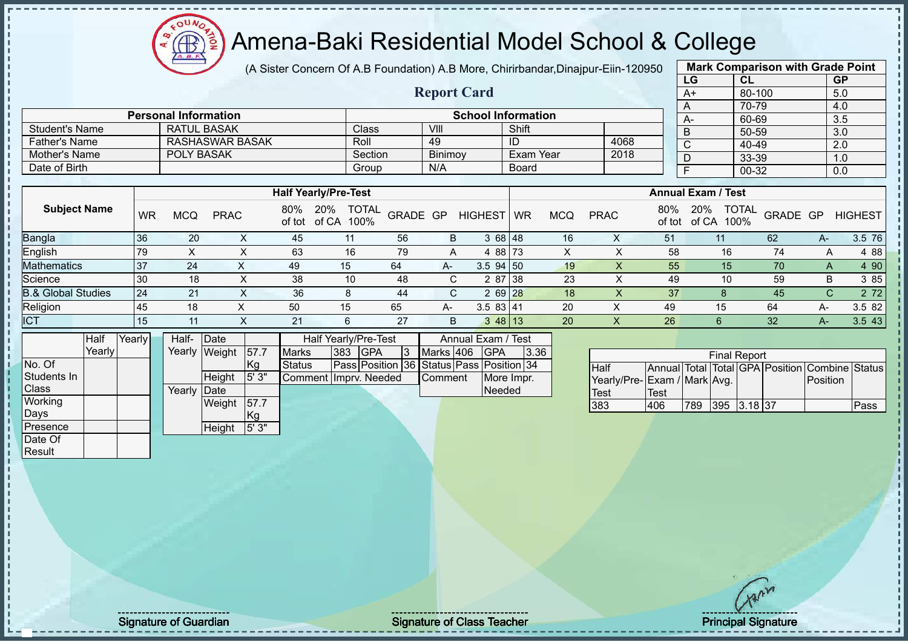# Amena-Baki Residential Model School & College

(A Sister Concern Of A.B Foundation) A.B More, Chirirbandar,Dinajpur-Eiin-120950

## Report Card

| Mark Comparison with Grade Point | | |
|---|---|---|
| LG | CL | GP |
| A+ | 80-100 | 5.0 |
| A | 70-79 | 4.0 |
| A- | 60-69 | 3.5 |
| B | 50-59 | 3.0 |
| C | 40-49 | 2.0 |
| D | 33-39 | 1.0 |
| F | 00-32 | 0.0 |

| Personal Information | | School Information | | | |
|---|---|---|---|---|---|
| Student's Name | RATUL BASAK | Class | VIII | Shift | |
| Father's Name | RASHASWAR BASAK | Roll | 49 | ID | 4068 |
| Mother's Name | POLY BASAK | Section | Binimoy | Exam Year | 2018 |
| Date of Birth | | Group | N/A | Board | |

| Subject Name | Half Yearly/Pre-Test | | | | | | | | | | Annual Exam / Test | | | | | | | | | |
|---|---|---|---|---|---|---|---|---|---|---|---|---|---|---|---|---|---|---|---|---|
| | WR | MCQ | PRAC | 80% of tot | 20% of CA | TOTAL 100% | GRADE | GP | HIGHEST | WR | MCQ | PRAC | 80% of tot | 20% of CA | TOTAL 100% | GRADE | GP | HIGHEST |
| Bangla | 36 | 20 | X | 45 | 11 | 56 | B | 3 | 68 | 48 | 16 | X | 51 | 11 | 62 | A- | 3.5 | 76 |
| English | 79 | X | X | 63 | 16 | 79 | A | 4 | 88 | 73 | X | X | 58 | 16 | 74 | A | 4 | 88 |
| Mathematics | 37 | 24 | X | 49 | 15 | 64 | A- | 3.5 | 94 | 50 | 19 | X | 55 | 15 | 70 | A | 4 | 90 |
| Science | 30 | 18 | X | 38 | 10 | 48 | C | 2 | 87 | 38 | 23 | X | 49 | 10 | 59 | B | 3 | 85 |
| B.& Global Studies | 24 | 21 | X | 36 | 8 | 44 | C | 2 | 69 | 28 | 18 | X | 37 | 8 | 45 | C | 2 | 72 |
| Religion | 45 | 18 | X | 50 | 15 | 65 | A- | 3.5 | 83 | 41 | 20 | X | 49 | 15 | 64 | A- | 3.5 | 82 |
| ICT | 15 | 11 | X | 21 | 6 | 27 | B | 3 | 48 | 13 | 20 | X | 26 | 6 | 32 | A- | 3.5 | 43 |

| | Half Yearly | Yearly |
|---|---|---|
| No. Of Students In Class | | |
| Working Days | | |
| Presence | | |
| Date Of Result | | |

| | | |
|---|---|---|
| Half-Yearly | Date | |
| | Weight | 57.7 Kg |
| | Height | 5' 3" |
| Yearly | Date | |
| | Weight | 57.7 Kg |
| | Height | 5' 3" |

| Half Yearly/Pre-Test | | | |
|---|---|---|---|
| Marks | 383 | GPA | 3 |
| Status | Pass | Position | 36 |
| Comment | Imprv. Needed | | |

| Annual Exam / Test | | | |
|---|---|---|---|
| Marks | 406 | GPA | 3.36 |
| Status | Pass | Position | 34 |
| Comment | More Impr. Needed | | |

| Final Report | | | | | | | |
|---|---|---|---|---|---|---|---|
| Half Yearly/Pre-Test | Annual Exam / Test | Total Mark | Total Avg. | GPA | Position | Combine Position | Status |
| 383 | 406 | 789 | 395 | 3.18 | 37 | | Pass |

Signature of Guardian

Signature of Class Teacher

Principal Signature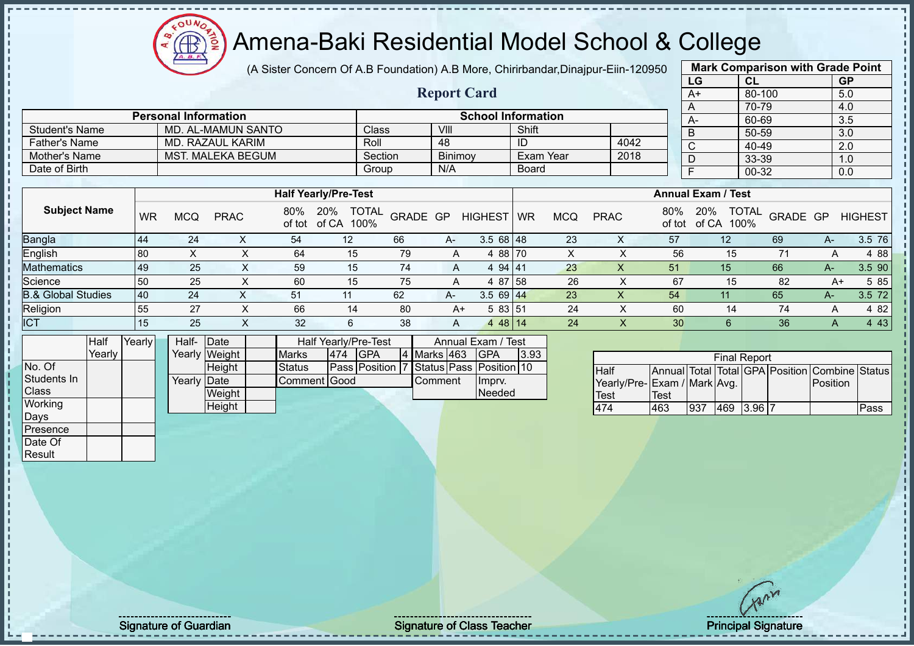# Amena-Baki Residential Model School & College

(A Sister Concern Of A.B Foundation) A.B More, Chirirbandar,Dinajpur-Eiin-120950

## Report Card

| Mark Comparison with Grade Point | | |
|---|---|---|
| LG | CL | GP |
| A+ | 80-100 | 5.0 |
| A | 70-79 | 4.0 |
| A- | 60-69 | 3.5 |
| B | 50-59 | 3.0 |
| C | 40-49 | 2.0 |
| D | 33-39 | 1.0 |
| F | 00-32 | 0.0 |

| Personal Information | | School Information | | | |
|---|---|---|---|---|---|
| Student's Name | MD. AL-MAMUN SANTO | Class | VIII | Shift | |
| Father's Name | MD. RAZAUL KARIM | Roll | 48 | ID | 4042 |
| Mother's Name | MST. MALEKA BEGUM | Section | Binimoy | Exam Year | 2018 |
| Date of Birth | | Group | N/A | Board | |

| Subject Name | Half Yearly/Pre-Test | | | | | | | | | Annual Exam / Test | | | | | | | | |
|---|---|---|---|---|---|---|---|---|---|---|---|---|---|---|---|---|---|---|
| | WR | MCQ | PRAC | 80% of tot | 20% of CA | TOTAL 100% | GRADE | GP | HIGHEST | WR | MCQ | PRAC | 80% of tot | 20% of CA | TOTAL 100% | GRADE | GP | HIGHEST |
| Bangla | 44 | 24 | X | 54 | 12 | 66 | A- | 3.5 | 68 | 48 | 23 | X | 57 | 12 | 69 | A- | 3.5 | 76 |
| English | 80 | X | X | 64 | 15 | 79 | A | 4 | 88 | 70 | X | X | 56 | 15 | 71 | A | 4 | 88 |
| Mathematics | 49 | 25 | X | 59 | 15 | 74 | A | 4 | 94 | 41 | 23 | X | 51 | 15 | 66 | A- | 3.5 | 90 |
| Science | 50 | 25 | X | 60 | 15 | 75 | A | 4 | 87 | 58 | 26 | X | 67 | 15 | 82 | A+ | 5 | 85 |
| B.& Global Studies | 40 | 24 | X | 51 | 11 | 62 | A- | 3.5 | 69 | 44 | 23 | X | 54 | 11 | 65 | A- | 3.5 | 72 |
| Religion | 55 | 27 | X | 66 | 14 | 80 | A+ | 5 | 83 | 51 | 24 | X | 60 | 14 | 74 | A | 4 | 82 |
| ICT | 15 | 25 | X | 32 | 6 | 38 | A | 4 | 48 | 14 | 24 | X | 30 | 6 | 36 | A | 4 | 43 |

| | Half Yearly | Yearly |
|---|---|---|
| No. Of Students In Class | | |
| Working Days | | |
| Presence | | |
| Date Of Result | | |

| | | |
|---|---|---|
| Half-Yearly | Date | |
| | Weight | |
| | Height | |
| Yearly | Date | |
| | Weight | |
| | Height | |

| Half Yearly/Pre-Test | | | | Annual Exam / Test | | | |
|---|---|---|---|---|---|---|---|
| Marks | 474 | GPA | 4 | Marks | 463 | GPA | 3.93 |
| Status | Pass | Position | 7 | Status | Pass | Position | 10 |
| Comment | Good | | | Comment | Imprv. Needed | | |

| Final Report | | | | | | | |
|---|---|---|---|---|---|---|---|
| Half Yearly/Pre-Test | Annual Exam / Test | Total Mark | Total Avg. | GPA | Position | Combine Position | Status |
| 474 | 463 | 937 | 469 | 3.96 | 7 | | Pass |

Signature of Guardian

Signature of Class Teacher

Principal Signature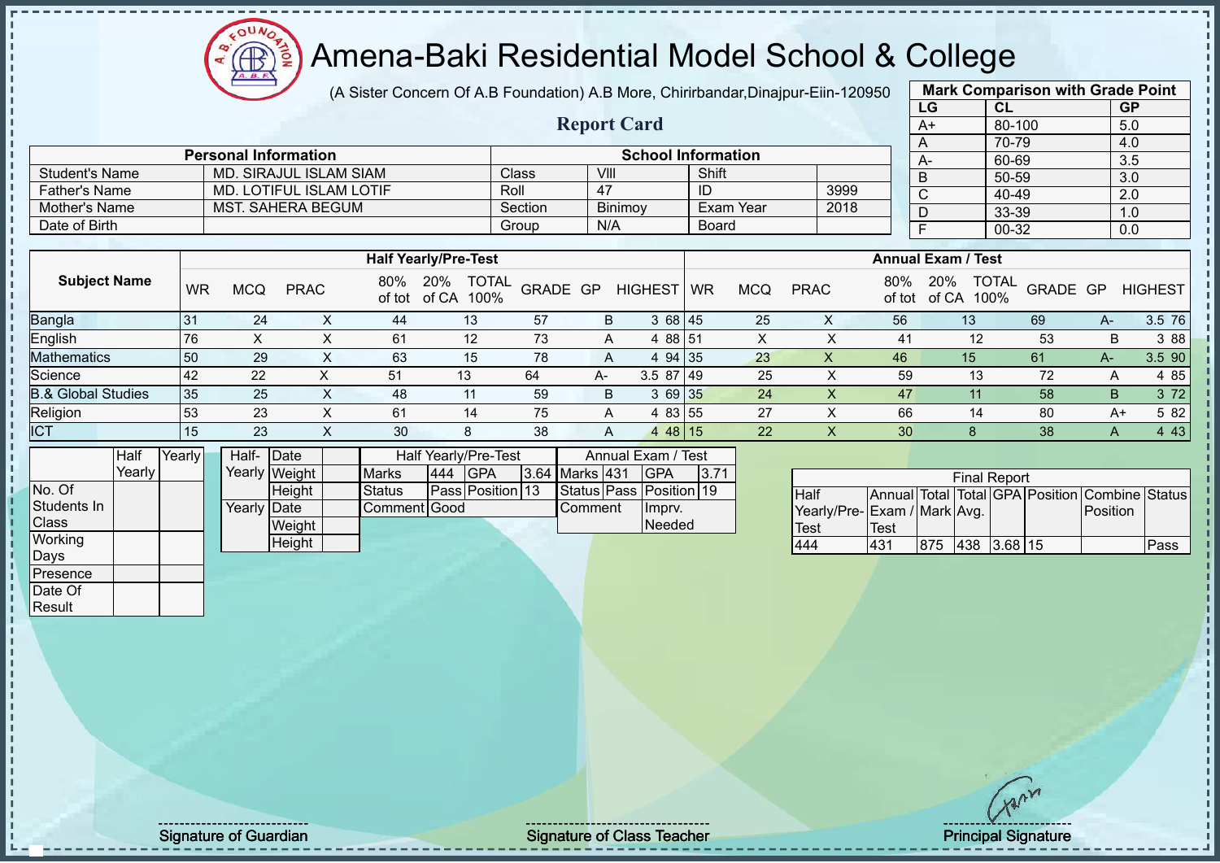# Amena-Baki Residential Model School & College

(A Sister Concern Of A.B Foundation) A.B More, Chirirbandar,Dinajpur-Eiin-120950

## Report Card

| Mark Comparison with Grade Point | | |
|---|---|---|
| LG | CL | GP |
| A+ | 80-100 | 5.0 |
| A | 70-79 | 4.0 |
| A- | 60-69 | 3.5 |
| B | 50-59 | 3.0 |
| C | 40-49 | 2.0 |
| D | 33-39 | 1.0 |
| F | 00-32 | 0.0 |

| Personal Information | | School Information | | | |
|---|---|---|---|---|---|
| Student's Name | MD. SIRAJUL ISLAM SIAM | Class | VIII | Shift | |
| Father's Name | MD. LOTIFUL ISLAM LOTIF | Roll | 47 | ID | 3999 |
| Mother's Name | MST. SAHERA BEGUM | Section | Binimoy | Exam Year | 2018 |
| Date of Birth | | Group | N/A | Board | |

| Subject Name | Half Yearly/Pre-Test | | | | | | | | | Annual Exam / Test | | | | | | | | |
|---|---|---|---|---|---|---|---|---|---|---|---|---|---|---|---|---|---|---|
| | WR | MCQ | PRAC | 80% of tot | 20% of CA | TOTAL 100% | GRADE | GP | HIGHEST | WR | MCQ | PRAC | 80% of tot | 20% of CA | TOTAL 100% | GRADE | GP | HIGHEST |
| Bangla | 31 | 24 | X | 44 | 13 | 57 | B | 3 | 68 | 45 | 25 | X | 56 | 13 | 69 | A- | 3.5 | 76 |
| English | 76 | X | X | 61 | 12 | 73 | A | 4 | 88 | 51 | X | X | 41 | 12 | 53 | B | 3 | 88 |
| Mathematics | 50 | 29 | X | 63 | 15 | 78 | A | 4 | 94 | 35 | 23 | X | 46 | 15 | 61 | A- | 3.5 | 90 |
| Science | 42 | 22 | X | 51 | 13 | 64 | A- | 3.5 | 87 | 49 | 25 | X | 59 | 13 | 72 | A | 4 | 85 |
| B.& Global Studies | 35 | 25 | X | 48 | 11 | 59 | B | 3 | 69 | 35 | 24 | X | 47 | 11 | 58 | B | 3 | 72 |
| Religion | 53 | 23 | X | 61 | 14 | 75 | A | 4 | 83 | 55 | 27 | X | 66 | 14 | 80 | A+ | 5 | 82 |
| ICT | 15 | 23 | X | 30 | 8 | 38 | A | 4 | 48 | 15 | 22 | X | 30 | 8 | 38 | A | 4 | 43 |

| | Half Yearly | Yearly |
|---|---|---|
| No. Of Students In Class | | |
| Working Days | | |
| Presence | | |
| Date Of Result | | |

| | | |
|---|---|---|
| Half-Yearly | Date | |
| | Weight | |
| | Height | |
| Yearly | Date | |
| | Weight | |
| | Height | |

| Half Yearly/Pre-Test | | | |
|---|---|---|---|
| Marks | 444 | GPA | 3.64 |
| Status | Pass | Position | 13 |
| Comment | Good | | |

| Annual Exam / Test | | | |
|---|---|---|---|
| Marks | 431 | GPA | 3.71 |
| Status | Pass | Position | 19 |
| Comment | | Imprv. Needed | |

| Final Report | | | | | | | |
|---|---|---|---|---|---|---|---|
| Half Yearly/Pre-Test | Annual Exam / Test | Total Mark | Total Avg. | GPA | Position | Combine Position | Status |
| 444 | 431 | 875 | 438 | 3.68 | 15 | | Pass |

Signature of Guardian

Signature of Class Teacher

Principal Signature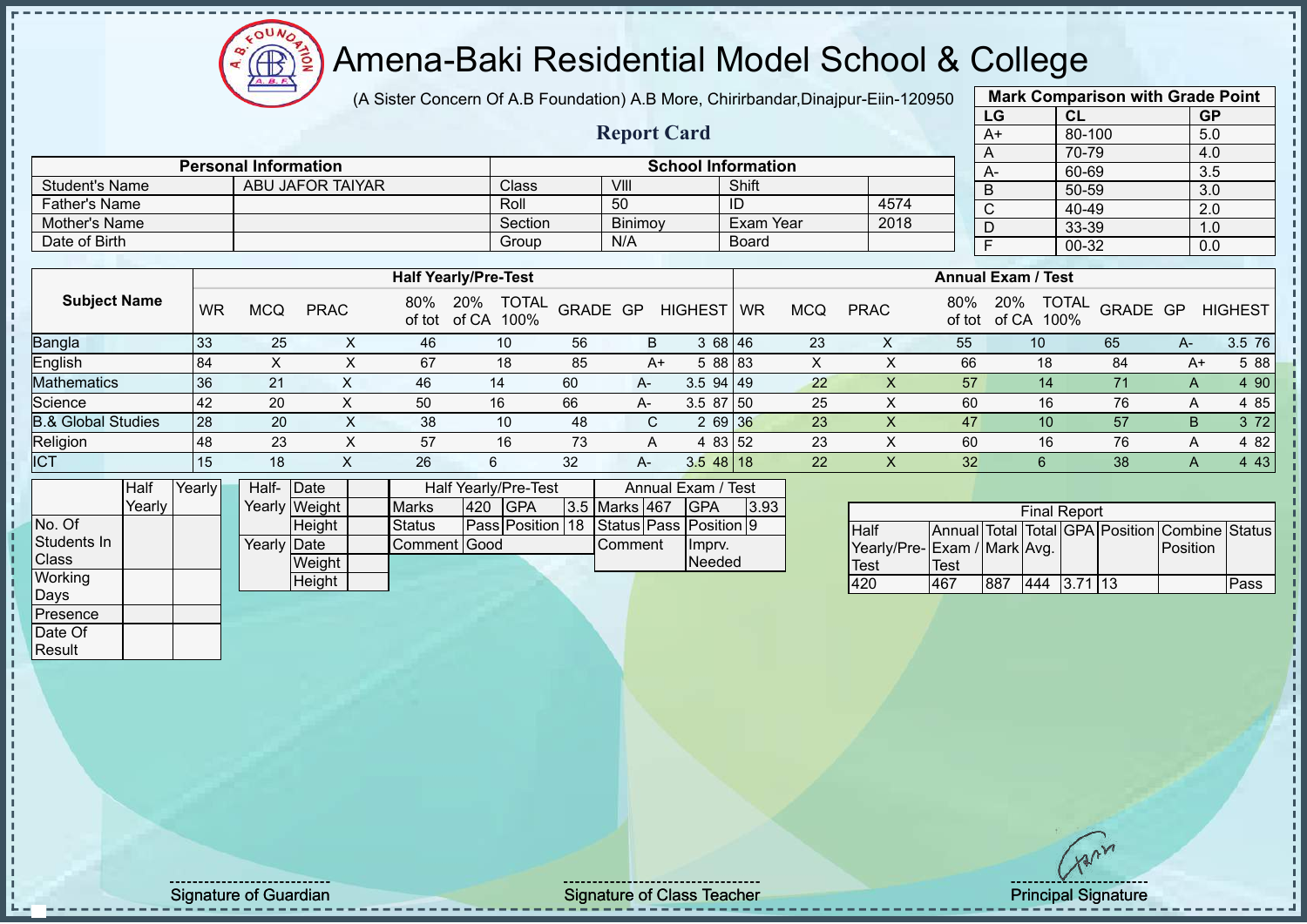# Amena-Baki Residential Model School & College

(A Sister Concern Of A.B Foundation) A.B More, Chirirbandar,Dinajpur-Eiin-120950

## Report Card

| Mark Comparison with Grade Point | | |
|---|---|---|
| LG | CL | GP |
| A+ | 80-100 | 5.0 |
| A | 70-79 | 4.0 |
| A- | 60-69 | 3.5 |
| B | 50-59 | 3.0 |
| C | 40-49 | 2.0 |
| D | 33-39 | 1.0 |
| F | 00-32 | 0.0 |

| Personal Information | | School Information | | | |
|---|---|---|---|---|---|
| Student's Name | ABU JAFOR TAIYAR | Class | VIII | Shift | |
| Father's Name | | Roll | 50 | ID | 4574 |
| Mother's Name | | Section | Binimoy | Exam Year | 2018 |
| Date of Birth | | Group | N/A | Board | |

| Subject Name | Half Yearly/Pre-Test | | | | | | | | | Annual Exam / Test | | | | | | | | |
|---|---|---|---|---|---|---|---|---|---|---|---|---|---|---|---|---|---|---|
| | WR | MCQ | PRAC | 80% of tot | 20% of CA | TOTAL 100% | GRADE | GP | HIGHEST | WR | MCQ | PRAC | 80% of tot | 20% of CA | TOTAL 100% | GRADE | GP | HIGHEST |
| Bangla | 33 | 25 | X | 46 | 10 | 56 | B | 3 | 68 | 46 | 23 | X | 55 | 10 | 65 | A- | 3.5 | 76 |
| English | 84 | X | X | 67 | 18 | 85 | A+ | 5 | 88 | 83 | X | X | 66 | 18 | 84 | A+ | 5 | 88 |
| Mathematics | 36 | 21 | X | 46 | 14 | 60 | A- | 3.5 | 94 | 49 | 22 | X | 57 | 14 | 71 | A | 4 | 90 |
| Science | 42 | 20 | X | 50 | 16 | 66 | A- | 3.5 | 87 | 50 | 25 | X | 60 | 16 | 76 | A | 4 | 85 |
| B.& Global Studies | 28 | 20 | X | 38 | 10 | 48 | C | 2 | 69 | 36 | 23 | X | 47 | 10 | 57 | B | 3 | 72 |
| Religion | 48 | 23 | X | 57 | 16 | 73 | A | 4 | 83 | 52 | 23 | X | 60 | 16 | 76 | A | 4 | 82 |
| ICT | 15 | 18 | X | 26 | 6 | 32 | A- | 3.5 | 48 | 18 | 22 | X | 32 | 6 | 38 | A | 4 | 43 |

| | Half Yearly | Yearly |
|---|---|---|
| No. Of Students In Class | | |
| Working Days | | |
| Presence | | |
| Date Of Result | | |

| | | |
|---|---|---|
| Half-Yearly | Date | |
| | Weight | |
| | Height | |
| Yearly | Date | |
| | Weight | |
| | Height | |

| Half Yearly/Pre-Test | | | | Annual Exam / Test | | | |
|---|---|---|---|---|---|---|---|
| Marks | 420 | GPA | 3.5 | Marks | 467 | GPA | 3.93 |
| Status | Pass | Position | 18 | Status | Pass | Position | 9 |
| Comment | Good | | | Comment | | Imprv. Needed | |

| Final Report | | | | | | | |
|---|---|---|---|---|---|---|---|
| Half Yearly/Pre-Test | Annual Exam / Test | Total Mark | Total Avg. | GPA | Position | Combine Position | Status |
| 420 | 467 | 887 | 444 | 3.71 | 13 | | Pass |

Signature of Guardian

Signature of Class Teacher

Principal Signature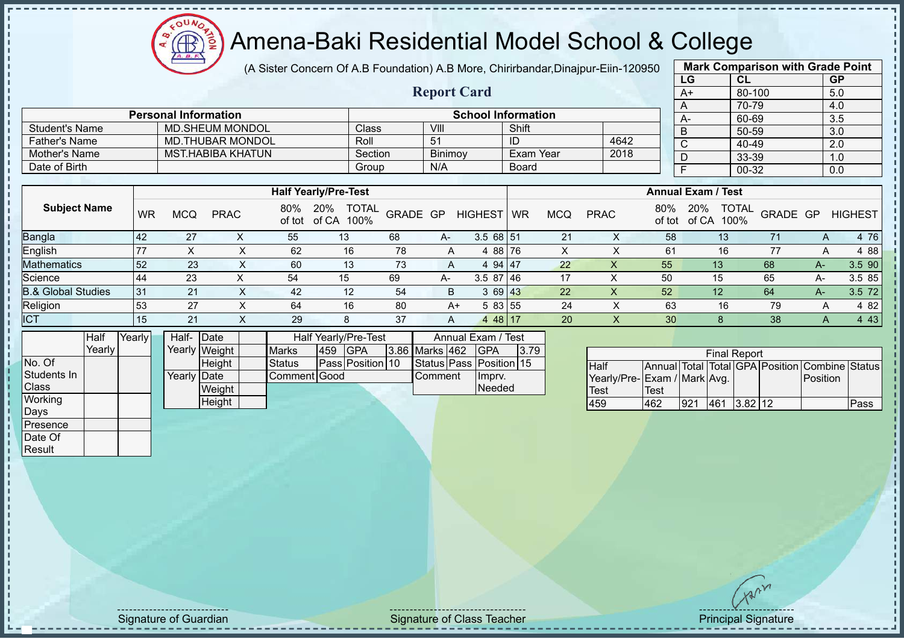# Amena-Baki Residential Model School & College

(A Sister Concern Of A.B Foundation) A.B More, Chirirbandar,Dinajpur-Eiin-120950

## Report Card

| Mark Comparison with Grade Point | | |
|---|---|---|
| LG | CL | GP |
| A+ | 80-100 | 5.0 |
| A | 70-79 | 4.0 |
| A- | 60-69 | 3.5 |
| B | 50-59 | 3.0 |
| C | 40-49 | 2.0 |
| D | 33-39 | 1.0 |
| F | 00-32 | 0.0 |

| Personal Information | | School Information | | | |
|---|---|---|---|---|---|
| Student's Name | MD.SHEUM MONDOL | Class | VIII | Shift | |
| Father's Name | MD.THUBAR MONDOL | Roll | 51 | ID | 4642 |
| Mother's Name | MST.HABIBA KHATUN | Section | Binimoy | Exam Year | 2018 |
| Date of Birth | | Group | N/A | Board | |

| Subject Name | Half Yearly/Pre-Test | | | | | | | | | Annual Exam / Test | | | | | | | | |
|---|---|---|---|---|---|---|---|---|---|---|---|---|---|---|---|---|---|---|
| | WR | MCQ | PRAC | 80% of tot | 20% of CA | TOTAL 100% | GRADE | GP | HIGHEST | WR | MCQ | PRAC | 80% of tot | 20% of CA | TOTAL 100% | GRADE | GP | HIGHEST |
| Bangla | 42 | 27 | X | 55 | 13 | 68 | A- | 3.5 | 68 | 51 | 21 | X | 58 | 13 | 71 | A | 4 | 76 |
| English | 77 | X | X | 62 | 16 | 78 | A | 4 | 88 | 76 | X | X | 61 | 16 | 77 | A | 4 | 88 |
| Mathematics | 52 | 23 | X | 60 | 13 | 73 | A | 4 | 94 | 47 | 22 | X | 55 | 13 | 68 | A- | 3.5 | 90 |
| Science | 44 | 23 | X | 54 | 15 | 69 | A- | 3.5 | 87 | 46 | 17 | X | 50 | 15 | 65 | A- | 3.5 | 85 |
| B.& Global Studies | 31 | 21 | X | 42 | 12 | 54 | B | 3 | 69 | 43 | 22 | X | 52 | 12 | 64 | A- | 3.5 | 72 |
| Religion | 53 | 27 | X | 64 | 16 | 80 | A+ | 5 | 83 | 55 | 24 | X | 63 | 16 | 79 | A | 4 | 82 |
| ICT | 15 | 21 | X | 29 | 8 | 37 | A | 4 | 48 | 17 | 20 | X | 30 | 8 | 38 | A | 4 | 43 |

| | Half Yearly | Yearly |
|---|---|---|
| No. Of Students In Class | | |
| Working Days | | |
| Presence | | |
| Date Of Result | | |

| | | |
|---|---|---|
| Half-Yearly | Date | |
| | Weight | |
| | Height | |
| Yearly | Date | |
| | Weight | |
| | Height | |

| Half Yearly/Pre-Test | | | | Annual Exam / Test | | | |
|---|---|---|---|---|---|---|---|
| Marks | 459 | GPA | 3.86 | Marks | 462 | GPA | 3.79 |
| Status | Pass | Position | 10 | Status | Pass | Position | 15 |
| Comment | Good | | | Comment | | Imprv. Needed | |

| Final Report | | | | | | | |
|---|---|---|---|---|---|---|---|
| Half Yearly/Pre-Test | Annual Exam / Test | Total Mark | Total Avg. | GPA | Position | Combine Position | Status |
| 459 | 462 | 921 | 461 | 3.82 | 12 | | Pass |

Signature of Guardian

Signature of Class Teacher

Principal Signature